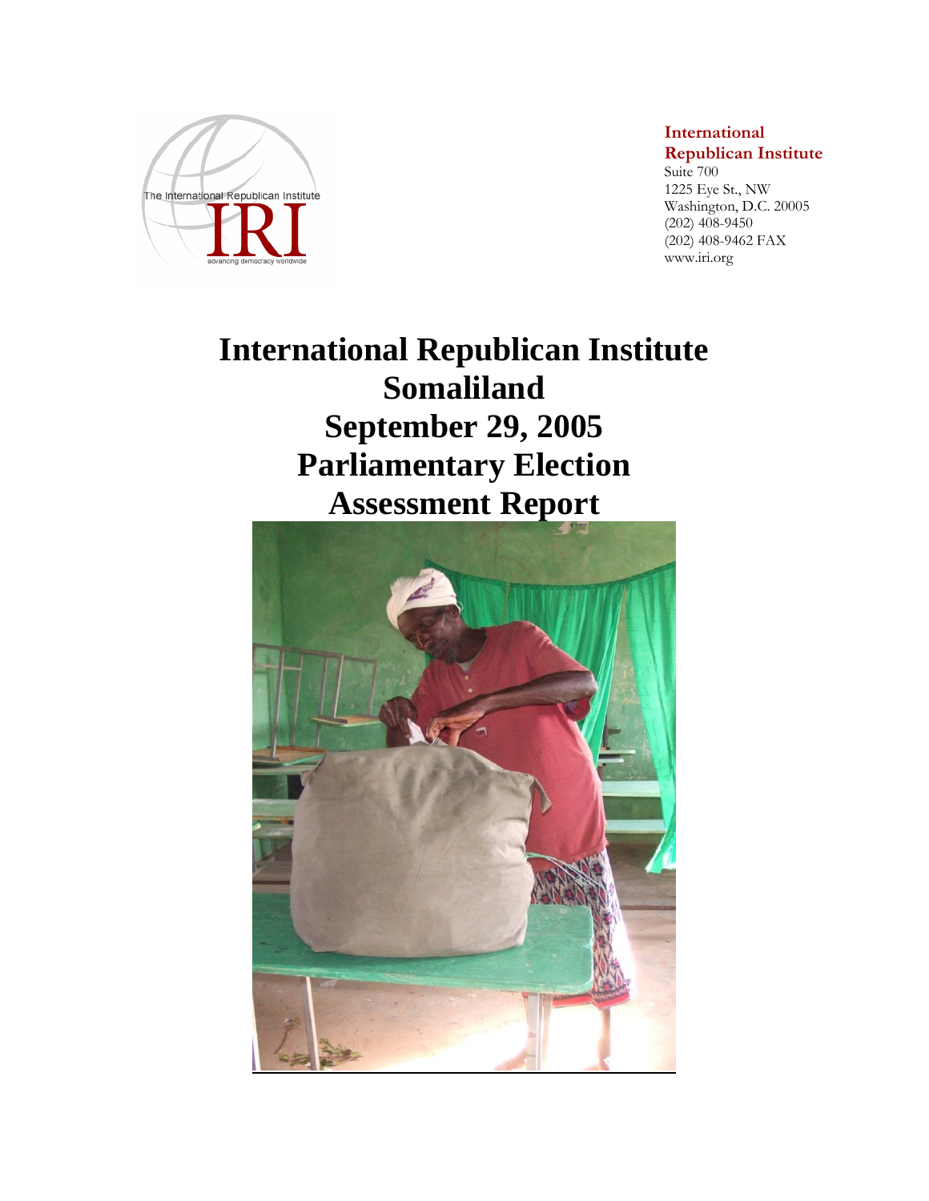**International Republican Institute**
Suite 700
1225 Eye St., NW
Washington, D.C. 20005
(202) 408-9450
(202) 408-9462 FAX
www.iri.org

# International Republican Institute
# Somaliland
# September 29, 2005
# Parliamentary Election
# Assessment Report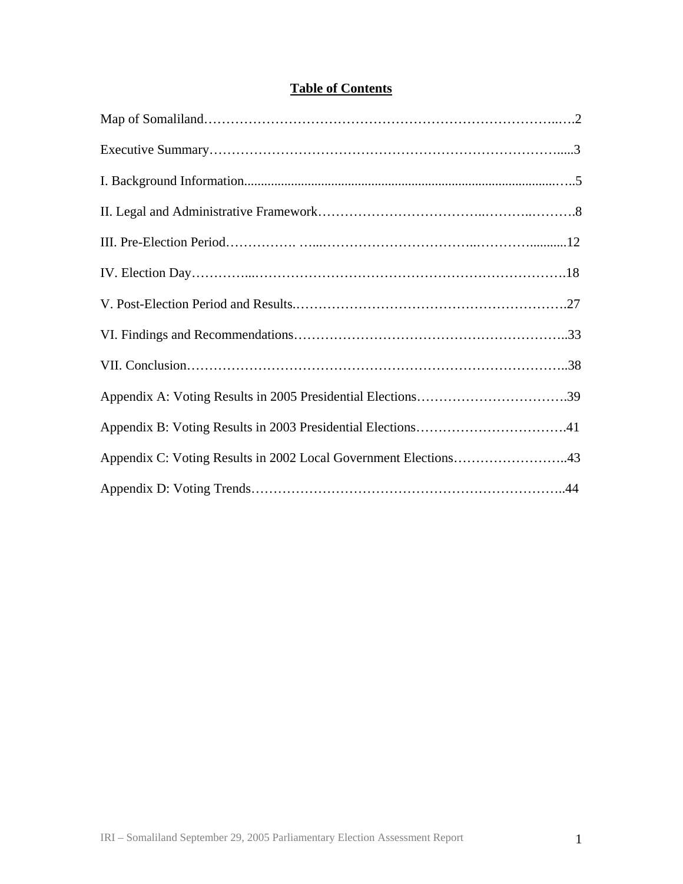# Table of Contents

Map of Somaliland……………………………………………………………………..….2

Executive Summary………………………………………………………………….....3

I. Background Information...............................................................................…..5

II. Legal and Administrative Framework……………………………..………..……….8

III. Pre-Election Period……………. …..……………………………..…………...........12

IV. Election Day…………...…………………………………………………………….18

V. Post-Election Period and Results.…………………………………………………….27

VI. Findings and Recommendations……………………………………………………..33

VII. Conclusion…………………………………………………………………………..38

Appendix A: Voting Results in 2005 Presidential Elections…………………………….39

Appendix B: Voting Results in 2003 Presidential Elections…………………………….41

Appendix C: Voting Results in 2002 Local Government Elections……………………..43

Appendix D: Voting Trends……………………………………………………………..44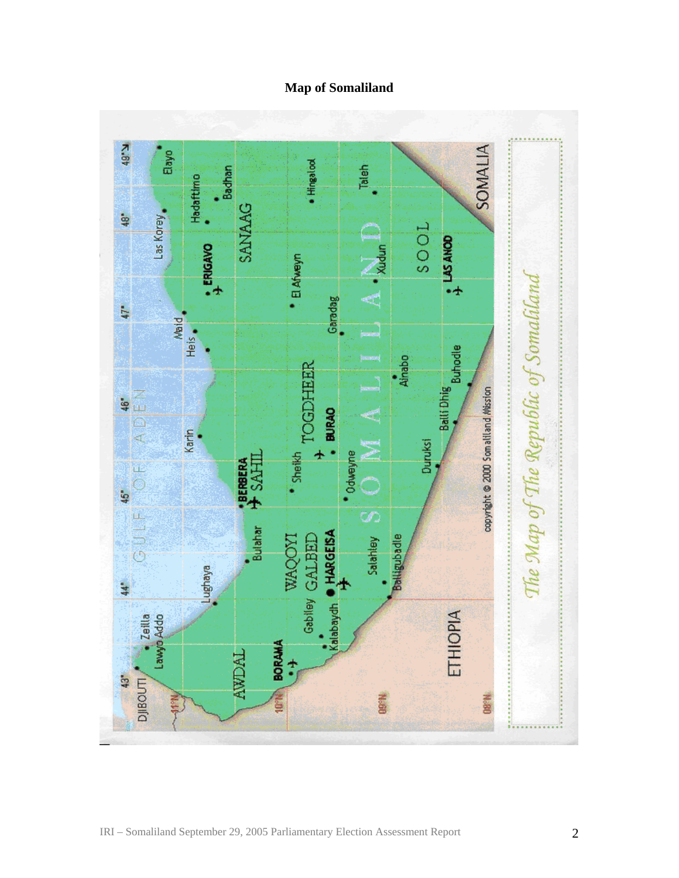## Map of Somaliland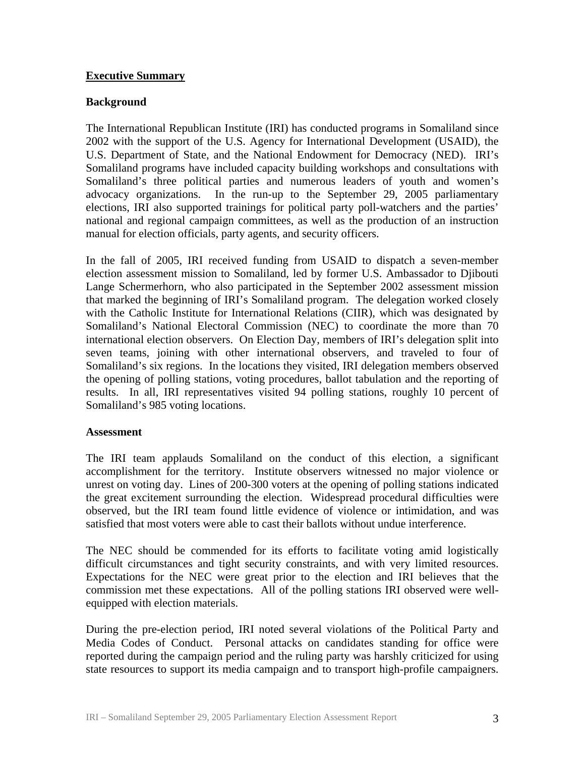## Executive Summary

### Background

The International Republican Institute (IRI) has conducted programs in Somaliland since 2002 with the support of the U.S. Agency for International Development (USAID), the U.S. Department of State, and the National Endowment for Democracy (NED). IRI's Somaliland programs have included capacity building workshops and consultations with Somaliland's three political parties and numerous leaders of youth and women's advocacy organizations. In the run-up to the September 29, 2005 parliamentary elections, IRI also supported trainings for political party poll-watchers and the parties' national and regional campaign committees, as well as the production of an instruction manual for election officials, party agents, and security officers.

In the fall of 2005, IRI received funding from USAID to dispatch a seven-member election assessment mission to Somaliland, led by former U.S. Ambassador to Djibouti Lange Schermerhorn, who also participated in the September 2002 assessment mission that marked the beginning of IRI's Somaliland program. The delegation worked closely with the Catholic Institute for International Relations (CIIR), which was designated by Somaliland's National Electoral Commission (NEC) to coordinate the more than 70 international election observers. On Election Day, members of IRI's delegation split into seven teams, joining with other international observers, and traveled to four of Somaliland's six regions. In the locations they visited, IRI delegation members observed the opening of polling stations, voting procedures, ballot tabulation and the reporting of results. In all, IRI representatives visited 94 polling stations, roughly 10 percent of Somaliland's 985 voting locations.

### Assessment

The IRI team applauds Somaliland on the conduct of this election, a significant accomplishment for the territory. Institute observers witnessed no major violence or unrest on voting day. Lines of 200-300 voters at the opening of polling stations indicated the great excitement surrounding the election. Widespread procedural difficulties were observed, but the IRI team found little evidence of violence or intimidation, and was satisfied that most voters were able to cast their ballots without undue interference.

The NEC should be commended for its efforts to facilitate voting amid logistically difficult circumstances and tight security constraints, and with very limited resources. Expectations for the NEC were great prior to the election and IRI believes that the commission met these expectations. All of the polling stations IRI observed were well-equipped with election materials.

During the pre-election period, IRI noted several violations of the Political Party and Media Codes of Conduct. Personal attacks on candidates standing for office were reported during the campaign period and the ruling party was harshly criticized for using state resources to support its media campaign and to transport high-profile campaigners.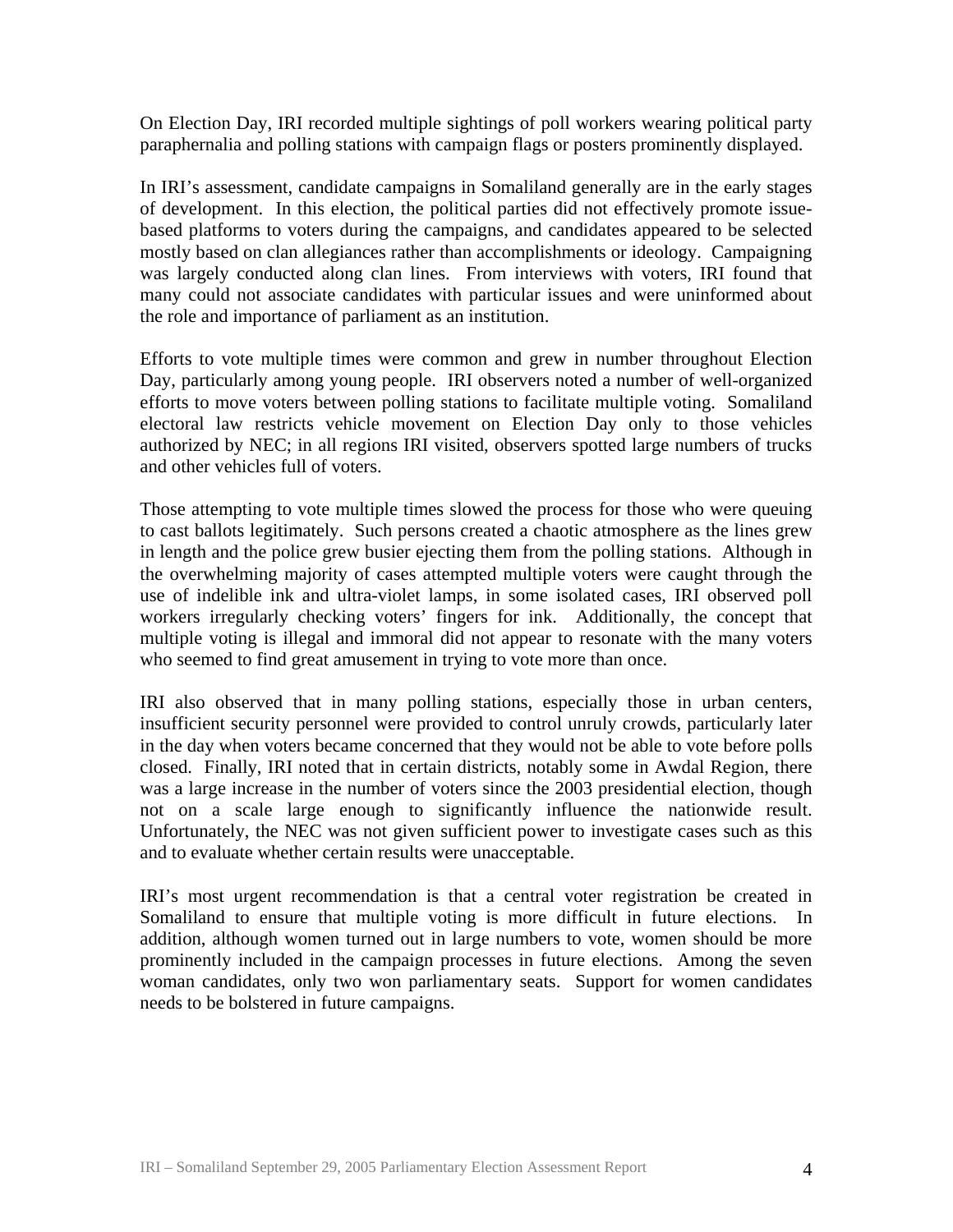On Election Day, IRI recorded multiple sightings of poll workers wearing political party paraphernalia and polling stations with campaign flags or posters prominently displayed.

In IRI's assessment, candidate campaigns in Somaliland generally are in the early stages of development. In this election, the political parties did not effectively promote issue-based platforms to voters during the campaigns, and candidates appeared to be selected mostly based on clan allegiances rather than accomplishments or ideology. Campaigning was largely conducted along clan lines. From interviews with voters, IRI found that many could not associate candidates with particular issues and were uninformed about the role and importance of parliament as an institution.

Efforts to vote multiple times were common and grew in number throughout Election Day, particularly among young people. IRI observers noted a number of well-organized efforts to move voters between polling stations to facilitate multiple voting. Somaliland electoral law restricts vehicle movement on Election Day only to those vehicles authorized by NEC; in all regions IRI visited, observers spotted large numbers of trucks and other vehicles full of voters.

Those attempting to vote multiple times slowed the process for those who were queuing to cast ballots legitimately. Such persons created a chaotic atmosphere as the lines grew in length and the police grew busier ejecting them from the polling stations. Although in the overwhelming majority of cases attempted multiple voters were caught through the use of indelible ink and ultra-violet lamps, in some isolated cases, IRI observed poll workers irregularly checking voters' fingers for ink. Additionally, the concept that multiple voting is illegal and immoral did not appear to resonate with the many voters who seemed to find great amusement in trying to vote more than once.

IRI also observed that in many polling stations, especially those in urban centers, insufficient security personnel were provided to control unruly crowds, particularly later in the day when voters became concerned that they would not be able to vote before polls closed. Finally, IRI noted that in certain districts, notably some in Awdal Region, there was a large increase in the number of voters since the 2003 presidential election, though not on a scale large enough to significantly influence the nationwide result. Unfortunately, the NEC was not given sufficient power to investigate cases such as this and to evaluate whether certain results were unacceptable.

IRI's most urgent recommendation is that a central voter registration be created in Somaliland to ensure that multiple voting is more difficult in future elections. In addition, although women turned out in large numbers to vote, women should be more prominently included in the campaign processes in future elections. Among the seven woman candidates, only two won parliamentary seats. Support for women candidates needs to be bolstered in future campaigns.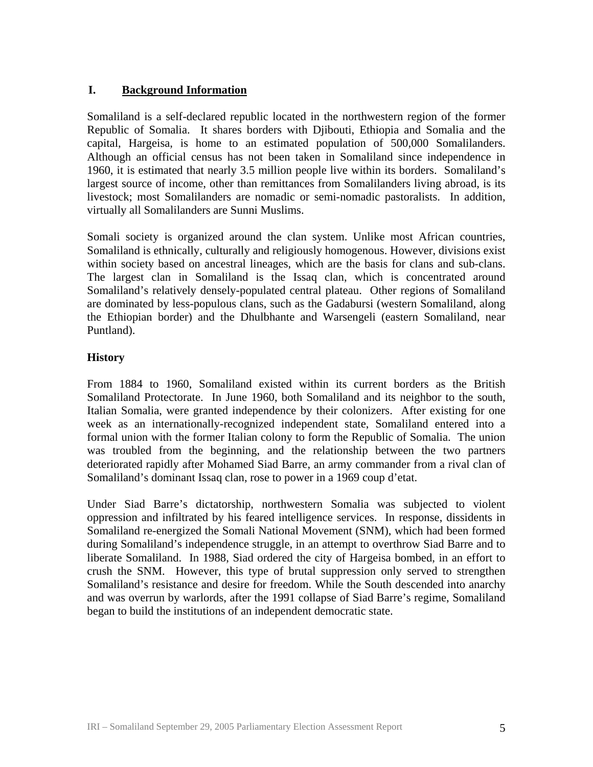## I. Background Information

Somaliland is a self-declared republic located in the northwestern region of the former Republic of Somalia. It shares borders with Djibouti, Ethiopia and Somalia and the capital, Hargeisa, is home to an estimated population of 500,000 Somalilanders. Although an official census has not been taken in Somaliland since independence in 1960, it is estimated that nearly 3.5 million people live within its borders. Somaliland's largest source of income, other than remittances from Somalilanders living abroad, is its livestock; most Somalilanders are nomadic or semi-nomadic pastoralists. In addition, virtually all Somalilanders are Sunni Muslims.

Somali society is organized around the clan system. Unlike most African countries, Somaliland is ethnically, culturally and religiously homogenous. However, divisions exist within society based on ancestral lineages, which are the basis for clans and sub-clans. The largest clan in Somaliland is the Issaq clan, which is concentrated around Somaliland's relatively densely-populated central plateau. Other regions of Somaliland are dominated by less-populous clans, such as the Gadabursi (western Somaliland, along the Ethiopian border) and the Dhulbhante and Warsengeli (eastern Somaliland, near Puntland).

### History

From 1884 to 1960, Somaliland existed within its current borders as the British Somaliland Protectorate. In June 1960, both Somaliland and its neighbor to the south, Italian Somalia, were granted independence by their colonizers. After existing for one week as an internationally-recognized independent state, Somaliland entered into a formal union with the former Italian colony to form the Republic of Somalia. The union was troubled from the beginning, and the relationship between the two partners deteriorated rapidly after Mohamed Siad Barre, an army commander from a rival clan of Somaliland's dominant Issaq clan, rose to power in a 1969 coup d'etat.

Under Siad Barre's dictatorship, northwestern Somalia was subjected to violent oppression and infiltrated by his feared intelligence services. In response, dissidents in Somaliland re-energized the Somali National Movement (SNM), which had been formed during Somaliland's independence struggle, in an attempt to overthrow Siad Barre and to liberate Somaliland. In 1988, Siad ordered the city of Hargeisa bombed, in an effort to crush the SNM. However, this type of brutal suppression only served to strengthen Somaliland's resistance and desire for freedom. While the South descended into anarchy and was overrun by warlords, after the 1991 collapse of Siad Barre's regime, Somaliland began to build the institutions of an independent democratic state.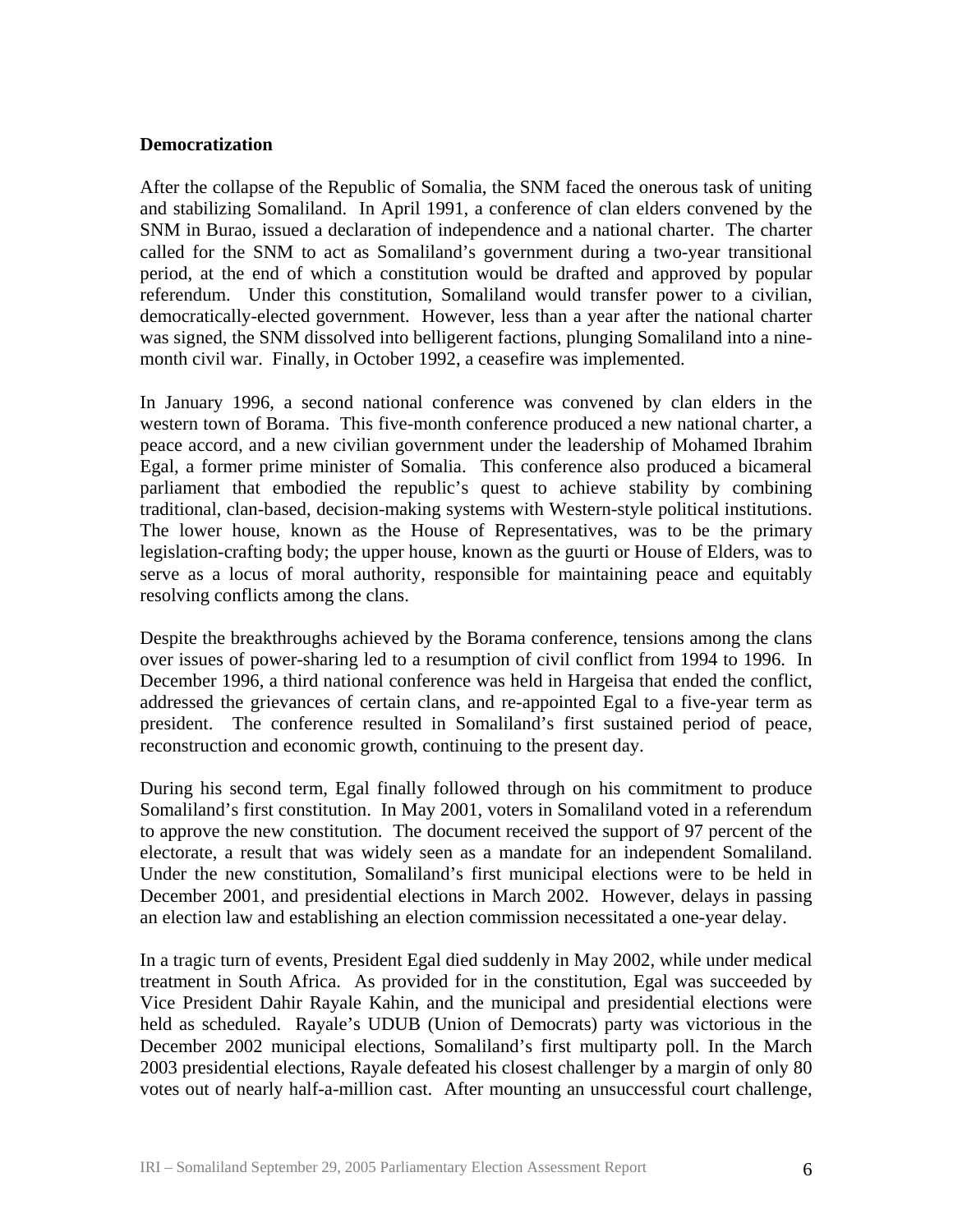## Democratization

After the collapse of the Republic of Somalia, the SNM faced the onerous task of uniting and stabilizing Somaliland. In April 1991, a conference of clan elders convened by the SNM in Burao, issued a declaration of independence and a national charter. The charter called for the SNM to act as Somaliland's government during a two-year transitional period, at the end of which a constitution would be drafted and approved by popular referendum. Under this constitution, Somaliland would transfer power to a civilian, democratically-elected government. However, less than a year after the national charter was signed, the SNM dissolved into belligerent factions, plunging Somaliland into a nine-month civil war. Finally, in October 1992, a ceasefire was implemented.

In January 1996, a second national conference was convened by clan elders in the western town of Borama. This five-month conference produced a new national charter, a peace accord, and a new civilian government under the leadership of Mohamed Ibrahim Egal, a former prime minister of Somalia. This conference also produced a bicameral parliament that embodied the republic's quest to achieve stability by combining traditional, clan-based, decision-making systems with Western-style political institutions. The lower house, known as the House of Representatives, was to be the primary legislation-crafting body; the upper house, known as the guurti or House of Elders, was to serve as a locus of moral authority, responsible for maintaining peace and equitably resolving conflicts among the clans.

Despite the breakthroughs achieved by the Borama conference, tensions among the clans over issues of power-sharing led to a resumption of civil conflict from 1994 to 1996. In December 1996, a third national conference was held in Hargeisa that ended the conflict, addressed the grievances of certain clans, and re-appointed Egal to a five-year term as president. The conference resulted in Somaliland's first sustained period of peace, reconstruction and economic growth, continuing to the present day.

During his second term, Egal finally followed through on his commitment to produce Somaliland's first constitution. In May 2001, voters in Somaliland voted in a referendum to approve the new constitution. The document received the support of 97 percent of the electorate, a result that was widely seen as a mandate for an independent Somaliland. Under the new constitution, Somaliland's first municipal elections were to be held in December 2001, and presidential elections in March 2002. However, delays in passing an election law and establishing an election commission necessitated a one-year delay.

In a tragic turn of events, President Egal died suddenly in May 2002, while under medical treatment in South Africa. As provided for in the constitution, Egal was succeeded by Vice President Dahir Rayale Kahin, and the municipal and presidential elections were held as scheduled. Rayale's UDUB (Union of Democrats) party was victorious in the December 2002 municipal elections, Somaliland's first multiparty poll. In the March 2003 presidential elections, Rayale defeated his closest challenger by a margin of only 80 votes out of nearly half-a-million cast. After mounting an unsuccessful court challenge,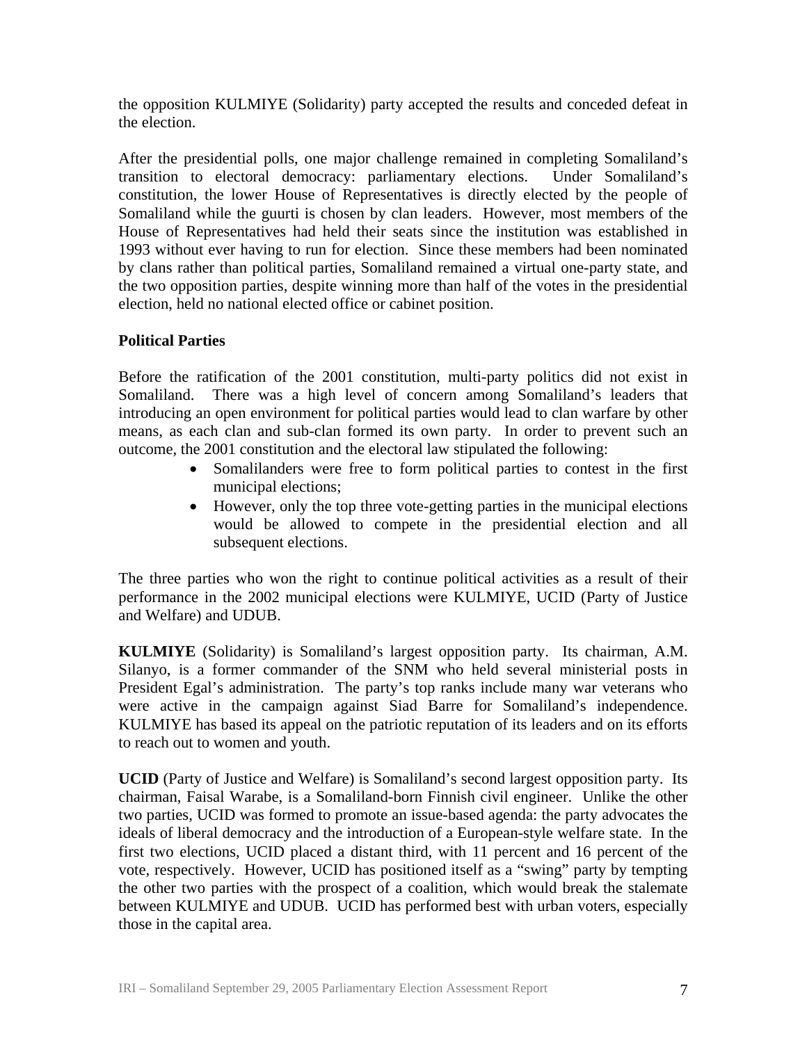the opposition KULMIYE (Solidarity) party accepted the results and conceded defeat in the election.

After the presidential polls, one major challenge remained in completing Somaliland's transition to electoral democracy: parliamentary elections. Under Somaliland's constitution, the lower House of Representatives is directly elected by the people of Somaliland while the guurti is chosen by clan leaders. However, most members of the House of Representatives had held their seats since the institution was established in 1993 without ever having to run for election. Since these members had been nominated by clans rather than political parties, Somaliland remained a virtual one-party state, and the two opposition parties, despite winning more than half of the votes in the presidential election, held no national elected office or cabinet position.

**Political Parties**

Before the ratification of the 2001 constitution, multi-party politics did not exist in Somaliland. There was a high level of concern among Somaliland's leaders that introducing an open environment for political parties would lead to clan warfare by other means, as each clan and sub-clan formed its own party. In order to prevent such an outcome, the 2001 constitution and the electoral law stipulated the following:

- Somalilanders were free to form political parties to contest in the first municipal elections;
- However, only the top three vote-getting parties in the municipal elections would be allowed to compete in the presidential election and all subsequent elections.

The three parties who won the right to continue political activities as a result of their performance in the 2002 municipal elections were KULMIYE, UCID (Party of Justice and Welfare) and UDUB.

**KULMIYE** (Solidarity) is Somaliland's largest opposition party. Its chairman, A.M. Silanyo, is a former commander of the SNM who held several ministerial posts in President Egal's administration. The party's top ranks include many war veterans who were active in the campaign against Siad Barre for Somaliland's independence. KULMIYE has based its appeal on the patriotic reputation of its leaders and on its efforts to reach out to women and youth.

**UCID** (Party of Justice and Welfare) is Somaliland's second largest opposition party. Its chairman, Faisal Warabe, is a Somaliland-born Finnish civil engineer. Unlike the other two parties, UCID was formed to promote an issue-based agenda: the party advocates the ideals of liberal democracy and the introduction of a European-style welfare state. In the first two elections, UCID placed a distant third, with 11 percent and 16 percent of the vote, respectively. However, UCID has positioned itself as a "swing" party by tempting the other two parties with the prospect of a coalition, which would break the stalemate between KULMIYE and UDUB. UCID has performed best with urban voters, especially those in the capital area.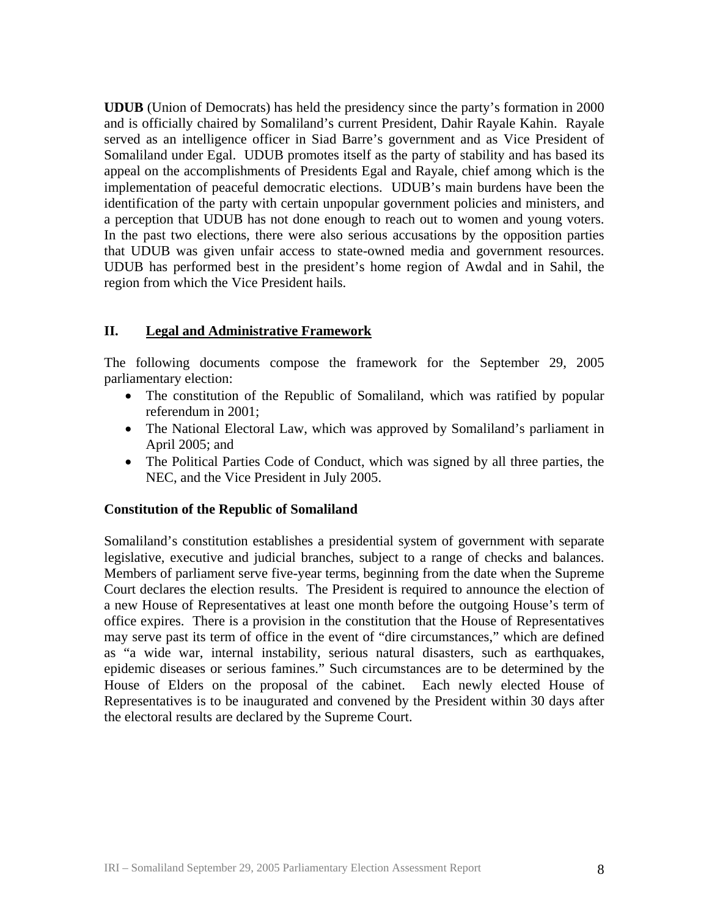**UDUB** (Union of Democrats) has held the presidency since the party's formation in 2000 and is officially chaired by Somaliland's current President, Dahir Rayale Kahin. Rayale served as an intelligence officer in Siad Barre's government and as Vice President of Somaliland under Egal. UDUB promotes itself as the party of stability and has based its appeal on the accomplishments of Presidents Egal and Rayale, chief among which is the implementation of peaceful democratic elections. UDUB's main burdens have been the identification of the party with certain unpopular government policies and ministers, and a perception that UDUB has not done enough to reach out to women and young voters. In the past two elections, there were also serious accusations by the opposition parties that UDUB was given unfair access to state-owned media and government resources. UDUB has performed best in the president's home region of Awdal and in Sahil, the region from which the Vice President hails.

## II. Legal and Administrative Framework

The following documents compose the framework for the September 29, 2005 parliamentary election:

- The constitution of the Republic of Somaliland, which was ratified by popular referendum in 2001;
- The National Electoral Law, which was approved by Somaliland's parliament in April 2005; and
- The Political Parties Code of Conduct, which was signed by all three parties, the NEC, and the Vice President in July 2005.

### Constitution of the Republic of Somaliland

Somaliland's constitution establishes a presidential system of government with separate legislative, executive and judicial branches, subject to a range of checks and balances. Members of parliament serve five-year terms, beginning from the date when the Supreme Court declares the election results. The President is required to announce the election of a new House of Representatives at least one month before the outgoing House's term of office expires. There is a provision in the constitution that the House of Representatives may serve past its term of office in the event of "dire circumstances," which are defined as "a wide war, internal instability, serious natural disasters, such as earthquakes, epidemic diseases or serious famines." Such circumstances are to be determined by the House of Elders on the proposal of the cabinet. Each newly elected House of Representatives is to be inaugurated and convened by the President within 30 days after the electoral results are declared by the Supreme Court.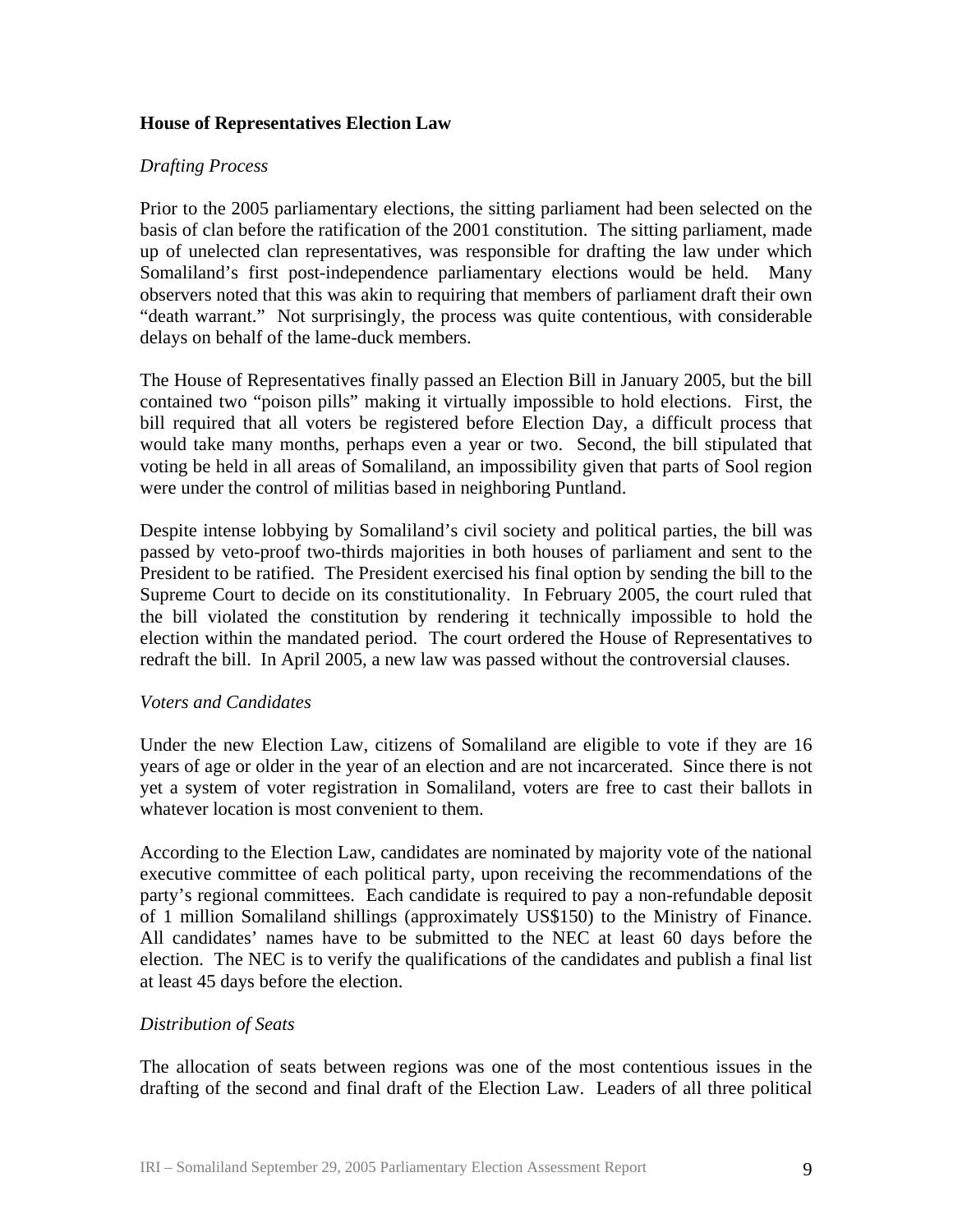**House of Representatives Election Law**

*Drafting Process*

Prior to the 2005 parliamentary elections, the sitting parliament had been selected on the basis of clan before the ratification of the 2001 constitution. The sitting parliament, made up of unelected clan representatives, was responsible for drafting the law under which Somaliland's first post-independence parliamentary elections would be held. Many observers noted that this was akin to requiring that members of parliament draft their own "death warrant." Not surprisingly, the process was quite contentious, with considerable delays on behalf of the lame-duck members.

The House of Representatives finally passed an Election Bill in January 2005, but the bill contained two "poison pills" making it virtually impossible to hold elections. First, the bill required that all voters be registered before Election Day, a difficult process that would take many months, perhaps even a year or two. Second, the bill stipulated that voting be held in all areas of Somaliland, an impossibility given that parts of Sool region were under the control of militias based in neighboring Puntland.

Despite intense lobbying by Somaliland's civil society and political parties, the bill was passed by veto-proof two-thirds majorities in both houses of parliament and sent to the President to be ratified. The President exercised his final option by sending the bill to the Supreme Court to decide on its constitutionality. In February 2005, the court ruled that the bill violated the constitution by rendering it technically impossible to hold the election within the mandated period. The court ordered the House of Representatives to redraft the bill. In April 2005, a new law was passed without the controversial clauses.

*Voters and Candidates*

Under the new Election Law, citizens of Somaliland are eligible to vote if they are 16 years of age or older in the year of an election and are not incarcerated. Since there is not yet a system of voter registration in Somaliland, voters are free to cast their ballots in whatever location is most convenient to them.

According to the Election Law, candidates are nominated by majority vote of the national executive committee of each political party, upon receiving the recommendations of the party's regional committees. Each candidate is required to pay a non-refundable deposit of 1 million Somaliland shillings (approximately US$150) to the Ministry of Finance. All candidates' names have to be submitted to the NEC at least 60 days before the election. The NEC is to verify the qualifications of the candidates and publish a final list at least 45 days before the election.

*Distribution of Seats*

The allocation of seats between regions was one of the most contentious issues in the drafting of the second and final draft of the Election Law. Leaders of all three political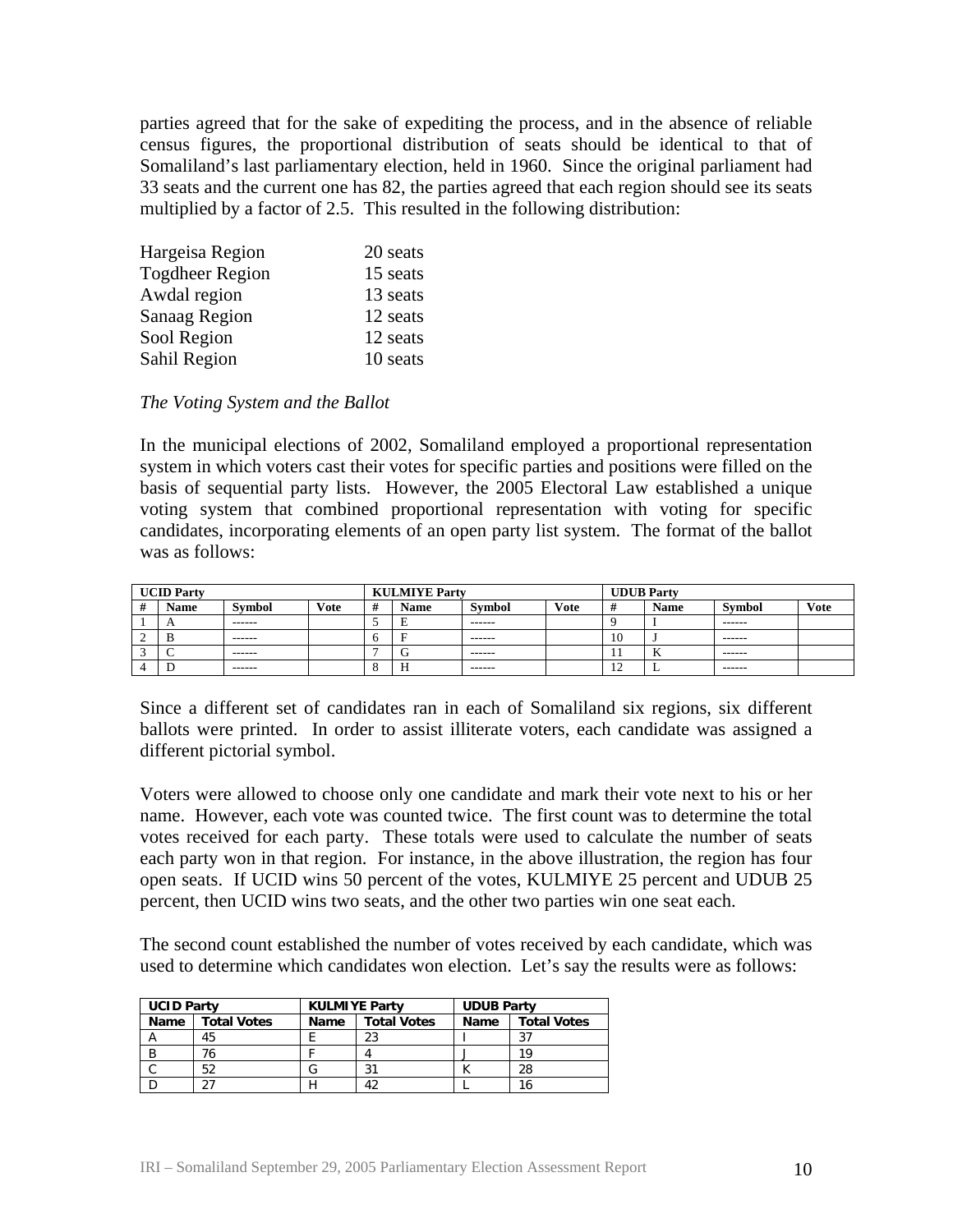parties agreed that for the sake of expediting the process, and in the absence of reliable census figures, the proportional distribution of seats should be identical to that of Somaliland's last parliamentary election, held in 1960. Since the original parliament had 33 seats and the current one has 82, the parties agreed that each region should see its seats multiplied by a factor of 2.5. This resulted in the following distribution:

| | |
|---|---|
| Hargeisa Region | 20 seats |
| Togdheer Region | 15 seats |
| Awdal region | 13 seats |
| Sanaag Region | 12 seats |
| Sool Region | 12 seats |
| Sahil Region | 10 seats |

*The Voting System and the Ballot*

In the municipal elections of 2002, Somaliland employed a proportional representation system in which voters cast their votes for specific parties and positions were filled on the basis of sequential party lists. However, the 2005 Electoral Law established a unique voting system that combined proportional representation with voting for specific candidates, incorporating elements of an open party list system. The format of the ballot was as follows:

| **UCID Party** | | | | **KULMIYE Party** | | | | **UDUB Party** | | | |
|---|---|---|---|---|---|---|---|---|---|---|---|
| **#** | **Name** | **Symbol** | **Vote** | **#** | **Name** | **Symbol** | **Vote** | **#** | **Name** | **Symbol** | **Vote** |
| 1 | A | ------ | | 5 | E | ------ | | 9 | I | ------ | |
| 2 | B | ------ | | 6 | F | ------ | | 10 | J | ------ | |
| 3 | C | ------ | | 7 | G | ------ | | 11 | K | ------ | |
| 4 | D | ------ | | 8 | H | ------ | | 12 | L | ------ | |

Since a different set of candidates ran in each of Somaliland six regions, six different ballots were printed. In order to assist illiterate voters, each candidate was assigned a different pictorial symbol.

Voters were allowed to choose only one candidate and mark their vote next to his or her name. However, each vote was counted twice. The first count was to determine the total votes received for each party. These totals were used to calculate the number of seats each party won in that region. For instance, in the above illustration, the region has four open seats. If UCID wins 50 percent of the votes, KULMIYE 25 percent and UDUB 25 percent, then UCID wins two seats, and the other two parties win one seat each.

The second count established the number of votes received by each candidate, which was used to determine which candidates won election. Let's say the results were as follows:

| **UCID Party** | | **KULMIYE Party** | | **UDUB Party** | |
|---|---|---|---|---|---|
| **Name** | **Total Votes** | **Name** | **Total Votes** | **Name** | **Total Votes** |
| A | 45 | E | 23 | I | 37 |
| B | 76 | F | 4 | J | 19 |
| C | 52 | G | 31 | K | 28 |
| D | 27 | H | 42 | L | 16 |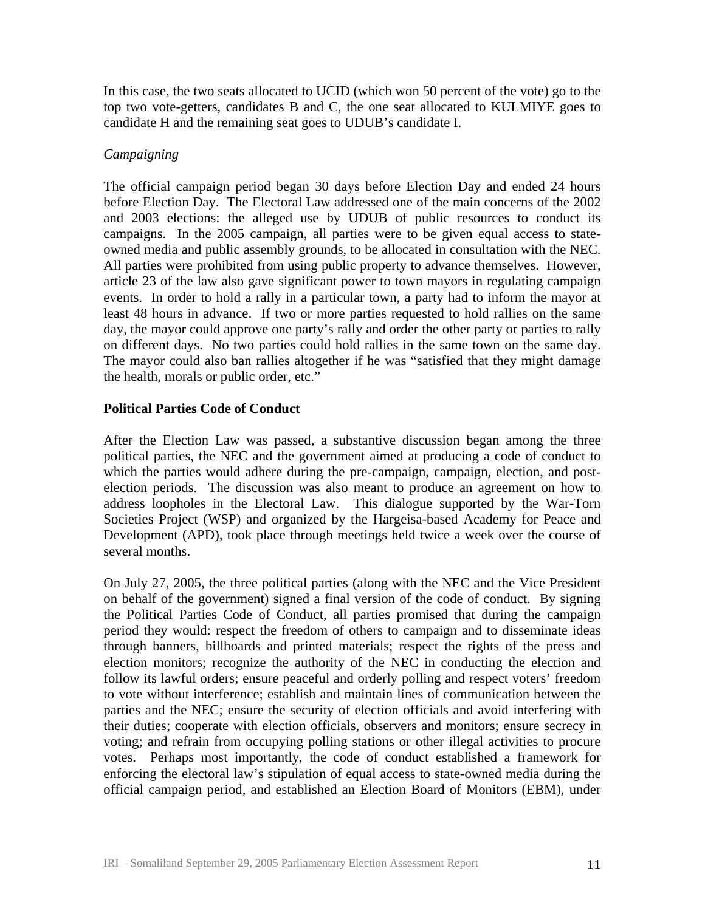In this case, the two seats allocated to UCID (which won 50 percent of the vote) go to the top two vote-getters, candidates B and C, the one seat allocated to KULMIYE goes to candidate H and the remaining seat goes to UDUB's candidate I.

*Campaigning*

The official campaign period began 30 days before Election Day and ended 24 hours before Election Day. The Electoral Law addressed one of the main concerns of the 2002 and 2003 elections: the alleged use by UDUB of public resources to conduct its campaigns. In the 2005 campaign, all parties were to be given equal access to state-owned media and public assembly grounds, to be allocated in consultation with the NEC. All parties were prohibited from using public property to advance themselves. However, article 23 of the law also gave significant power to town mayors in regulating campaign events. In order to hold a rally in a particular town, a party had to inform the mayor at least 48 hours in advance. If two or more parties requested to hold rallies on the same day, the mayor could approve one party's rally and order the other party or parties to rally on different days. No two parties could hold rallies in the same town on the same day. The mayor could also ban rallies altogether if he was "satisfied that they might damage the health, morals or public order, etc."

**Political Parties Code of Conduct**

After the Election Law was passed, a substantive discussion began among the three political parties, the NEC and the government aimed at producing a code of conduct to which the parties would adhere during the pre-campaign, campaign, election, and post-election periods. The discussion was also meant to produce an agreement on how to address loopholes in the Electoral Law. This dialogue supported by the War-Torn Societies Project (WSP) and organized by the Hargeisa-based Academy for Peace and Development (APD), took place through meetings held twice a week over the course of several months.

On July 27, 2005, the three political parties (along with the NEC and the Vice President on behalf of the government) signed a final version of the code of conduct. By signing the Political Parties Code of Conduct, all parties promised that during the campaign period they would: respect the freedom of others to campaign and to disseminate ideas through banners, billboards and printed materials; respect the rights of the press and election monitors; recognize the authority of the NEC in conducting the election and follow its lawful orders; ensure peaceful and orderly polling and respect voters' freedom to vote without interference; establish and maintain lines of communication between the parties and the NEC; ensure the security of election officials and avoid interfering with their duties; cooperate with election officials, observers and monitors; ensure secrecy in voting; and refrain from occupying polling stations or other illegal activities to procure votes. Perhaps most importantly, the code of conduct established a framework for enforcing the electoral law's stipulation of equal access to state-owned media during the official campaign period, and established an Election Board of Monitors (EBM), under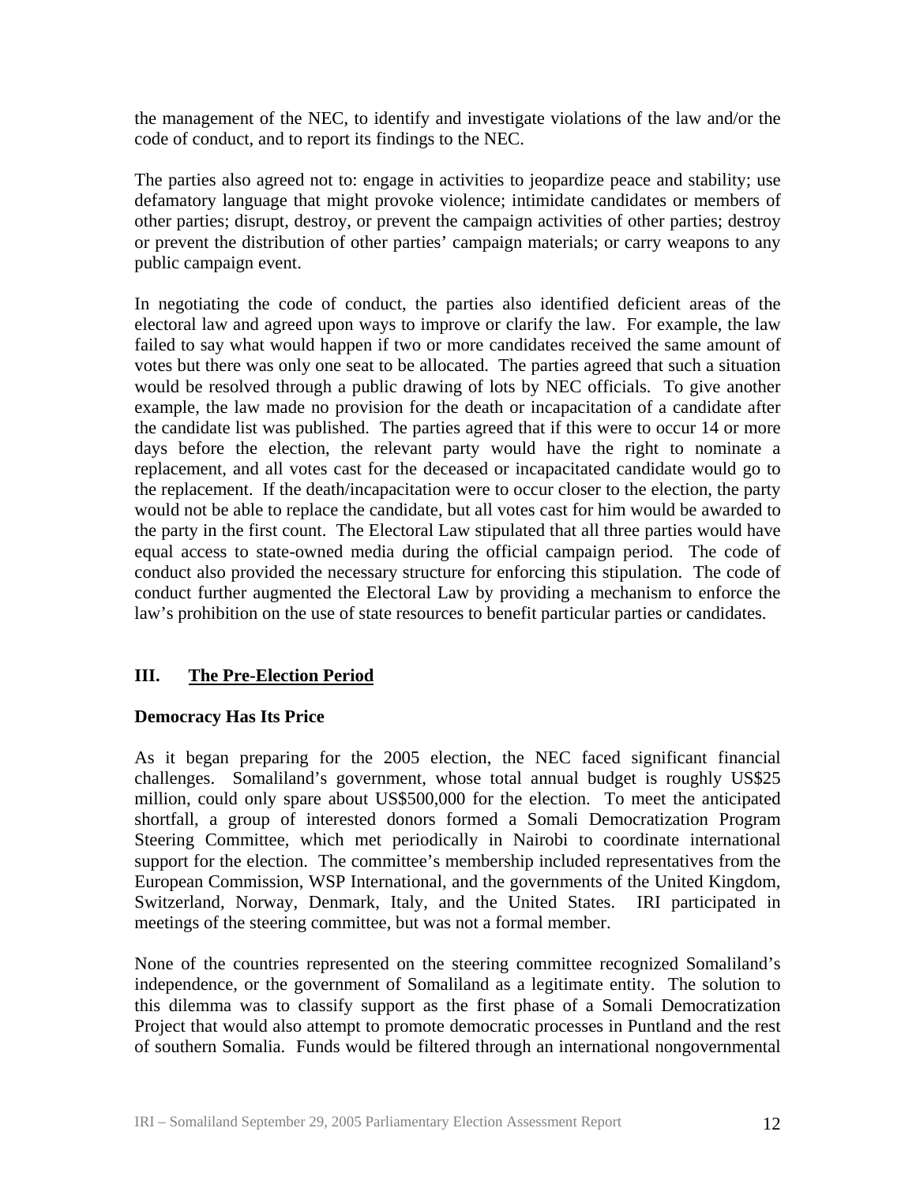the management of the NEC, to identify and investigate violations of the law and/or the code of conduct, and to report its findings to the NEC.

The parties also agreed not to: engage in activities to jeopardize peace and stability; use defamatory language that might provoke violence; intimidate candidates or members of other parties; disrupt, destroy, or prevent the campaign activities of other parties; destroy or prevent the distribution of other parties' campaign materials; or carry weapons to any public campaign event.

In negotiating the code of conduct, the parties also identified deficient areas of the electoral law and agreed upon ways to improve or clarify the law. For example, the law failed to say what would happen if two or more candidates received the same amount of votes but there was only one seat to be allocated. The parties agreed that such a situation would be resolved through a public drawing of lots by NEC officials. To give another example, the law made no provision for the death or incapacitation of a candidate after the candidate list was published. The parties agreed that if this were to occur 14 or more days before the election, the relevant party would have the right to nominate a replacement, and all votes cast for the deceased or incapacitated candidate would go to the replacement. If the death/incapacitation were to occur closer to the election, the party would not be able to replace the candidate, but all votes cast for him would be awarded to the party in the first count. The Electoral Law stipulated that all three parties would have equal access to state-owned media during the official campaign period. The code of conduct also provided the necessary structure for enforcing this stipulation. The code of conduct further augmented the Electoral Law by providing a mechanism to enforce the law's prohibition on the use of state resources to benefit particular parties or candidates.

## III. The Pre-Election Period

### Democracy Has Its Price

As it began preparing for the 2005 election, the NEC faced significant financial challenges. Somaliland's government, whose total annual budget is roughly US$25 million, could only spare about US$500,000 for the election. To meet the anticipated shortfall, a group of interested donors formed a Somali Democratization Program Steering Committee, which met periodically in Nairobi to coordinate international support for the election. The committee's membership included representatives from the European Commission, WSP International, and the governments of the United Kingdom, Switzerland, Norway, Denmark, Italy, and the United States. IRI participated in meetings of the steering committee, but was not a formal member.

None of the countries represented on the steering committee recognized Somaliland's independence, or the government of Somaliland as a legitimate entity. The solution to this dilemma was to classify support as the first phase of a Somali Democratization Project that would also attempt to promote democratic processes in Puntland and the rest of southern Somalia. Funds would be filtered through an international nongovernmental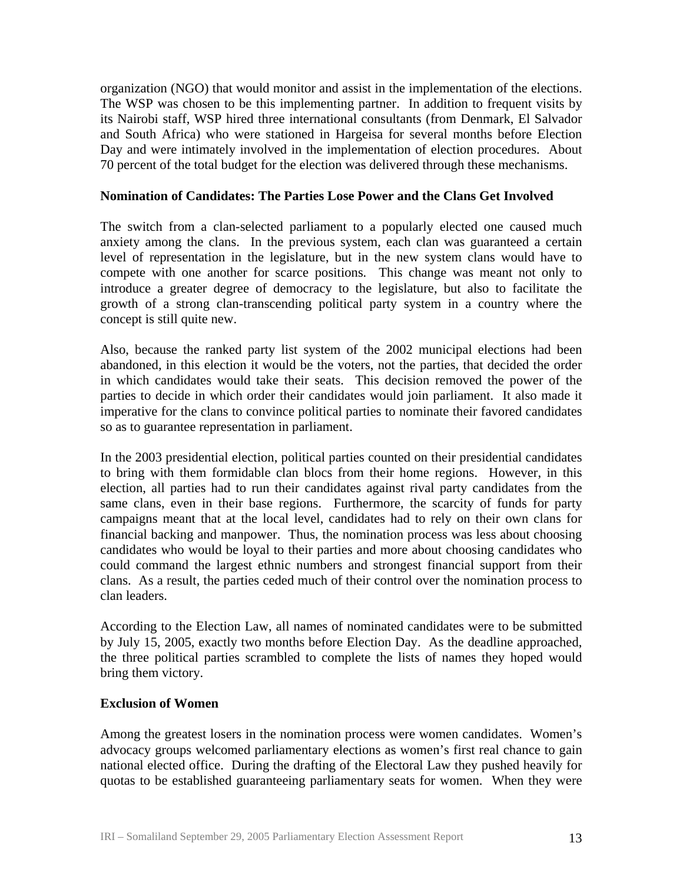organization (NGO) that would monitor and assist in the implementation of the elections. The WSP was chosen to be this implementing partner. In addition to frequent visits by its Nairobi staff, WSP hired three international consultants (from Denmark, El Salvador and South Africa) who were stationed in Hargeisa for several months before Election Day and were intimately involved in the implementation of election procedures. About 70 percent of the total budget for the election was delivered through these mechanisms.

**Nomination of Candidates: The Parties Lose Power and the Clans Get Involved**

The switch from a clan-selected parliament to a popularly elected one caused much anxiety among the clans. In the previous system, each clan was guaranteed a certain level of representation in the legislature, but in the new system clans would have to compete with one another for scarce positions. This change was meant not only to introduce a greater degree of democracy to the legislature, but also to facilitate the growth of a strong clan-transcending political party system in a country where the concept is still quite new.

Also, because the ranked party list system of the 2002 municipal elections had been abandoned, in this election it would be the voters, not the parties, that decided the order in which candidates would take their seats. This decision removed the power of the parties to decide in which order their candidates would join parliament. It also made it imperative for the clans to convince political parties to nominate their favored candidates so as to guarantee representation in parliament.

In the 2003 presidential election, political parties counted on their presidential candidates to bring with them formidable clan blocs from their home regions. However, in this election, all parties had to run their candidates against rival party candidates from the same clans, even in their base regions. Furthermore, the scarcity of funds for party campaigns meant that at the local level, candidates had to rely on their own clans for financial backing and manpower. Thus, the nomination process was less about choosing candidates who would be loyal to their parties and more about choosing candidates who could command the largest ethnic numbers and strongest financial support from their clans. As a result, the parties ceded much of their control over the nomination process to clan leaders.

According to the Election Law, all names of nominated candidates were to be submitted by July 15, 2005, exactly two months before Election Day. As the deadline approached, the three political parties scrambled to complete the lists of names they hoped would bring them victory.

**Exclusion of Women**

Among the greatest losers in the nomination process were women candidates. Women's advocacy groups welcomed parliamentary elections as women's first real chance to gain national elected office. During the drafting of the Electoral Law they pushed heavily for quotas to be established guaranteeing parliamentary seats for women. When they were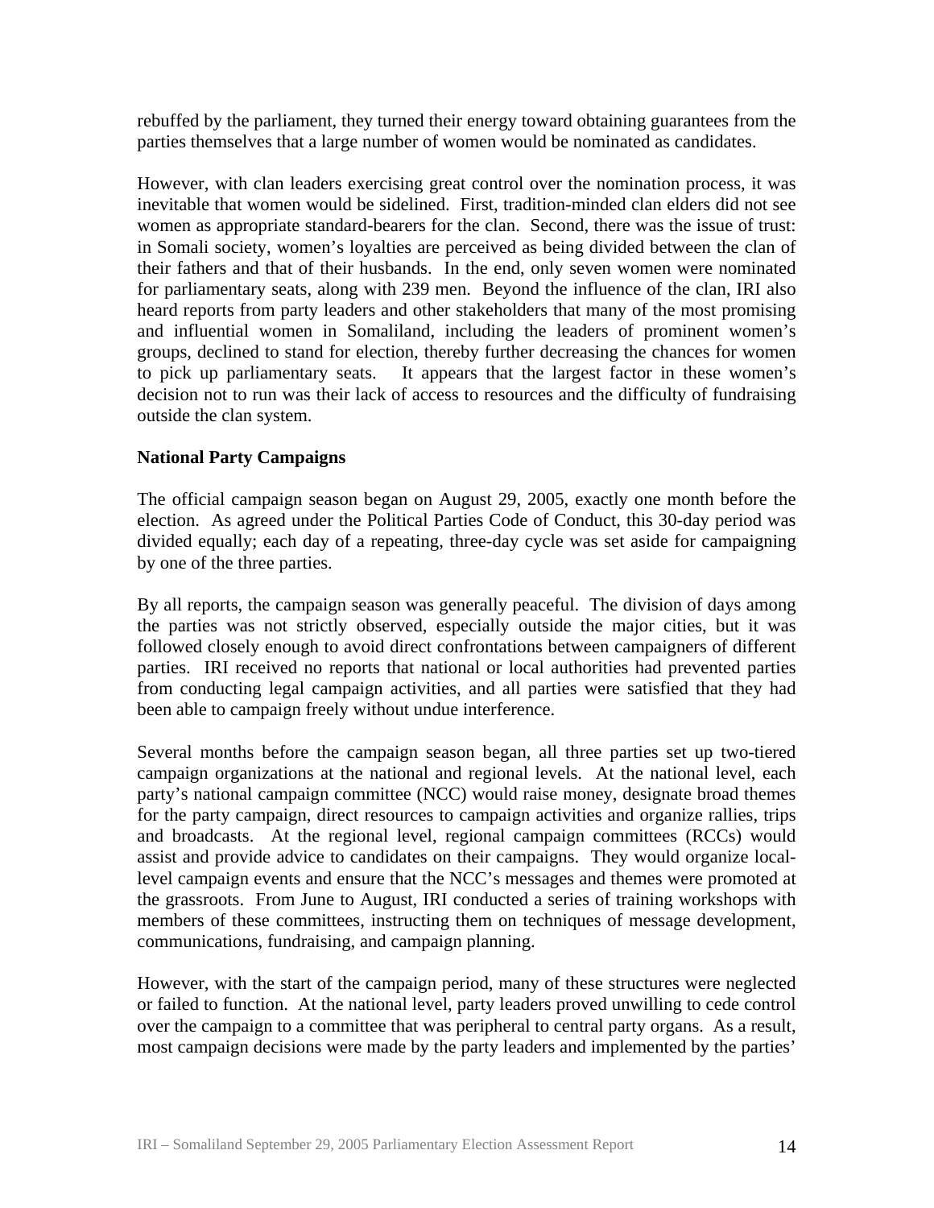rebuffed by the parliament, they turned their energy toward obtaining guarantees from the parties themselves that a large number of women would be nominated as candidates.

However, with clan leaders exercising great control over the nomination process, it was inevitable that women would be sidelined. First, tradition-minded clan elders did not see women as appropriate standard-bearers for the clan. Second, there was the issue of trust: in Somali society, women's loyalties are perceived as being divided between the clan of their fathers and that of their husbands. In the end, only seven women were nominated for parliamentary seats, along with 239 men. Beyond the influence of the clan, IRI also heard reports from party leaders and other stakeholders that many of the most promising and influential women in Somaliland, including the leaders of prominent women's groups, declined to stand for election, thereby further decreasing the chances for women to pick up parliamentary seats. It appears that the largest factor in these women's decision not to run was their lack of access to resources and the difficulty of fundraising outside the clan system.

**National Party Campaigns**

The official campaign season began on August 29, 2005, exactly one month before the election. As agreed under the Political Parties Code of Conduct, this 30-day period was divided equally; each day of a repeating, three-day cycle was set aside for campaigning by one of the three parties.

By all reports, the campaign season was generally peaceful. The division of days among the parties was not strictly observed, especially outside the major cities, but it was followed closely enough to avoid direct confrontations between campaigners of different parties. IRI received no reports that national or local authorities had prevented parties from conducting legal campaign activities, and all parties were satisfied that they had been able to campaign freely without undue interference.

Several months before the campaign season began, all three parties set up two-tiered campaign organizations at the national and regional levels. At the national level, each party's national campaign committee (NCC) would raise money, designate broad themes for the party campaign, direct resources to campaign activities and organize rallies, trips and broadcasts. At the regional level, regional campaign committees (RCCs) would assist and provide advice to candidates on their campaigns. They would organize local-level campaign events and ensure that the NCC's messages and themes were promoted at the grassroots. From June to August, IRI conducted a series of training workshops with members of these committees, instructing them on techniques of message development, communications, fundraising, and campaign planning.

However, with the start of the campaign period, many of these structures were neglected or failed to function. At the national level, party leaders proved unwilling to cede control over the campaign to a committee that was peripheral to central party organs. As a result, most campaign decisions were made by the party leaders and implemented by the parties'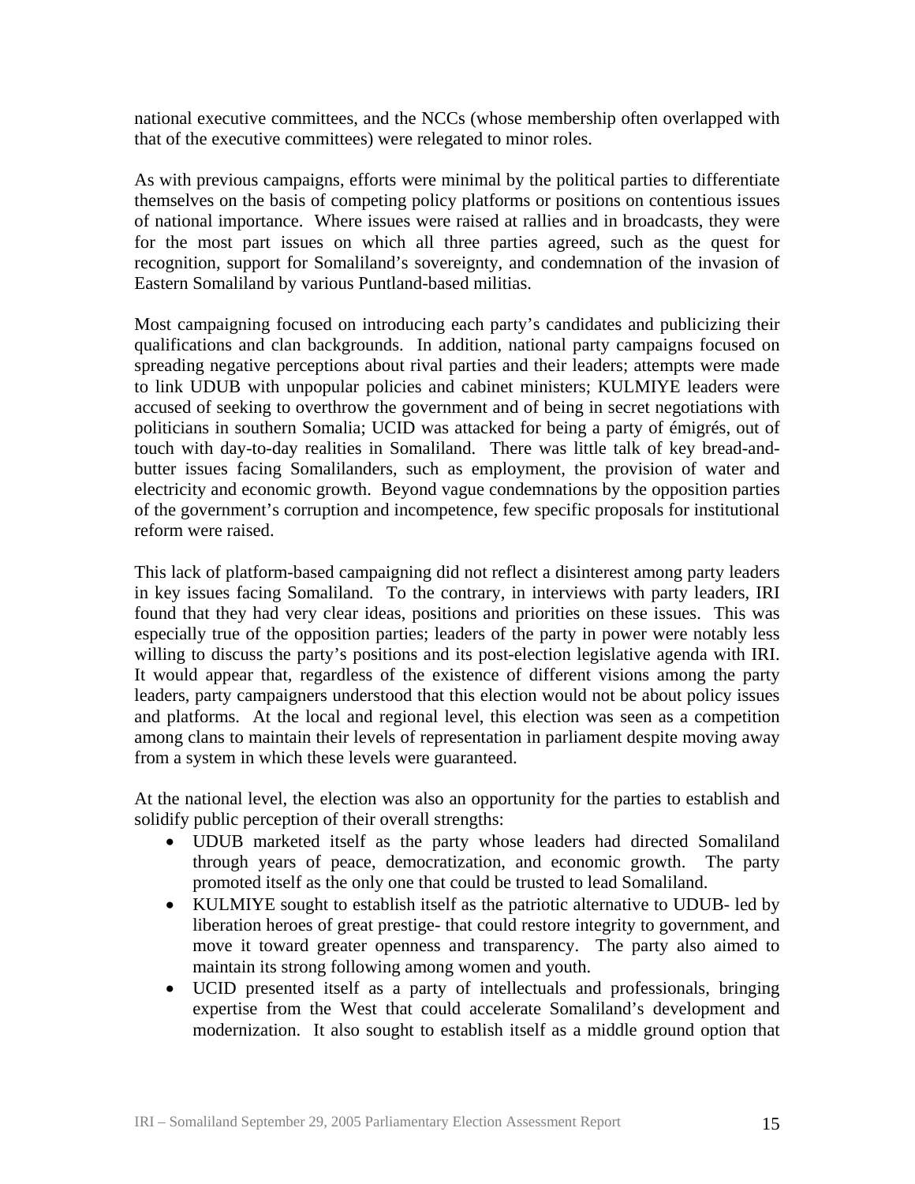national executive committees, and the NCCs (whose membership often overlapped with that of the executive committees) were relegated to minor roles.

As with previous campaigns, efforts were minimal by the political parties to differentiate themselves on the basis of competing policy platforms or positions on contentious issues of national importance. Where issues were raised at rallies and in broadcasts, they were for the most part issues on which all three parties agreed, such as the quest for recognition, support for Somaliland's sovereignty, and condemnation of the invasion of Eastern Somaliland by various Puntland-based militias.

Most campaigning focused on introducing each party's candidates and publicizing their qualifications and clan backgrounds. In addition, national party campaigns focused on spreading negative perceptions about rival parties and their leaders; attempts were made to link UDUB with unpopular policies and cabinet ministers; KULMIYE leaders were accused of seeking to overthrow the government and of being in secret negotiations with politicians in southern Somalia; UCID was attacked for being a party of émigrés, out of touch with day-to-day realities in Somaliland. There was little talk of key bread-and-butter issues facing Somalilanders, such as employment, the provision of water and electricity and economic growth. Beyond vague condemnations by the opposition parties of the government's corruption and incompetence, few specific proposals for institutional reform were raised.

This lack of platform-based campaigning did not reflect a disinterest among party leaders in key issues facing Somaliland. To the contrary, in interviews with party leaders, IRI found that they had very clear ideas, positions and priorities on these issues. This was especially true of the opposition parties; leaders of the party in power were notably less willing to discuss the party's positions and its post-election legislative agenda with IRI. It would appear that, regardless of the existence of different visions among the party leaders, party campaigners understood that this election would not be about policy issues and platforms. At the local and regional level, this election was seen as a competition among clans to maintain their levels of representation in parliament despite moving away from a system in which these levels were guaranteed.

At the national level, the election was also an opportunity for the parties to establish and solidify public perception of their overall strengths:

- UDUB marketed itself as the party whose leaders had directed Somaliland through years of peace, democratization, and economic growth. The party promoted itself as the only one that could be trusted to lead Somaliland.
- KULMIYE sought to establish itself as the patriotic alternative to UDUB- led by liberation heroes of great prestige- that could restore integrity to government, and move it toward greater openness and transparency. The party also aimed to maintain its strong following among women and youth.
- UCID presented itself as a party of intellectuals and professionals, bringing expertise from the West that could accelerate Somaliland's development and modernization. It also sought to establish itself as a middle ground option that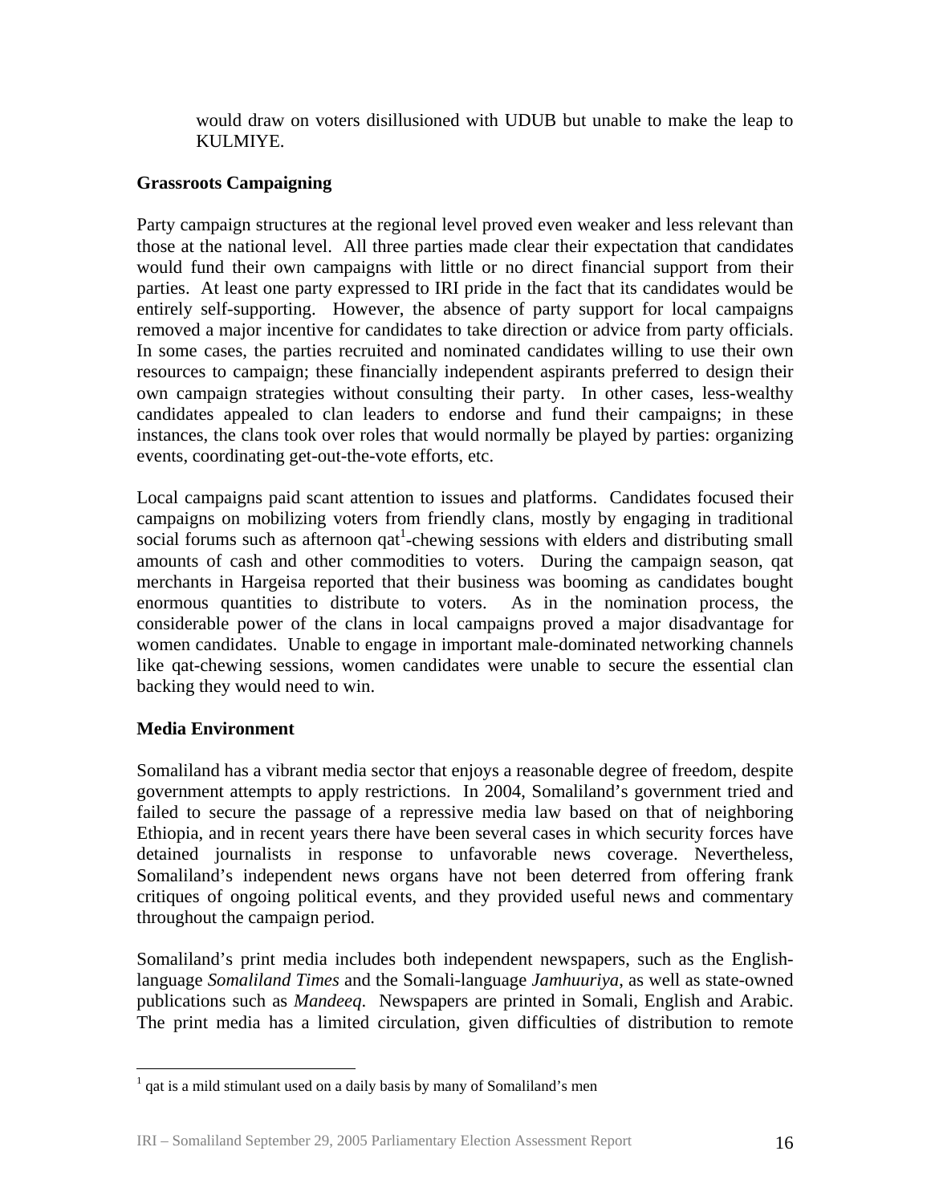would draw on voters disillusioned with UDUB but unable to make the leap to KULMIYE.

**Grassroots Campaigning**

Party campaign structures at the regional level proved even weaker and less relevant than those at the national level. All three parties made clear their expectation that candidates would fund their own campaigns with little or no direct financial support from their parties. At least one party expressed to IRI pride in the fact that its candidates would be entirely self-supporting. However, the absence of party support for local campaigns removed a major incentive for candidates to take direction or advice from party officials. In some cases, the parties recruited and nominated candidates willing to use their own resources to campaign; these financially independent aspirants preferred to design their own campaign strategies without consulting their party. In other cases, less-wealthy candidates appealed to clan leaders to endorse and fund their campaigns; in these instances, the clans took over roles that would normally be played by parties: organizing events, coordinating get-out-the-vote efforts, etc.

Local campaigns paid scant attention to issues and platforms. Candidates focused their campaigns on mobilizing voters from friendly clans, mostly by engaging in traditional social forums such as afternoon qat[1]-chewing sessions with elders and distributing small amounts of cash and other commodities to voters. During the campaign season, qat merchants in Hargeisa reported that their business was booming as candidates bought enormous quantities to distribute to voters. As in the nomination process, the considerable power of the clans in local campaigns proved a major disadvantage for women candidates. Unable to engage in important male-dominated networking channels like qat-chewing sessions, women candidates were unable to secure the essential clan backing they would need to win.

**Media Environment**

Somaliland has a vibrant media sector that enjoys a reasonable degree of freedom, despite government attempts to apply restrictions. In 2004, Somaliland's government tried and failed to secure the passage of a repressive media law based on that of neighboring Ethiopia, and in recent years there have been several cases in which security forces have detained journalists in response to unfavorable news coverage. Nevertheless, Somaliland's independent news organs have not been deterred from offering frank critiques of ongoing political events, and they provided useful news and commentary throughout the campaign period.

Somaliland's print media includes both independent newspapers, such as the English-language *Somaliland Times* and the Somali-language *Jamhuuriya*, as well as state-owned publications such as *Mandeeq*. Newspapers are printed in Somali, English and Arabic. The print media has a limited circulation, given difficulties of distribution to remote

[1] qat is a mild stimulant used on a daily basis by many of Somaliland's men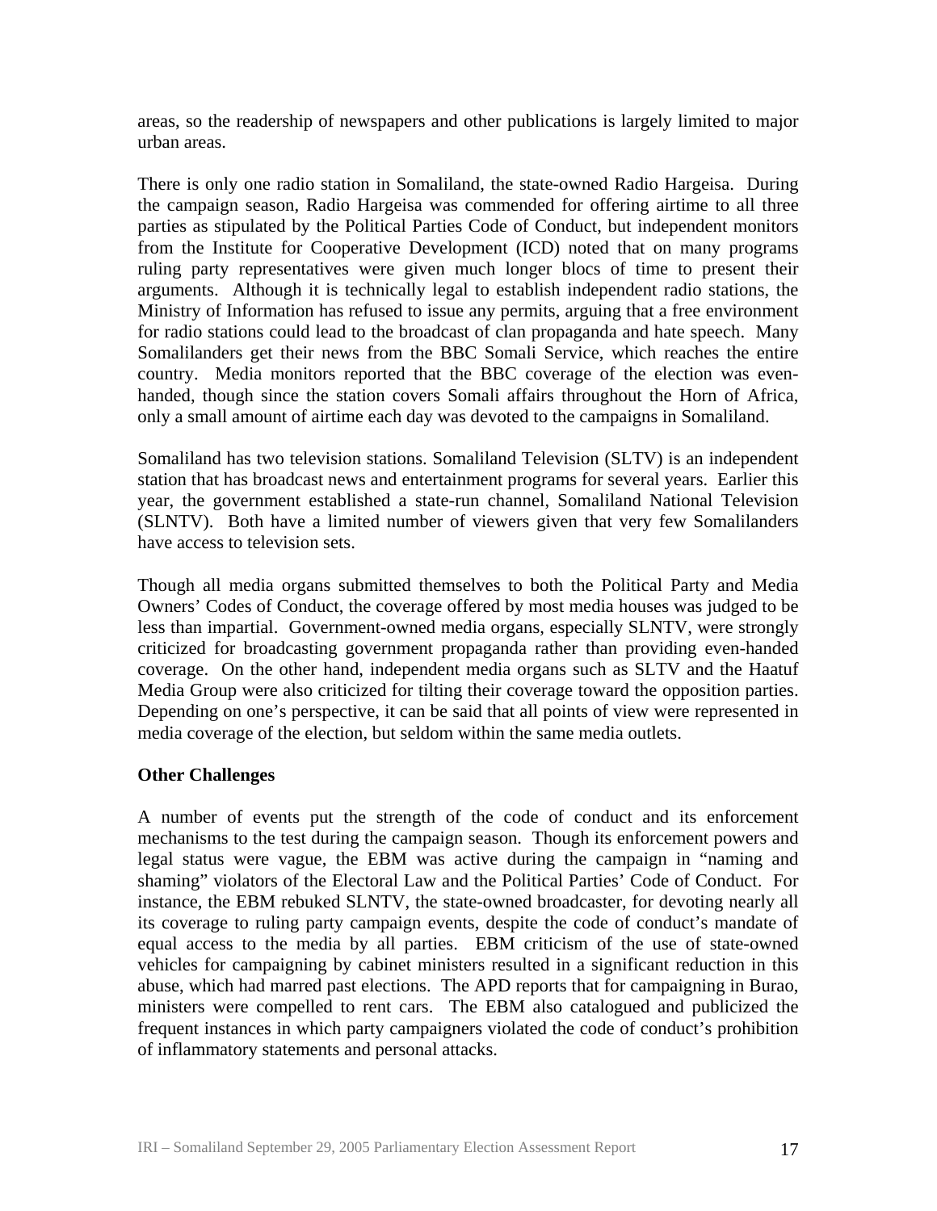areas, so the readership of newspapers and other publications is largely limited to major urban areas.

There is only one radio station in Somaliland, the state-owned Radio Hargeisa. During the campaign season, Radio Hargeisa was commended for offering airtime to all three parties as stipulated by the Political Parties Code of Conduct, but independent monitors from the Institute for Cooperative Development (ICD) noted that on many programs ruling party representatives were given much longer blocs of time to present their arguments. Although it is technically legal to establish independent radio stations, the Ministry of Information has refused to issue any permits, arguing that a free environment for radio stations could lead to the broadcast of clan propaganda and hate speech. Many Somalilanders get their news from the BBC Somali Service, which reaches the entire country. Media monitors reported that the BBC coverage of the election was even-handed, though since the station covers Somali affairs throughout the Horn of Africa, only a small amount of airtime each day was devoted to the campaigns in Somaliland.

Somaliland has two television stations. Somaliland Television (SLTV) is an independent station that has broadcast news and entertainment programs for several years. Earlier this year, the government established a state-run channel, Somaliland National Television (SLNTV). Both have a limited number of viewers given that very few Somalilanders have access to television sets.

Though all media organs submitted themselves to both the Political Party and Media Owners' Codes of Conduct, the coverage offered by most media houses was judged to be less than impartial. Government-owned media organs, especially SLNTV, were strongly criticized for broadcasting government propaganda rather than providing even-handed coverage. On the other hand, independent media organs such as SLTV and the Haatuf Media Group were also criticized for tilting their coverage toward the opposition parties. Depending on one's perspective, it can be said that all points of view were represented in media coverage of the election, but seldom within the same media outlets.

**Other Challenges**

A number of events put the strength of the code of conduct and its enforcement mechanisms to the test during the campaign season. Though its enforcement powers and legal status were vague, the EBM was active during the campaign in "naming and shaming" violators of the Electoral Law and the Political Parties' Code of Conduct. For instance, the EBM rebuked SLNTV, the state-owned broadcaster, for devoting nearly all its coverage to ruling party campaign events, despite the code of conduct's mandate of equal access to the media by all parties. EBM criticism of the use of state-owned vehicles for campaigning by cabinet ministers resulted in a significant reduction in this abuse, which had marred past elections. The APD reports that for campaigning in Burao, ministers were compelled to rent cars. The EBM also catalogued and publicized the frequent instances in which party campaigners violated the code of conduct's prohibition of inflammatory statements and personal attacks.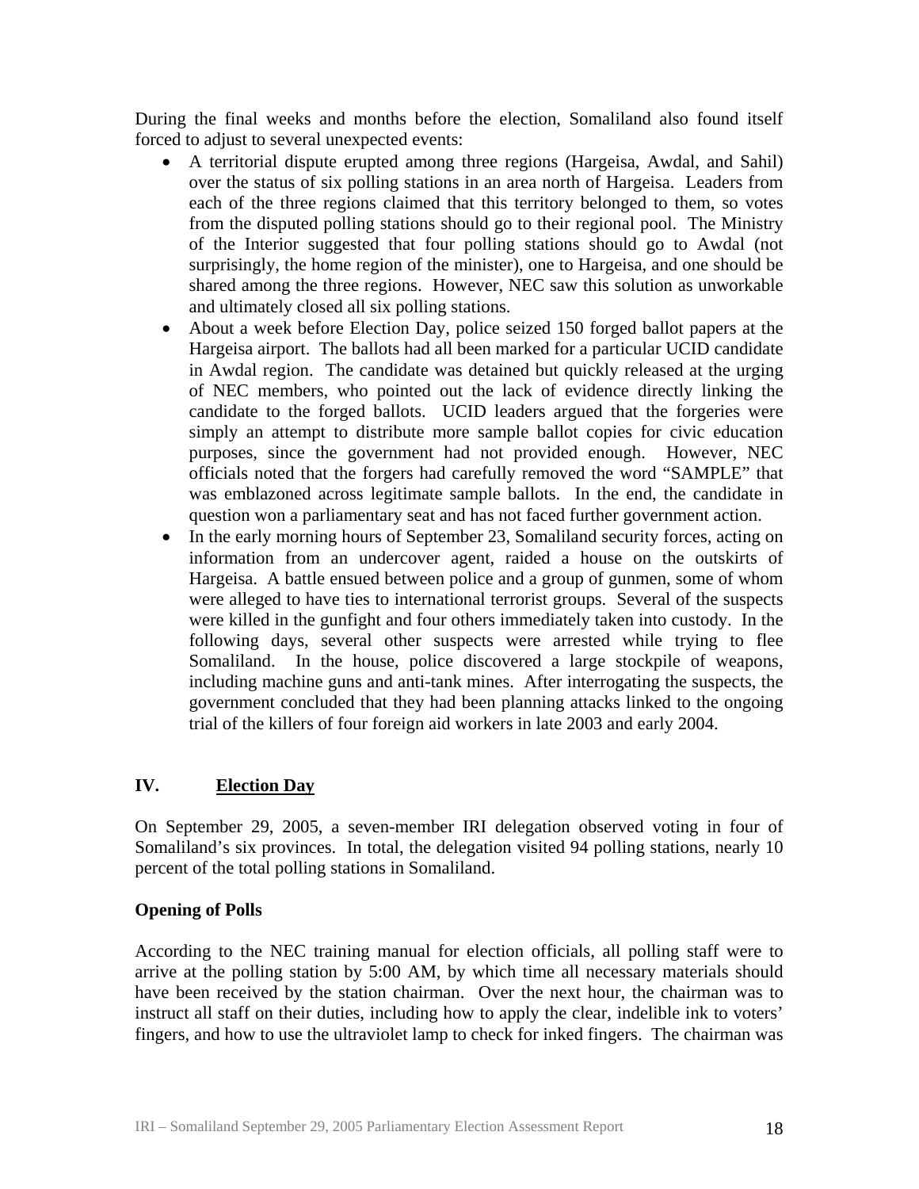During the final weeks and months before the election, Somaliland also found itself forced to adjust to several unexpected events:

- A territorial dispute erupted among three regions (Hargeisa, Awdal, and Sahil) over the status of six polling stations in an area north of Hargeisa. Leaders from each of the three regions claimed that this territory belonged to them, so votes from the disputed polling stations should go to their regional pool. The Ministry of the Interior suggested that four polling stations should go to Awdal (not surprisingly, the home region of the minister), one to Hargeisa, and one should be shared among the three regions. However, NEC saw this solution as unworkable and ultimately closed all six polling stations.
- About a week before Election Day, police seized 150 forged ballot papers at the Hargeisa airport. The ballots had all been marked for a particular UCID candidate in Awdal region. The candidate was detained but quickly released at the urging of NEC members, who pointed out the lack of evidence directly linking the candidate to the forged ballots. UCID leaders argued that the forgeries were simply an attempt to distribute more sample ballot copies for civic education purposes, since the government had not provided enough. However, NEC officials noted that the forgers had carefully removed the word "SAMPLE" that was emblazoned across legitimate sample ballots. In the end, the candidate in question won a parliamentary seat and has not faced further government action.
- In the early morning hours of September 23, Somaliland security forces, acting on information from an undercover agent, raided a house on the outskirts of Hargeisa. A battle ensued between police and a group of gunmen, some of whom were alleged to have ties to international terrorist groups. Several of the suspects were killed in the gunfight and four others immediately taken into custody. In the following days, several other suspects were arrested while trying to flee Somaliland. In the house, police discovered a large stockpile of weapons, including machine guns and anti-tank mines. After interrogating the suspects, the government concluded that they had been planning attacks linked to the ongoing trial of the killers of four foreign aid workers in late 2003 and early 2004.

## IV. Election Day

On September 29, 2005, a seven-member IRI delegation observed voting in four of Somaliland's six provinces. In total, the delegation visited 94 polling stations, nearly 10 percent of the total polling stations in Somaliland.

### Opening of Polls

According to the NEC training manual for election officials, all polling staff were to arrive at the polling station by 5:00 AM, by which time all necessary materials should have been received by the station chairman. Over the next hour, the chairman was to instruct all staff on their duties, including how to apply the clear, indelible ink to voters' fingers, and how to use the ultraviolet lamp to check for inked fingers. The chairman was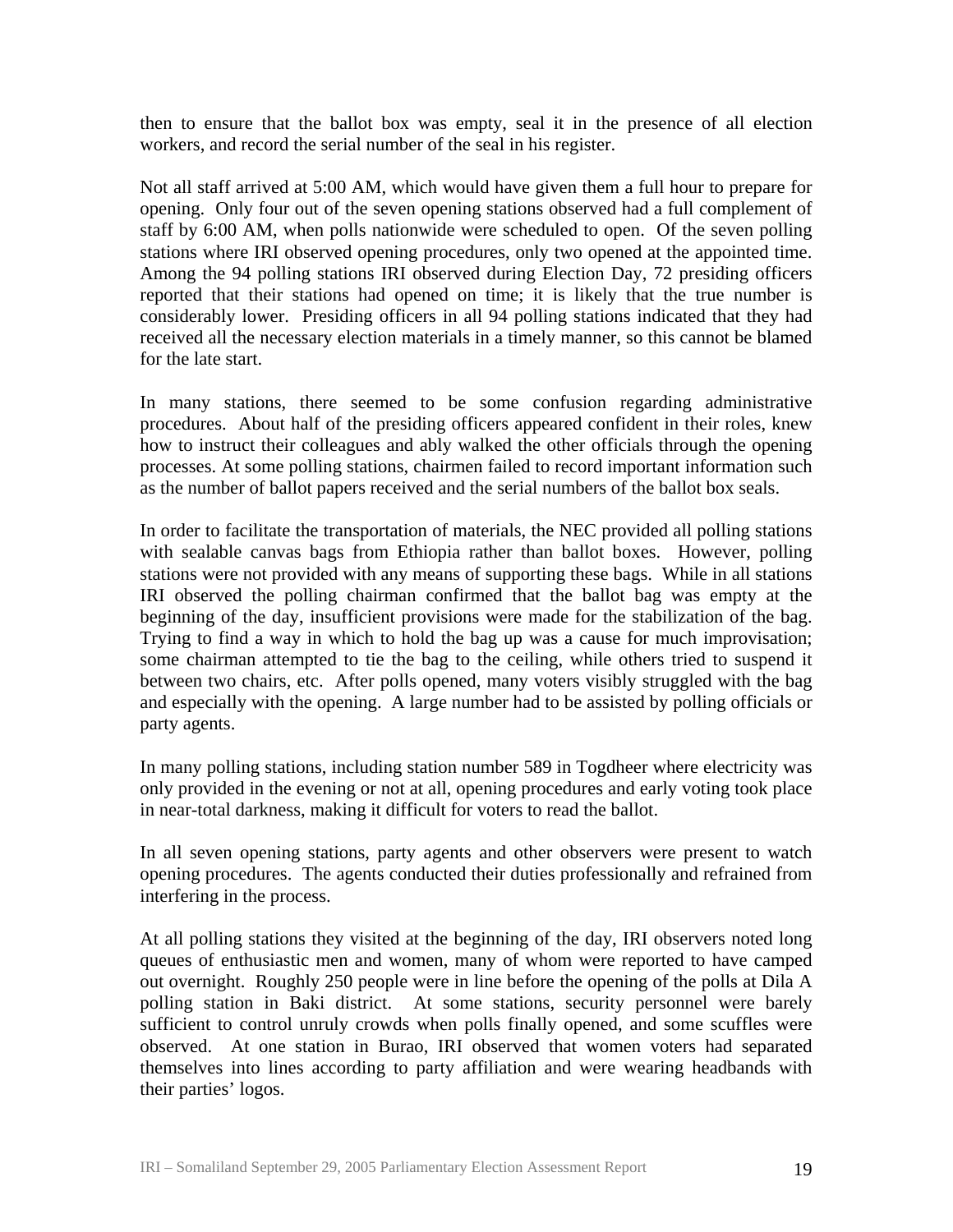then to ensure that the ballot box was empty, seal it in the presence of all election workers, and record the serial number of the seal in his register.

Not all staff arrived at 5:00 AM, which would have given them a full hour to prepare for opening. Only four out of the seven opening stations observed had a full complement of staff by 6:00 AM, when polls nationwide were scheduled to open. Of the seven polling stations where IRI observed opening procedures, only two opened at the appointed time. Among the 94 polling stations IRI observed during Election Day, 72 presiding officers reported that their stations had opened on time; it is likely that the true number is considerably lower. Presiding officers in all 94 polling stations indicated that they had received all the necessary election materials in a timely manner, so this cannot be blamed for the late start.

In many stations, there seemed to be some confusion regarding administrative procedures. About half of the presiding officers appeared confident in their roles, knew how to instruct their colleagues and ably walked the other officials through the opening processes. At some polling stations, chairmen failed to record important information such as the number of ballot papers received and the serial numbers of the ballot box seals.

In order to facilitate the transportation of materials, the NEC provided all polling stations with sealable canvas bags from Ethiopia rather than ballot boxes. However, polling stations were not provided with any means of supporting these bags. While in all stations IRI observed the polling chairman confirmed that the ballot bag was empty at the beginning of the day, insufficient provisions were made for the stabilization of the bag. Trying to find a way in which to hold the bag up was a cause for much improvisation; some chairman attempted to tie the bag to the ceiling, while others tried to suspend it between two chairs, etc. After polls opened, many voters visibly struggled with the bag and especially with the opening. A large number had to be assisted by polling officials or party agents.

In many polling stations, including station number 589 in Togdheer where electricity was only provided in the evening or not at all, opening procedures and early voting took place in near-total darkness, making it difficult for voters to read the ballot.

In all seven opening stations, party agents and other observers were present to watch opening procedures. The agents conducted their duties professionally and refrained from interfering in the process.

At all polling stations they visited at the beginning of the day, IRI observers noted long queues of enthusiastic men and women, many of whom were reported to have camped out overnight. Roughly 250 people were in line before the opening of the polls at Dila A polling station in Baki district. At some stations, security personnel were barely sufficient to control unruly crowds when polls finally opened, and some scuffles were observed. At one station in Burao, IRI observed that women voters had separated themselves into lines according to party affiliation and were wearing headbands with their parties' logos.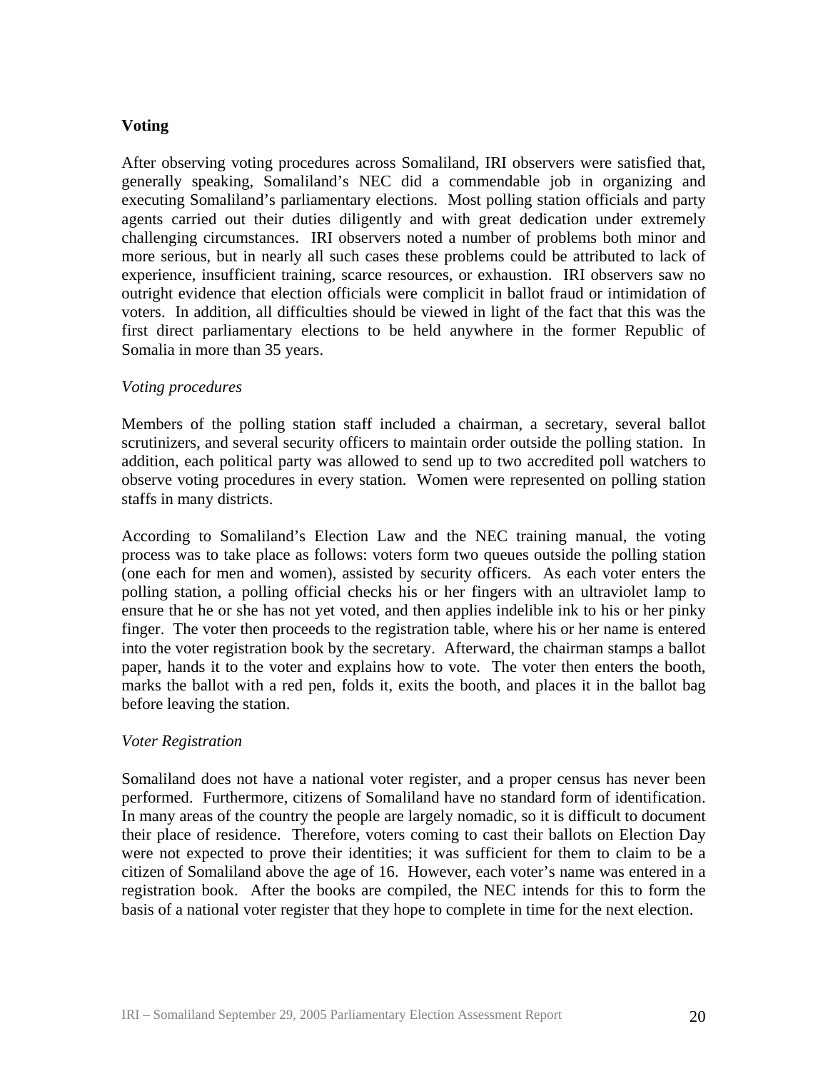**Voting**

After observing voting procedures across Somaliland, IRI observers were satisfied that, generally speaking, Somaliland's NEC did a commendable job in organizing and executing Somaliland's parliamentary elections. Most polling station officials and party agents carried out their duties diligently and with great dedication under extremely challenging circumstances. IRI observers noted a number of problems both minor and more serious, but in nearly all such cases these problems could be attributed to lack of experience, insufficient training, scarce resources, or exhaustion. IRI observers saw no outright evidence that election officials were complicit in ballot fraud or intimidation of voters. In addition, all difficulties should be viewed in light of the fact that this was the first direct parliamentary elections to be held anywhere in the former Republic of Somalia in more than 35 years.

*Voting procedures*

Members of the polling station staff included a chairman, a secretary, several ballot scrutinizers, and several security officers to maintain order outside the polling station. In addition, each political party was allowed to send up to two accredited poll watchers to observe voting procedures in every station. Women were represented on polling station staffs in many districts.

According to Somaliland's Election Law and the NEC training manual, the voting process was to take place as follows: voters form two queues outside the polling station (one each for men and women), assisted by security officers. As each voter enters the polling station, a polling official checks his or her fingers with an ultraviolet lamp to ensure that he or she has not yet voted, and then applies indelible ink to his or her pinky finger. The voter then proceeds to the registration table, where his or her name is entered into the voter registration book by the secretary. Afterward, the chairman stamps a ballot paper, hands it to the voter and explains how to vote. The voter then enters the booth, marks the ballot with a red pen, folds it, exits the booth, and places it in the ballot bag before leaving the station.

*Voter Registration*

Somaliland does not have a national voter register, and a proper census has never been performed. Furthermore, citizens of Somaliland have no standard form of identification. In many areas of the country the people are largely nomadic, so it is difficult to document their place of residence. Therefore, voters coming to cast their ballots on Election Day were not expected to prove their identities; it was sufficient for them to claim to be a citizen of Somaliland above the age of 16. However, each voter's name was entered in a registration book. After the books are compiled, the NEC intends for this to form the basis of a national voter register that they hope to complete in time for the next election.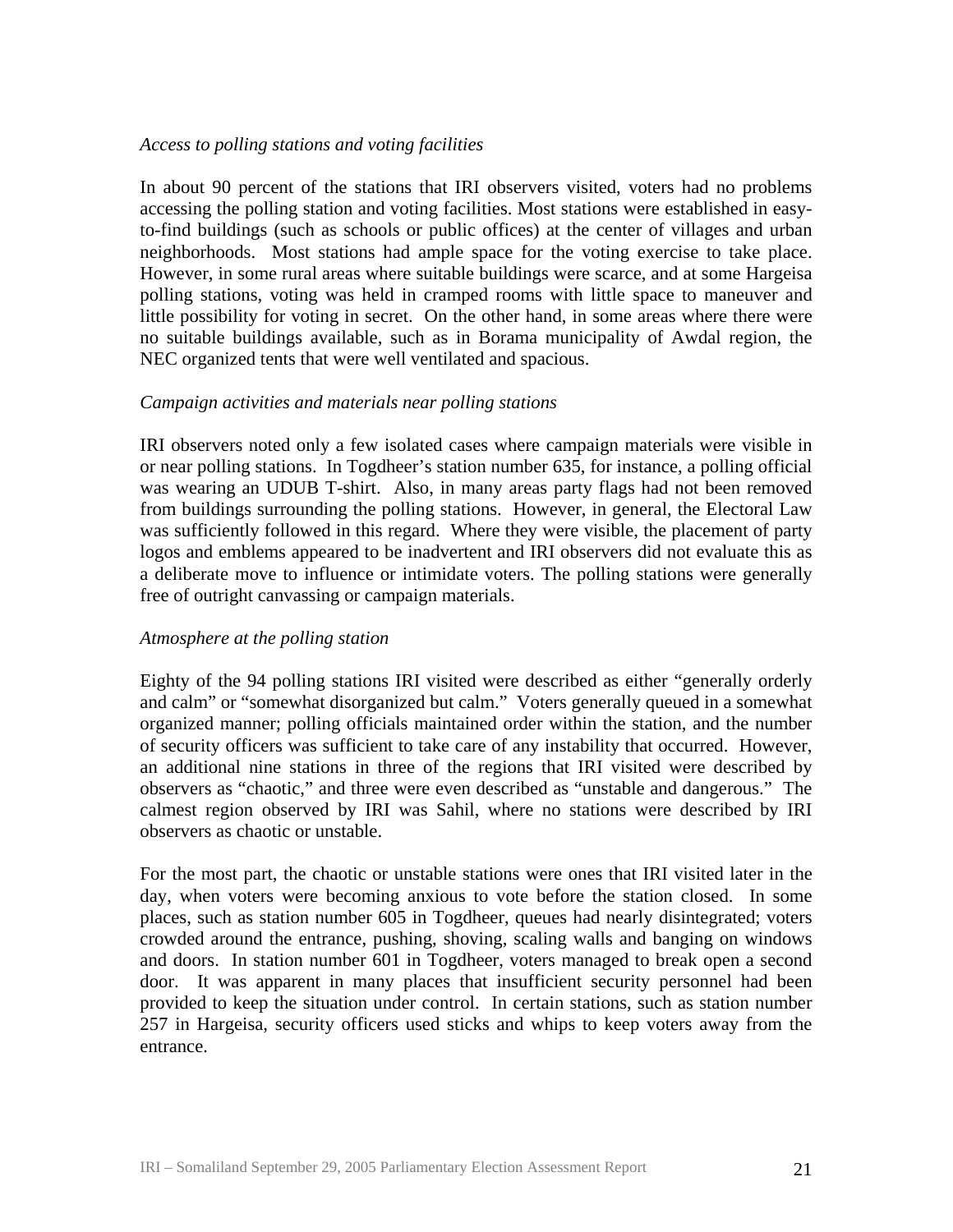*Access to polling stations and voting facilities*

In about 90 percent of the stations that IRI observers visited, voters had no problems accessing the polling station and voting facilities. Most stations were established in easy-to-find buildings (such as schools or public offices) at the center of villages and urban neighborhoods. Most stations had ample space for the voting exercise to take place. However, in some rural areas where suitable buildings were scarce, and at some Hargeisa polling stations, voting was held in cramped rooms with little space to maneuver and little possibility for voting in secret. On the other hand, in some areas where there were no suitable buildings available, such as in Borama municipality of Awdal region, the NEC organized tents that were well ventilated and spacious.

*Campaign activities and materials near polling stations*

IRI observers noted only a few isolated cases where campaign materials were visible in or near polling stations. In Togdheer's station number 635, for instance, a polling official was wearing an UDUB T-shirt. Also, in many areas party flags had not been removed from buildings surrounding the polling stations. However, in general, the Electoral Law was sufficiently followed in this regard. Where they were visible, the placement of party logos and emblems appeared to be inadvertent and IRI observers did not evaluate this as a deliberate move to influence or intimidate voters. The polling stations were generally free of outright canvassing or campaign materials.

*Atmosphere at the polling station*

Eighty of the 94 polling stations IRI visited were described as either "generally orderly and calm" or "somewhat disorganized but calm." Voters generally queued in a somewhat organized manner; polling officials maintained order within the station, and the number of security officers was sufficient to take care of any instability that occurred. However, an additional nine stations in three of the regions that IRI visited were described by observers as "chaotic," and three were even described as "unstable and dangerous." The calmest region observed by IRI was Sahil, where no stations were described by IRI observers as chaotic or unstable.

For the most part, the chaotic or unstable stations were ones that IRI visited later in the day, when voters were becoming anxious to vote before the station closed. In some places, such as station number 605 in Togdheer, queues had nearly disintegrated; voters crowded around the entrance, pushing, shoving, scaling walls and banging on windows and doors. In station number 601 in Togdheer, voters managed to break open a second door. It was apparent in many places that insufficient security personnel had been provided to keep the situation under control. In certain stations, such as station number 257 in Hargeisa, security officers used sticks and whips to keep voters away from the entrance.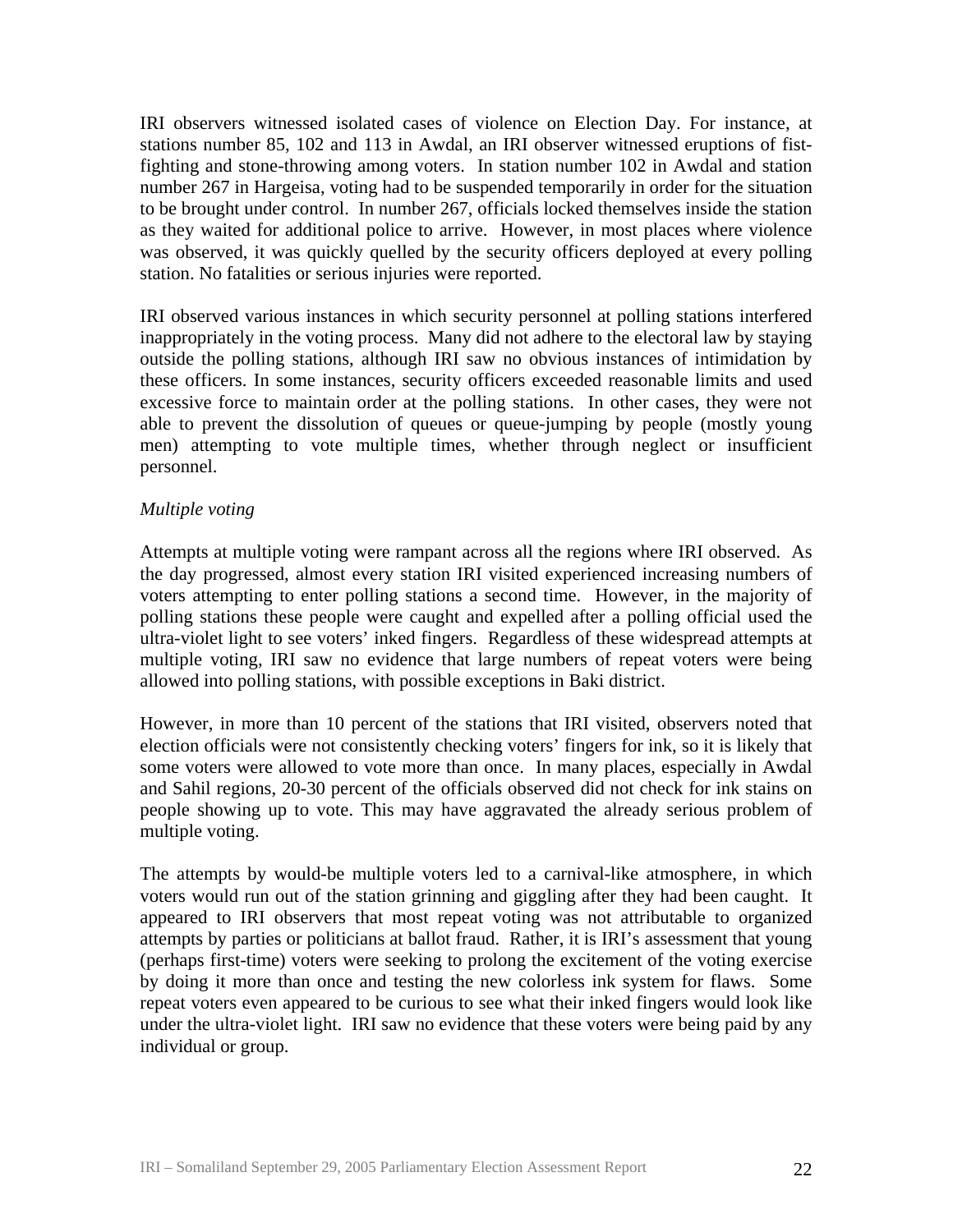IRI observers witnessed isolated cases of violence on Election Day. For instance, at stations number 85, 102 and 113 in Awdal, an IRI observer witnessed eruptions of fist-fighting and stone-throwing among voters. In station number 102 in Awdal and station number 267 in Hargeisa, voting had to be suspended temporarily in order for the situation to be brought under control. In number 267, officials locked themselves inside the station as they waited for additional police to arrive. However, in most places where violence was observed, it was quickly quelled by the security officers deployed at every polling station. No fatalities or serious injuries were reported.

IRI observed various instances in which security personnel at polling stations interfered inappropriately in the voting process. Many did not adhere to the electoral law by staying outside the polling stations, although IRI saw no obvious instances of intimidation by these officers. In some instances, security officers exceeded reasonable limits and used excessive force to maintain order at the polling stations. In other cases, they were not able to prevent the dissolution of queues or queue-jumping by people (mostly young men) attempting to vote multiple times, whether through neglect or insufficient personnel.

*Multiple voting*

Attempts at multiple voting were rampant across all the regions where IRI observed. As the day progressed, almost every station IRI visited experienced increasing numbers of voters attempting to enter polling stations a second time. However, in the majority of polling stations these people were caught and expelled after a polling official used the ultra-violet light to see voters' inked fingers. Regardless of these widespread attempts at multiple voting, IRI saw no evidence that large numbers of repeat voters were being allowed into polling stations, with possible exceptions in Baki district.

However, in more than 10 percent of the stations that IRI visited, observers noted that election officials were not consistently checking voters' fingers for ink, so it is likely that some voters were allowed to vote more than once. In many places, especially in Awdal and Sahil regions, 20-30 percent of the officials observed did not check for ink stains on people showing up to vote. This may have aggravated the already serious problem of multiple voting.

The attempts by would-be multiple voters led to a carnival-like atmosphere, in which voters would run out of the station grinning and giggling after they had been caught. It appeared to IRI observers that most repeat voting was not attributable to organized attempts by parties or politicians at ballot fraud. Rather, it is IRI's assessment that young (perhaps first-time) voters were seeking to prolong the excitement of the voting exercise by doing it more than once and testing the new colorless ink system for flaws. Some repeat voters even appeared to be curious to see what their inked fingers would look like under the ultra-violet light. IRI saw no evidence that these voters were being paid by any individual or group.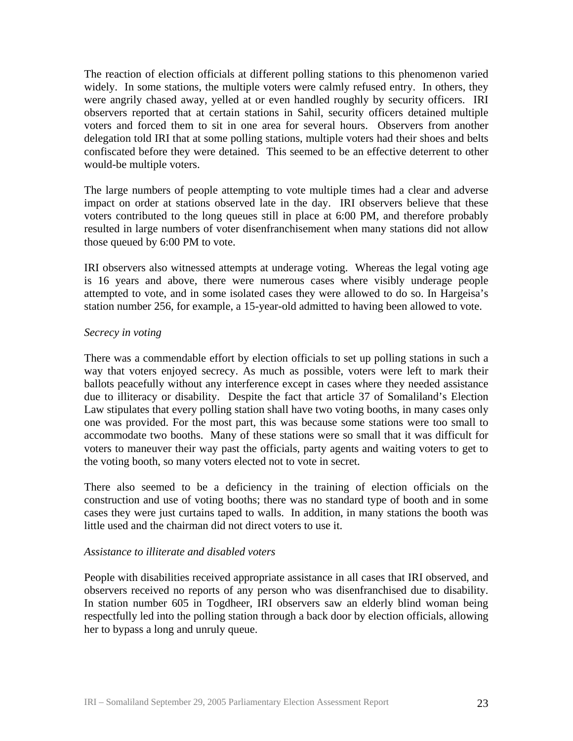The reaction of election officials at different polling stations to this phenomenon varied widely. In some stations, the multiple voters were calmly refused entry. In others, they were angrily chased away, yelled at or even handled roughly by security officers. IRI observers reported that at certain stations in Sahil, security officers detained multiple voters and forced them to sit in one area for several hours. Observers from another delegation told IRI that at some polling stations, multiple voters had their shoes and belts confiscated before they were detained. This seemed to be an effective deterrent to other would-be multiple voters.

The large numbers of people attempting to vote multiple times had a clear and adverse impact on order at stations observed late in the day. IRI observers believe that these voters contributed to the long queues still in place at 6:00 PM, and therefore probably resulted in large numbers of voter disenfranchisement when many stations did not allow those queued by 6:00 PM to vote.

IRI observers also witnessed attempts at underage voting. Whereas the legal voting age is 16 years and above, there were numerous cases where visibly underage people attempted to vote, and in some isolated cases they were allowed to do so. In Hargeisa's station number 256, for example, a 15-year-old admitted to having been allowed to vote.

*Secrecy in voting*

There was a commendable effort by election officials to set up polling stations in such a way that voters enjoyed secrecy. As much as possible, voters were left to mark their ballots peacefully without any interference except in cases where they needed assistance due to illiteracy or disability. Despite the fact that article 37 of Somaliland's Election Law stipulates that every polling station shall have two voting booths, in many cases only one was provided. For the most part, this was because some stations were too small to accommodate two booths. Many of these stations were so small that it was difficult for voters to maneuver their way past the officials, party agents and waiting voters to get to the voting booth, so many voters elected not to vote in secret.

There also seemed to be a deficiency in the training of election officials on the construction and use of voting booths; there was no standard type of booth and in some cases they were just curtains taped to walls. In addition, in many stations the booth was little used and the chairman did not direct voters to use it.

*Assistance to illiterate and disabled voters*

People with disabilities received appropriate assistance in all cases that IRI observed, and observers received no reports of any person who was disenfranchised due to disability. In station number 605 in Togdheer, IRI observers saw an elderly blind woman being respectfully led into the polling station through a back door by election officials, allowing her to bypass a long and unruly queue.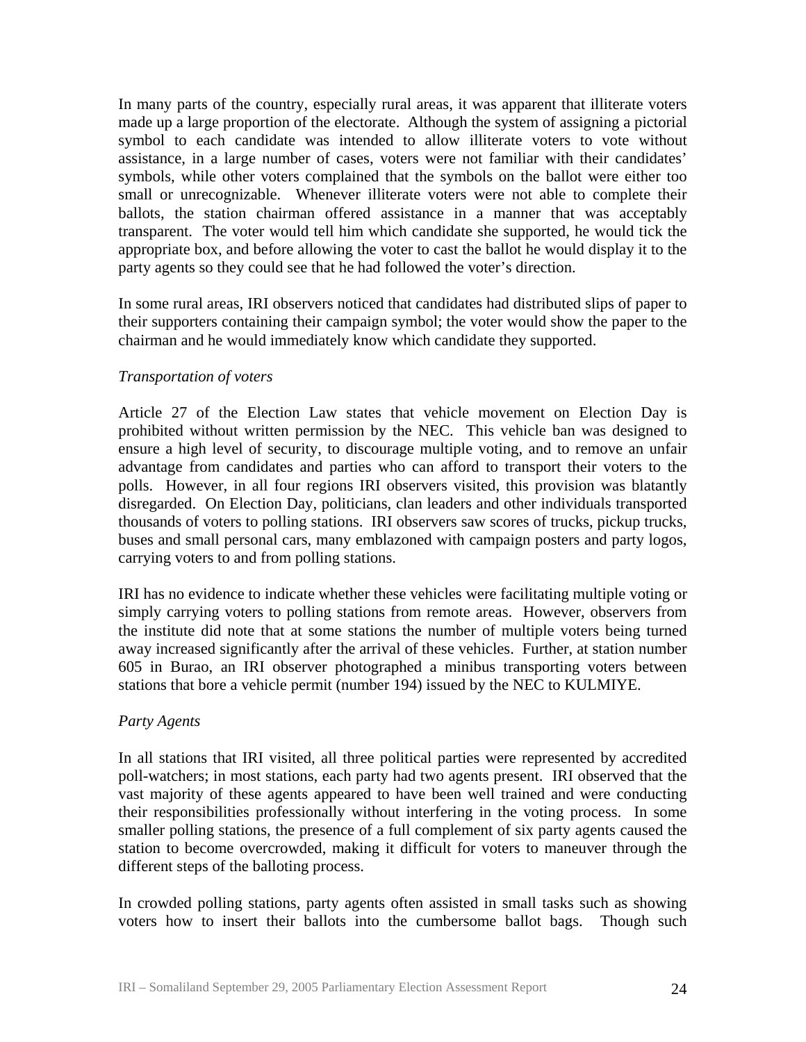In many parts of the country, especially rural areas, it was apparent that illiterate voters made up a large proportion of the electorate. Although the system of assigning a pictorial symbol to each candidate was intended to allow illiterate voters to vote without assistance, in a large number of cases, voters were not familiar with their candidates' symbols, while other voters complained that the symbols on the ballot were either too small or unrecognizable. Whenever illiterate voters were not able to complete their ballots, the station chairman offered assistance in a manner that was acceptably transparent. The voter would tell him which candidate she supported, he would tick the appropriate box, and before allowing the voter to cast the ballot he would display it to the party agents so they could see that he had followed the voter's direction.

In some rural areas, IRI observers noticed that candidates had distributed slips of paper to their supporters containing their campaign symbol; the voter would show the paper to the chairman and he would immediately know which candidate they supported.

*Transportation of voters*

Article 27 of the Election Law states that vehicle movement on Election Day is prohibited without written permission by the NEC. This vehicle ban was designed to ensure a high level of security, to discourage multiple voting, and to remove an unfair advantage from candidates and parties who can afford to transport their voters to the polls. However, in all four regions IRI observers visited, this provision was blatantly disregarded. On Election Day, politicians, clan leaders and other individuals transported thousands of voters to polling stations. IRI observers saw scores of trucks, pickup trucks, buses and small personal cars, many emblazoned with campaign posters and party logos, carrying voters to and from polling stations.

IRI has no evidence to indicate whether these vehicles were facilitating multiple voting or simply carrying voters to polling stations from remote areas. However, observers from the institute did note that at some stations the number of multiple voters being turned away increased significantly after the arrival of these vehicles. Further, at station number 605 in Burao, an IRI observer photographed a minibus transporting voters between stations that bore a vehicle permit (number 194) issued by the NEC to KULMIYE.

*Party Agents*

In all stations that IRI visited, all three political parties were represented by accredited poll-watchers; in most stations, each party had two agents present. IRI observed that the vast majority of these agents appeared to have been well trained and were conducting their responsibilities professionally without interfering in the voting process. In some smaller polling stations, the presence of a full complement of six party agents caused the station to become overcrowded, making it difficult for voters to maneuver through the different steps of the balloting process.

In crowded polling stations, party agents often assisted in small tasks such as showing voters how to insert their ballots into the cumbersome ballot bags. Though such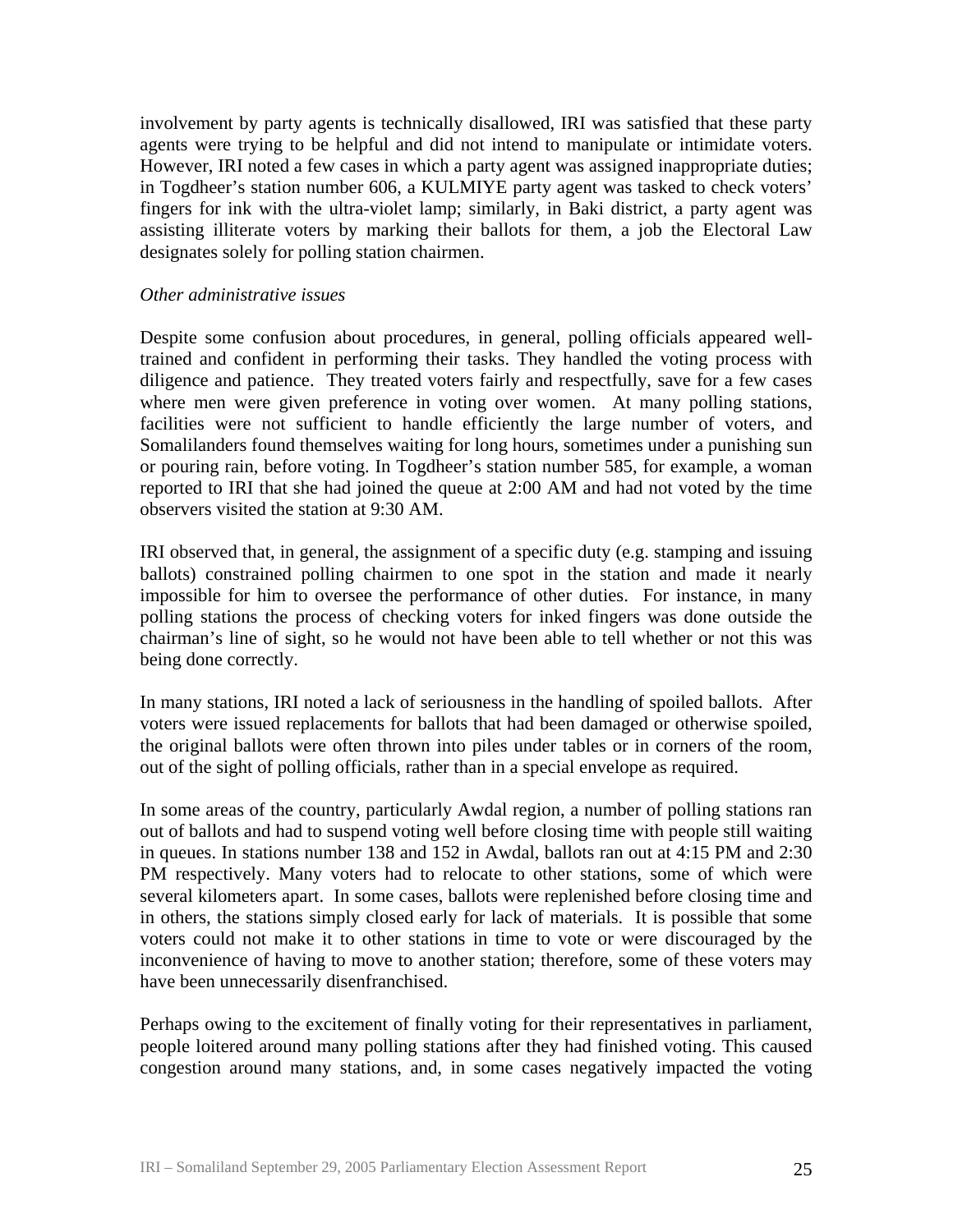involvement by party agents is technically disallowed, IRI was satisfied that these party agents were trying to be helpful and did not intend to manipulate or intimidate voters. However, IRI noted a few cases in which a party agent was assigned inappropriate duties; in Togdheer's station number 606, a KULMIYE party agent was tasked to check voters' fingers for ink with the ultra-violet lamp; similarly, in Baki district, a party agent was assisting illiterate voters by marking their ballots for them, a job the Electoral Law designates solely for polling station chairmen.

*Other administrative issues*

Despite some confusion about procedures, in general, polling officials appeared well-trained and confident in performing their tasks. They handled the voting process with diligence and patience. They treated voters fairly and respectfully, save for a few cases where men were given preference in voting over women. At many polling stations, facilities were not sufficient to handle efficiently the large number of voters, and Somalilanders found themselves waiting for long hours, sometimes under a punishing sun or pouring rain, before voting. In Togdheer's station number 585, for example, a woman reported to IRI that she had joined the queue at 2:00 AM and had not voted by the time observers visited the station at 9:30 AM.

IRI observed that, in general, the assignment of a specific duty (e.g. stamping and issuing ballots) constrained polling chairmen to one spot in the station and made it nearly impossible for him to oversee the performance of other duties. For instance, in many polling stations the process of checking voters for inked fingers was done outside the chairman's line of sight, so he would not have been able to tell whether or not this was being done correctly.

In many stations, IRI noted a lack of seriousness in the handling of spoiled ballots. After voters were issued replacements for ballots that had been damaged or otherwise spoiled, the original ballots were often thrown into piles under tables or in corners of the room, out of the sight of polling officials, rather than in a special envelope as required.

In some areas of the country, particularly Awdal region, a number of polling stations ran out of ballots and had to suspend voting well before closing time with people still waiting in queues. In stations number 138 and 152 in Awdal, ballots ran out at 4:15 PM and 2:30 PM respectively. Many voters had to relocate to other stations, some of which were several kilometers apart. In some cases, ballots were replenished before closing time and in others, the stations simply closed early for lack of materials. It is possible that some voters could not make it to other stations in time to vote or were discouraged by the inconvenience of having to move to another station; therefore, some of these voters may have been unnecessarily disenfranchised.

Perhaps owing to the excitement of finally voting for their representatives in parliament, people loitered around many polling stations after they had finished voting. This caused congestion around many stations, and, in some cases negatively impacted the voting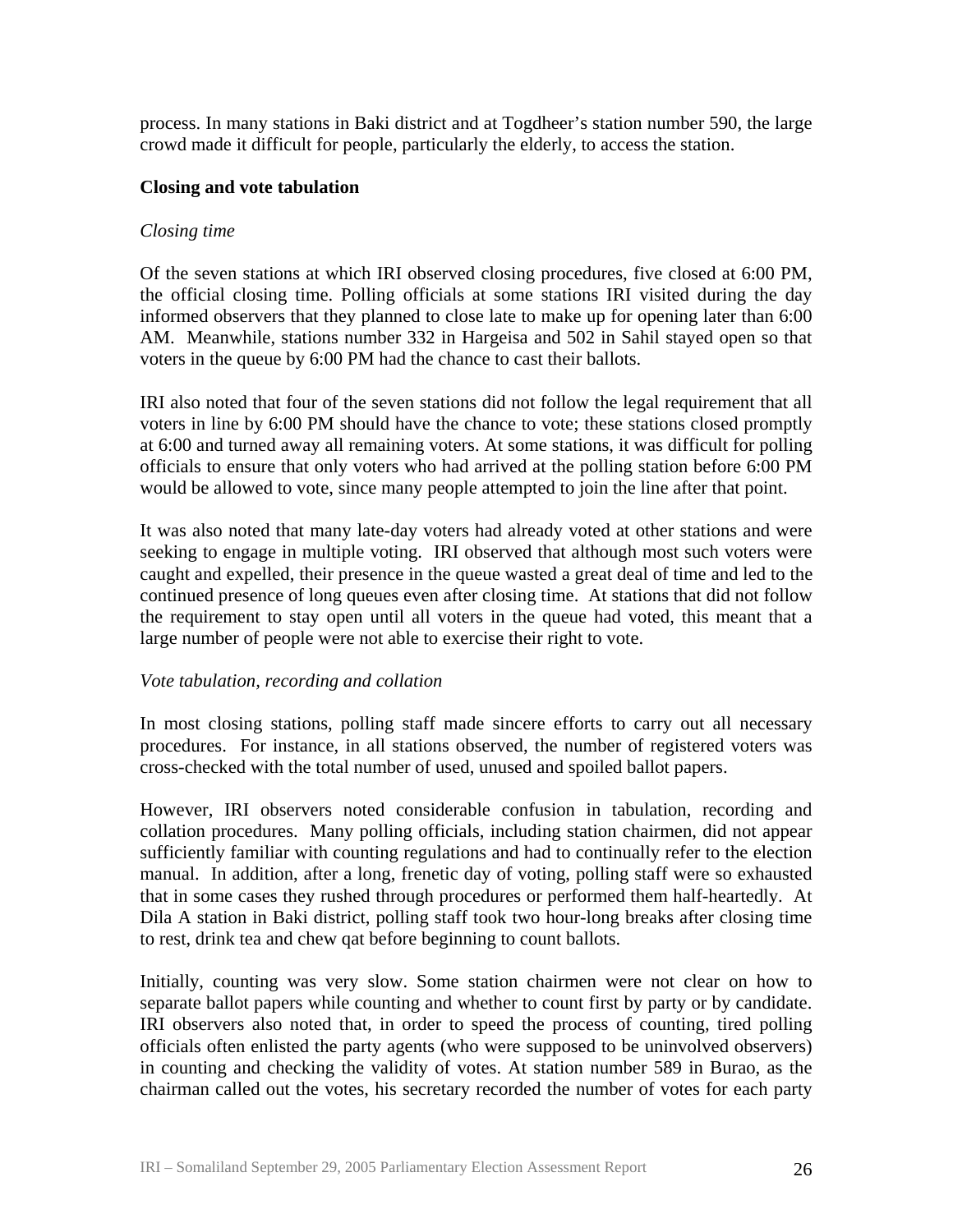process. In many stations in Baki district and at Togdheer's station number 590, the large crowd made it difficult for people, particularly the elderly, to access the station.

**Closing and vote tabulation**

*Closing time*

Of the seven stations at which IRI observed closing procedures, five closed at 6:00 PM, the official closing time. Polling officials at some stations IRI visited during the day informed observers that they planned to close late to make up for opening later than 6:00 AM. Meanwhile, stations number 332 in Hargeisa and 502 in Sahil stayed open so that voters in the queue by 6:00 PM had the chance to cast their ballots.

IRI also noted that four of the seven stations did not follow the legal requirement that all voters in line by 6:00 PM should have the chance to vote; these stations closed promptly at 6:00 and turned away all remaining voters. At some stations, it was difficult for polling officials to ensure that only voters who had arrived at the polling station before 6:00 PM would be allowed to vote, since many people attempted to join the line after that point.

It was also noted that many late-day voters had already voted at other stations and were seeking to engage in multiple voting. IRI observed that although most such voters were caught and expelled, their presence in the queue wasted a great deal of time and led to the continued presence of long queues even after closing time. At stations that did not follow the requirement to stay open until all voters in the queue had voted, this meant that a large number of people were not able to exercise their right to vote.

*Vote tabulation, recording and collation*

In most closing stations, polling staff made sincere efforts to carry out all necessary procedures. For instance, in all stations observed, the number of registered voters was cross-checked with the total number of used, unused and spoiled ballot papers.

However, IRI observers noted considerable confusion in tabulation, recording and collation procedures. Many polling officials, including station chairmen, did not appear sufficiently familiar with counting regulations and had to continually refer to the election manual. In addition, after a long, frenetic day of voting, polling staff were so exhausted that in some cases they rushed through procedures or performed them half-heartedly. At Dila A station in Baki district, polling staff took two hour-long breaks after closing time to rest, drink tea and chew qat before beginning to count ballots.

Initially, counting was very slow. Some station chairmen were not clear on how to separate ballot papers while counting and whether to count first by party or by candidate. IRI observers also noted that, in order to speed the process of counting, tired polling officials often enlisted the party agents (who were supposed to be uninvolved observers) in counting and checking the validity of votes. At station number 589 in Burao, as the chairman called out the votes, his secretary recorded the number of votes for each party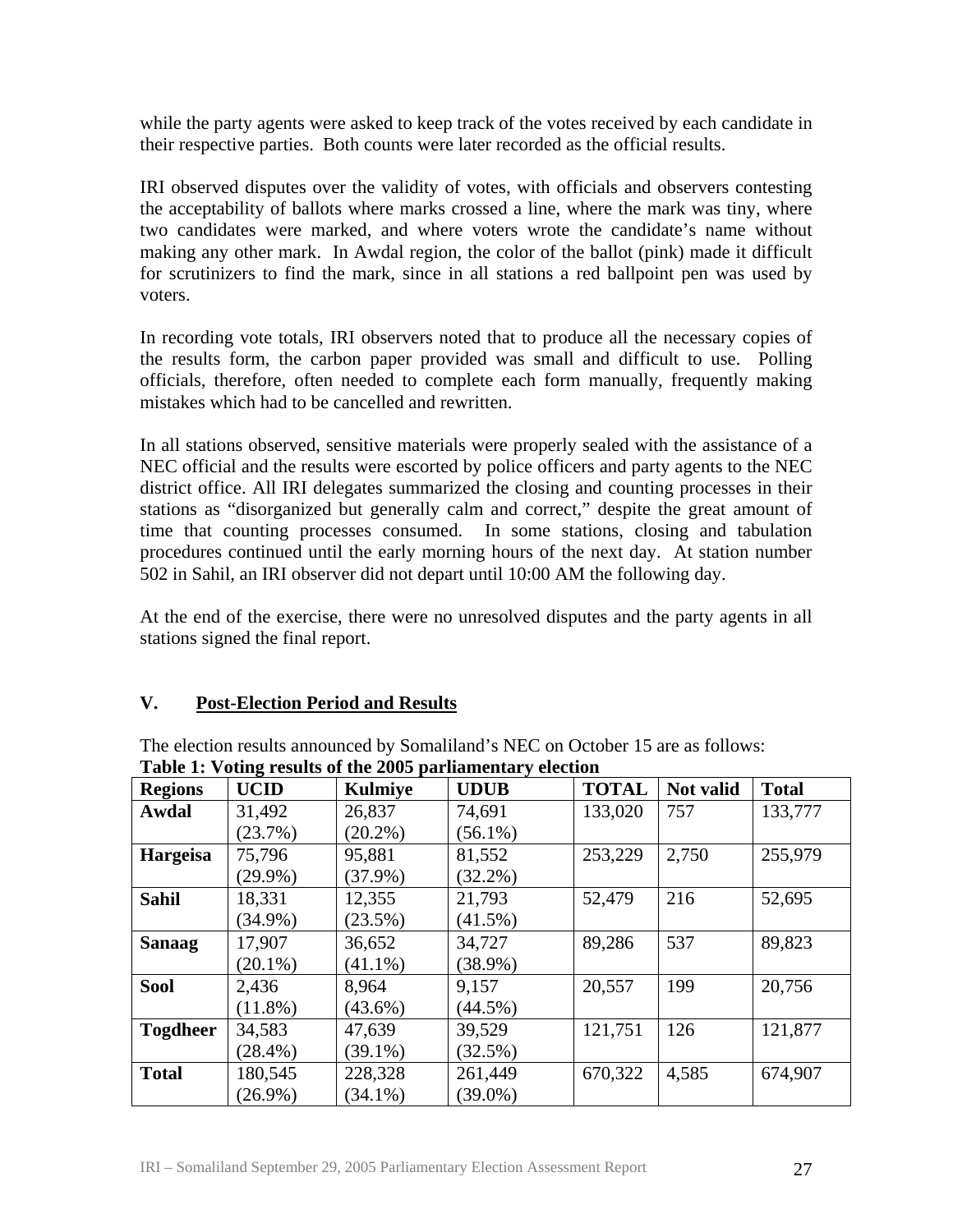while the party agents were asked to keep track of the votes received by each candidate in their respective parties. Both counts were later recorded as the official results.

IRI observed disputes over the validity of votes, with officials and observers contesting the acceptability of ballots where marks crossed a line, where the mark was tiny, where two candidates were marked, and where voters wrote the candidate's name without making any other mark. In Awdal region, the color of the ballot (pink) made it difficult for scrutinizers to find the mark, since in all stations a red ballpoint pen was used by voters.

In recording vote totals, IRI observers noted that to produce all the necessary copies of the results form, the carbon paper provided was small and difficult to use. Polling officials, therefore, often needed to complete each form manually, frequently making mistakes which had to be cancelled and rewritten.

In all stations observed, sensitive materials were properly sealed with the assistance of a NEC official and the results were escorted by police officers and party agents to the NEC district office. All IRI delegates summarized the closing and counting processes in their stations as "disorganized but generally calm and correct," despite the great amount of time that counting processes consumed. In some stations, closing and tabulation procedures continued until the early morning hours of the next day. At station number 502 in Sahil, an IRI observer did not depart until 10:00 AM the following day.

At the end of the exercise, there were no unresolved disputes and the party agents in all stations signed the final report.

## V. Post-Election Period and Results

The election results announced by Somaliland's NEC on October 15 are as follows:

**Table 1: Voting results of the 2005 parliamentary election**

| Regions | UCID | Kulmiye | UDUB | TOTAL | Not valid | Total |
|---|---|---|---|---|---|---|
| **Awdal** | 31,492 (23.7%) | 26,837 (20.2%) | 74,691 (56.1%) | 133,020 | 757 | 133,777 |
| **Hargeisa** | 75,796 (29.9%) | 95,881 (37.9%) | 81,552 (32.2%) | 253,229 | 2,750 | 255,979 |
| **Sahil** | 18,331 (34.9%) | 12,355 (23.5%) | 21,793 (41.5%) | 52,479 | 216 | 52,695 |
| **Sanaag** | 17,907 (20.1%) | 36,652 (41.1%) | 34,727 (38.9%) | 89,286 | 537 | 89,823 |
| **Sool** | 2,436 (11.8%) | 8,964 (43.6%) | 9,157 (44.5%) | 20,557 | 199 | 20,756 |
| **Togdheer** | 34,583 (28.4%) | 47,639 (39.1%) | 39,529 (32.5%) | 121,751 | 126 | 121,877 |
| **Total** | 180,545 (26.9%) | 228,328 (34.1%) | 261,449 (39.0%) | 670,322 | 4,585 | 674,907 |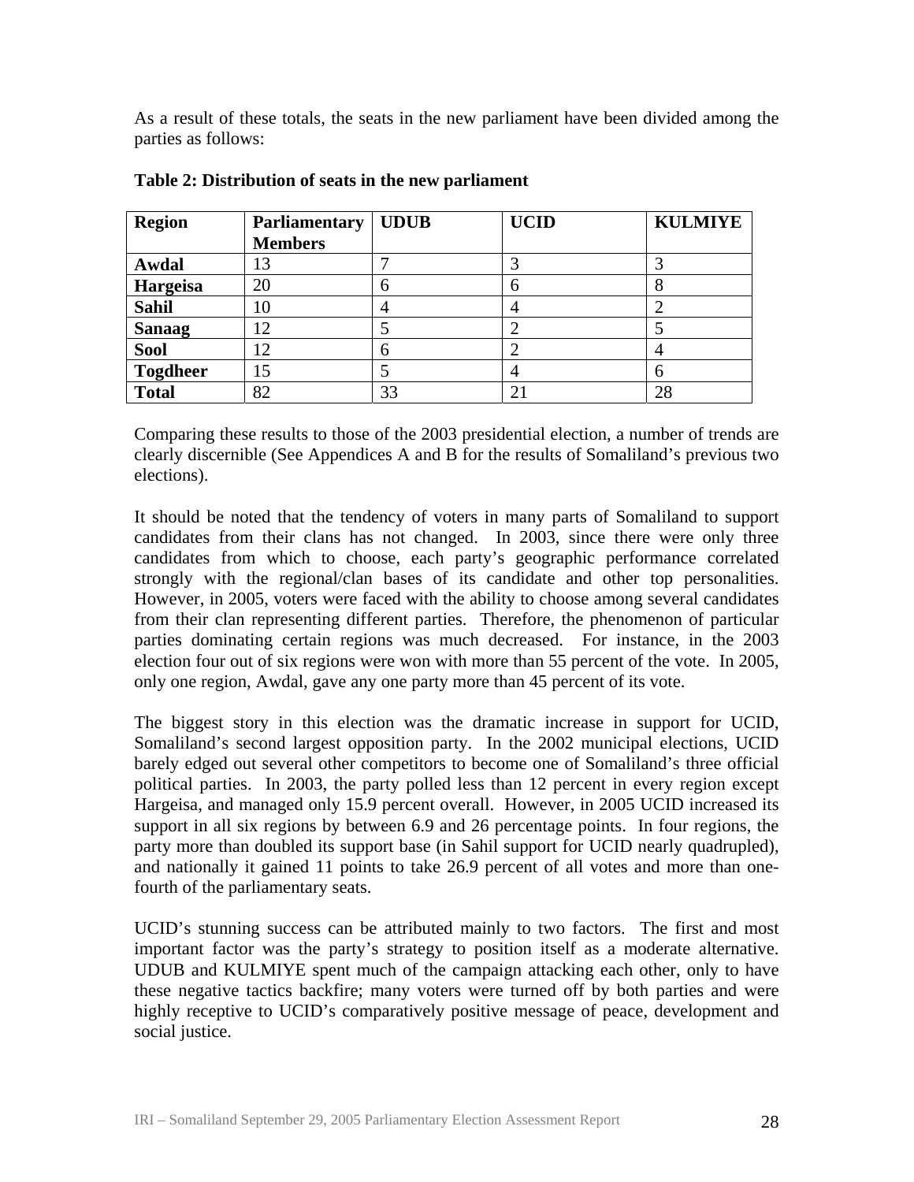As a result of these totals, the seats in the new parliament have been divided among the parties as follows:

**Table 2: Distribution of seats in the new parliament**

| Region | Parliamentary Members | UDUB | UCID | KULMIYE |
|---|---|---|---|---|
| **Awdal** | 13 | 7 | 3 | 3 |
| **Hargeisa** | 20 | 6 | 6 | 8 |
| **Sahil** | 10 | 4 | 4 | 2 |
| **Sanaag** | 12 | 5 | 2 | 5 |
| **Sool** | 12 | 6 | 2 | 4 |
| **Togdheer** | 15 | 5 | 4 | 6 |
| **Total** | 82 | 33 | 21 | 28 |

Comparing these results to those of the 2003 presidential election, a number of trends are clearly discernible (See Appendices A and B for the results of Somaliland's previous two elections).

It should be noted that the tendency of voters in many parts of Somaliland to support candidates from their clans has not changed. In 2003, since there were only three candidates from which to choose, each party's geographic performance correlated strongly with the regional/clan bases of its candidate and other top personalities. However, in 2005, voters were faced with the ability to choose among several candidates from their clan representing different parties. Therefore, the phenomenon of particular parties dominating certain regions was much decreased. For instance, in the 2003 election four out of six regions were won with more than 55 percent of the vote. In 2005, only one region, Awdal, gave any one party more than 45 percent of its vote.

The biggest story in this election was the dramatic increase in support for UCID, Somaliland's second largest opposition party. In the 2002 municipal elections, UCID barely edged out several other competitors to become one of Somaliland's three official political parties. In 2003, the party polled less than 12 percent in every region except Hargeisa, and managed only 15.9 percent overall. However, in 2005 UCID increased its support in all six regions by between 6.9 and 26 percentage points. In four regions, the party more than doubled its support base (in Sahil support for UCID nearly quadrupled), and nationally it gained 11 points to take 26.9 percent of all votes and more than one-fourth of the parliamentary seats.

UCID's stunning success can be attributed mainly to two factors. The first and most important factor was the party's strategy to position itself as a moderate alternative. UDUB and KULMIYE spent much of the campaign attacking each other, only to have these negative tactics backfire; many voters were turned off by both parties and were highly receptive to UCID's comparatively positive message of peace, development and social justice.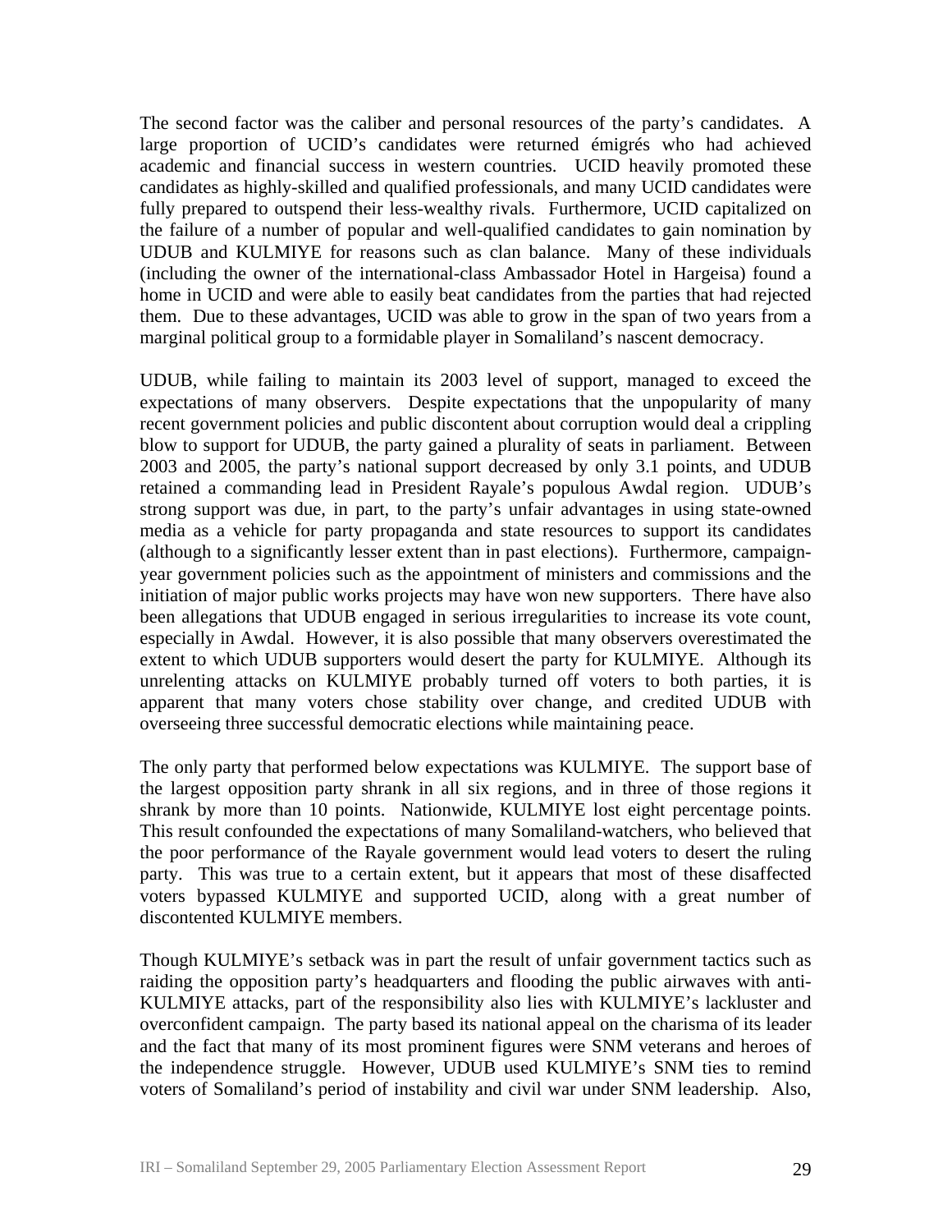The second factor was the caliber and personal resources of the party's candidates. A large proportion of UCID's candidates were returned émigrés who had achieved academic and financial success in western countries. UCID heavily promoted these candidates as highly-skilled and qualified professionals, and many UCID candidates were fully prepared to outspend their less-wealthy rivals. Furthermore, UCID capitalized on the failure of a number of popular and well-qualified candidates to gain nomination by UDUB and KULMIYE for reasons such as clan balance. Many of these individuals (including the owner of the international-class Ambassador Hotel in Hargeisa) found a home in UCID and were able to easily beat candidates from the parties that had rejected them. Due to these advantages, UCID was able to grow in the span of two years from a marginal political group to a formidable player in Somaliland's nascent democracy.

UDUB, while failing to maintain its 2003 level of support, managed to exceed the expectations of many observers. Despite expectations that the unpopularity of many recent government policies and public discontent about corruption would deal a crippling blow to support for UDUB, the party gained a plurality of seats in parliament. Between 2003 and 2005, the party's national support decreased by only 3.1 points, and UDUB retained a commanding lead in President Rayale's populous Awdal region. UDUB's strong support was due, in part, to the party's unfair advantages in using state-owned media as a vehicle for party propaganda and state resources to support its candidates (although to a significantly lesser extent than in past elections). Furthermore, campaign-year government policies such as the appointment of ministers and commissions and the initiation of major public works projects may have won new supporters. There have also been allegations that UDUB engaged in serious irregularities to increase its vote count, especially in Awdal. However, it is also possible that many observers overestimated the extent to which UDUB supporters would desert the party for KULMIYE. Although its unrelenting attacks on KULMIYE probably turned off voters to both parties, it is apparent that many voters chose stability over change, and credited UDUB with overseeing three successful democratic elections while maintaining peace.

The only party that performed below expectations was KULMIYE. The support base of the largest opposition party shrank in all six regions, and in three of those regions it shrank by more than 10 points. Nationwide, KULMIYE lost eight percentage points. This result confounded the expectations of many Somaliland-watchers, who believed that the poor performance of the Rayale government would lead voters to desert the ruling party. This was true to a certain extent, but it appears that most of these disaffected voters bypassed KULMIYE and supported UCID, along with a great number of discontented KULMIYE members.

Though KULMIYE's setback was in part the result of unfair government tactics such as raiding the opposition party's headquarters and flooding the public airwaves with anti-KULMIYE attacks, part of the responsibility also lies with KULMIYE's lackluster and overconfident campaign. The party based its national appeal on the charisma of its leader and the fact that many of its most prominent figures were SNM veterans and heroes of the independence struggle. However, UDUB used KULMIYE's SNM ties to remind voters of Somaliland's period of instability and civil war under SNM leadership. Also,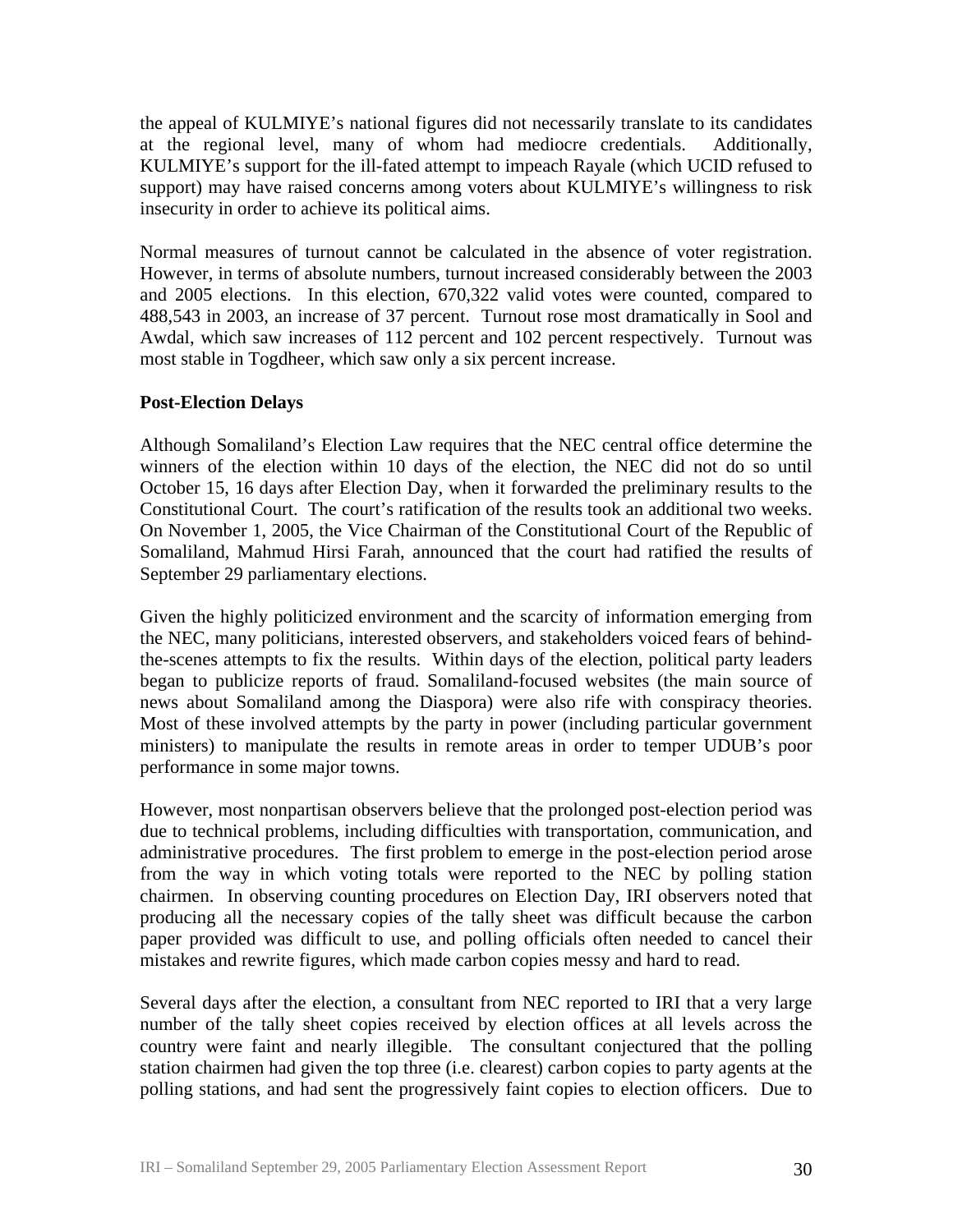the appeal of KULMIYE's national figures did not necessarily translate to its candidates at the regional level, many of whom had mediocre credentials. Additionally, KULMIYE's support for the ill-fated attempt to impeach Rayale (which UCID refused to support) may have raised concerns among voters about KULMIYE's willingness to risk insecurity in order to achieve its political aims.

Normal measures of turnout cannot be calculated in the absence of voter registration. However, in terms of absolute numbers, turnout increased considerably between the 2003 and 2005 elections. In this election, 670,322 valid votes were counted, compared to 488,543 in 2003, an increase of 37 percent. Turnout rose most dramatically in Sool and Awdal, which saw increases of 112 percent and 102 percent respectively. Turnout was most stable in Togdheer, which saw only a six percent increase.

**Post-Election Delays**

Although Somaliland's Election Law requires that the NEC central office determine the winners of the election within 10 days of the election, the NEC did not do so until October 15, 16 days after Election Day, when it forwarded the preliminary results to the Constitutional Court. The court's ratification of the results took an additional two weeks. On November 1, 2005, the Vice Chairman of the Constitutional Court of the Republic of Somaliland, Mahmud Hirsi Farah, announced that the court had ratified the results of September 29 parliamentary elections.

Given the highly politicized environment and the scarcity of information emerging from the NEC, many politicians, interested observers, and stakeholders voiced fears of behind-the-scenes attempts to fix the results. Within days of the election, political party leaders began to publicize reports of fraud. Somaliland-focused websites (the main source of news about Somaliland among the Diaspora) were also rife with conspiracy theories. Most of these involved attempts by the party in power (including particular government ministers) to manipulate the results in remote areas in order to temper UDUB's poor performance in some major towns.

However, most nonpartisan observers believe that the prolonged post-election period was due to technical problems, including difficulties with transportation, communication, and administrative procedures. The first problem to emerge in the post-election period arose from the way in which voting totals were reported to the NEC by polling station chairmen. In observing counting procedures on Election Day, IRI observers noted that producing all the necessary copies of the tally sheet was difficult because the carbon paper provided was difficult to use, and polling officials often needed to cancel their mistakes and rewrite figures, which made carbon copies messy and hard to read.

Several days after the election, a consultant from NEC reported to IRI that a very large number of the tally sheet copies received by election offices at all levels across the country were faint and nearly illegible. The consultant conjectured that the polling station chairmen had given the top three (i.e. clearest) carbon copies to party agents at the polling stations, and had sent the progressively faint copies to election officers. Due to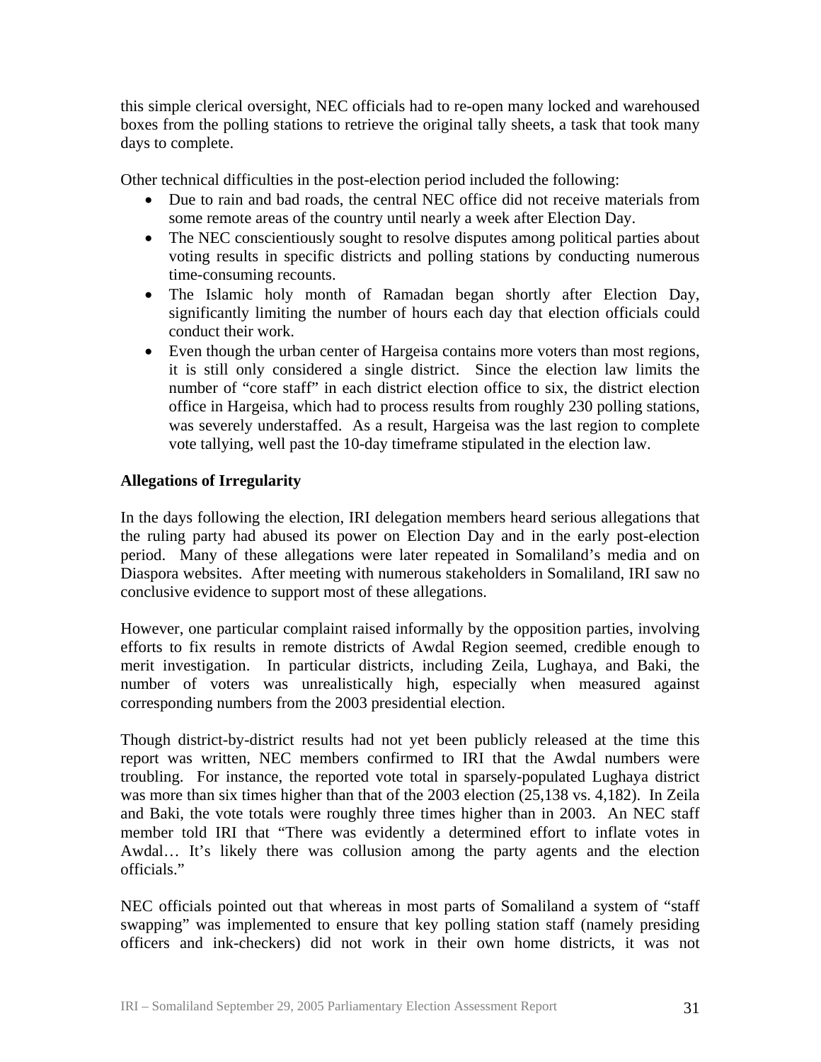this simple clerical oversight, NEC officials had to re-open many locked and warehoused boxes from the polling stations to retrieve the original tally sheets, a task that took many days to complete.

Other technical difficulties in the post-election period included the following:

- Due to rain and bad roads, the central NEC office did not receive materials from some remote areas of the country until nearly a week after Election Day.
- The NEC conscientiously sought to resolve disputes among political parties about voting results in specific districts and polling stations by conducting numerous time-consuming recounts.
- The Islamic holy month of Ramadan began shortly after Election Day, significantly limiting the number of hours each day that election officials could conduct their work.
- Even though the urban center of Hargeisa contains more voters than most regions, it is still only considered a single district. Since the election law limits the number of "core staff" in each district election office to six, the district election office in Hargeisa, which had to process results from roughly 230 polling stations, was severely understaffed. As a result, Hargeisa was the last region to complete vote tallying, well past the 10-day timeframe stipulated in the election law.

**Allegations of Irregularity**

In the days following the election, IRI delegation members heard serious allegations that the ruling party had abused its power on Election Day and in the early post-election period. Many of these allegations were later repeated in Somaliland's media and on Diaspora websites. After meeting with numerous stakeholders in Somaliland, IRI saw no conclusive evidence to support most of these allegations.

However, one particular complaint raised informally by the opposition parties, involving efforts to fix results in remote districts of Awdal Region seemed, credible enough to merit investigation. In particular districts, including Zeila, Lughaya, and Baki, the number of voters was unrealistically high, especially when measured against corresponding numbers from the 2003 presidential election.

Though district-by-district results had not yet been publicly released at the time this report was written, NEC members confirmed to IRI that the Awdal numbers were troubling. For instance, the reported vote total in sparsely-populated Lughaya district was more than six times higher than that of the 2003 election (25,138 vs. 4,182). In Zeila and Baki, the vote totals were roughly three times higher than in 2003. An NEC staff member told IRI that "There was evidently a determined effort to inflate votes in Awdal… It's likely there was collusion among the party agents and the election officials."

NEC officials pointed out that whereas in most parts of Somaliland a system of "staff swapping" was implemented to ensure that key polling station staff (namely presiding officers and ink-checkers) did not work in their own home districts, it was not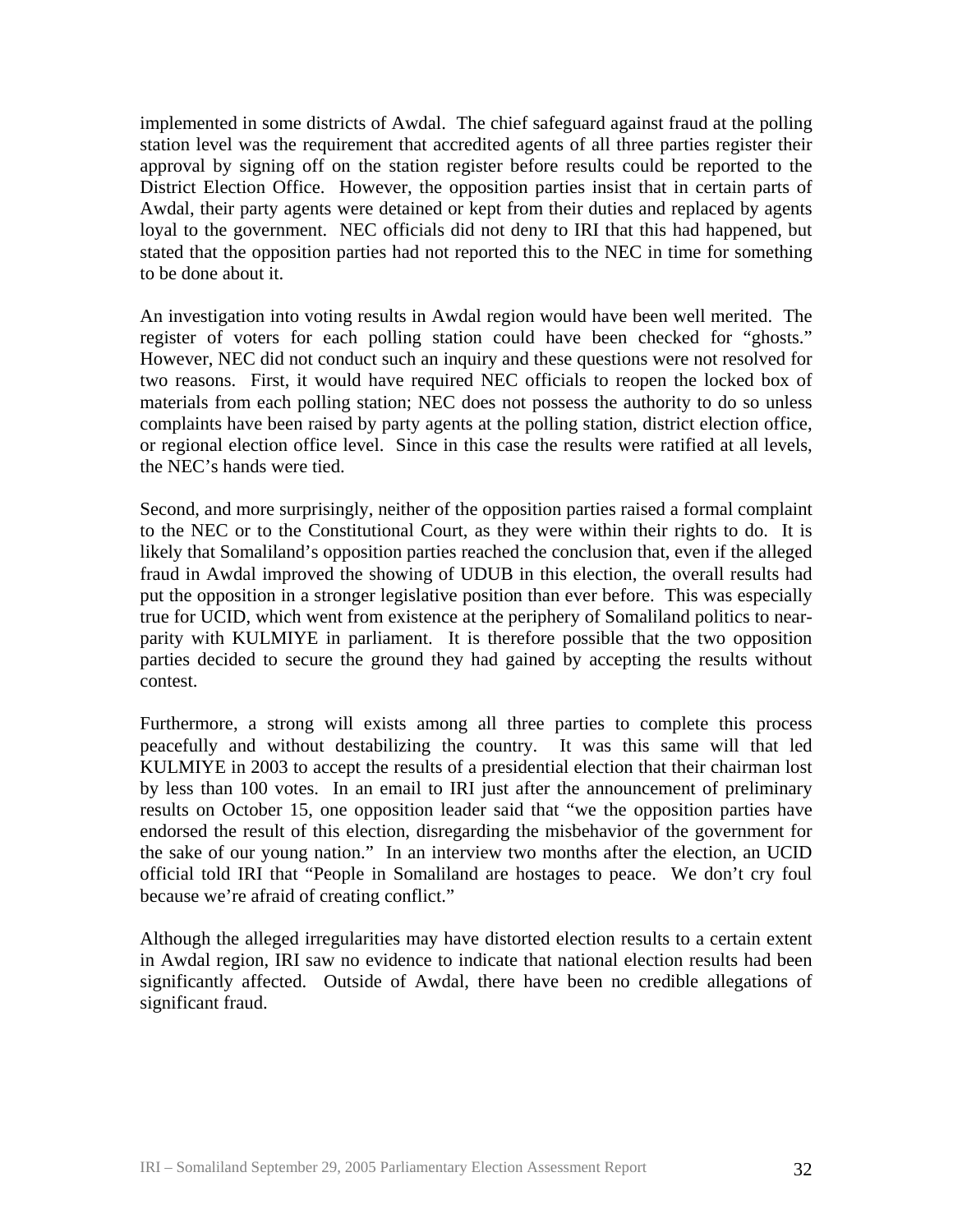implemented in some districts of Awdal. The chief safeguard against fraud at the polling station level was the requirement that accredited agents of all three parties register their approval by signing off on the station register before results could be reported to the District Election Office. However, the opposition parties insist that in certain parts of Awdal, their party agents were detained or kept from their duties and replaced by agents loyal to the government. NEC officials did not deny to IRI that this had happened, but stated that the opposition parties had not reported this to the NEC in time for something to be done about it.

An investigation into voting results in Awdal region would have been well merited. The register of voters for each polling station could have been checked for "ghosts." However, NEC did not conduct such an inquiry and these questions were not resolved for two reasons. First, it would have required NEC officials to reopen the locked box of materials from each polling station; NEC does not possess the authority to do so unless complaints have been raised by party agents at the polling station, district election office, or regional election office level. Since in this case the results were ratified at all levels, the NEC's hands were tied.

Second, and more surprisingly, neither of the opposition parties raised a formal complaint to the NEC or to the Constitutional Court, as they were within their rights to do. It is likely that Somaliland's opposition parties reached the conclusion that, even if the alleged fraud in Awdal improved the showing of UDUB in this election, the overall results had put the opposition in a stronger legislative position than ever before. This was especially true for UCID, which went from existence at the periphery of Somaliland politics to near-parity with KULMIYE in parliament. It is therefore possible that the two opposition parties decided to secure the ground they had gained by accepting the results without contest.

Furthermore, a strong will exists among all three parties to complete this process peacefully and without destabilizing the country. It was this same will that led KULMIYE in 2003 to accept the results of a presidential election that their chairman lost by less than 100 votes. In an email to IRI just after the announcement of preliminary results on October 15, one opposition leader said that "we the opposition parties have endorsed the result of this election, disregarding the misbehavior of the government for the sake of our young nation." In an interview two months after the election, an UCID official told IRI that "People in Somaliland are hostages to peace. We don't cry foul because we're afraid of creating conflict."

Although the alleged irregularities may have distorted election results to a certain extent in Awdal region, IRI saw no evidence to indicate that national election results had been significantly affected. Outside of Awdal, there have been no credible allegations of significant fraud.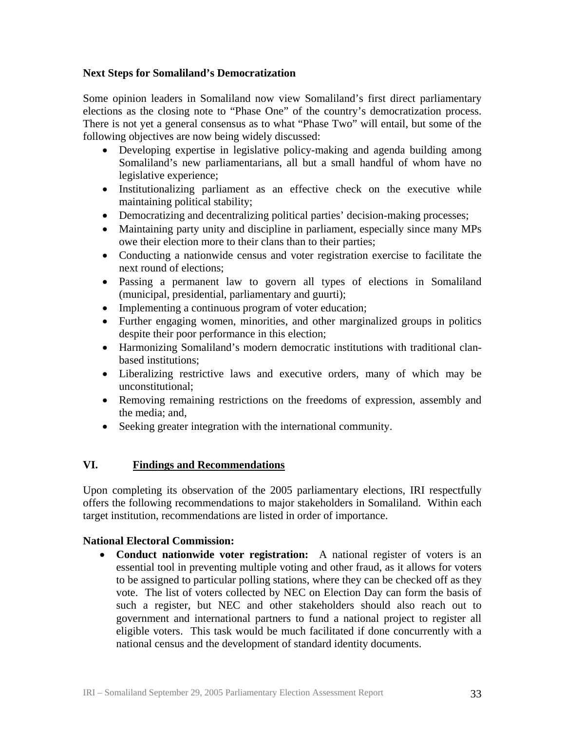**Next Steps for Somaliland's Democratization**

Some opinion leaders in Somaliland now view Somaliland's first direct parliamentary elections as the closing note to "Phase One" of the country's democratization process. There is not yet a general consensus as to what "Phase Two" will entail, but some of the following objectives are now being widely discussed:

- Developing expertise in legislative policy-making and agenda building among Somaliland's new parliamentarians, all but a small handful of whom have no legislative experience;
- Institutionalizing parliament as an effective check on the executive while maintaining political stability;
- Democratizing and decentralizing political parties' decision-making processes;
- Maintaining party unity and discipline in parliament, especially since many MPs owe their election more to their clans than to their parties;
- Conducting a nationwide census and voter registration exercise to facilitate the next round of elections;
- Passing a permanent law to govern all types of elections in Somaliland (municipal, presidential, parliamentary and guurti);
- Implementing a continuous program of voter education;
- Further engaging women, minorities, and other marginalized groups in politics despite their poor performance in this election;
- Harmonizing Somaliland's modern democratic institutions with traditional clan-based institutions;
- Liberalizing restrictive laws and executive orders, many of which may be unconstitutional;
- Removing remaining restrictions on the freedoms of expression, assembly and the media; and,
- Seeking greater integration with the international community.

## VI. Findings and Recommendations

Upon completing its observation of the 2005 parliamentary elections, IRI respectfully offers the following recommendations to major stakeholders in Somaliland. Within each target institution, recommendations are listed in order of importance.

**National Electoral Commission:**

- **Conduct nationwide voter registration:** A national register of voters is an essential tool in preventing multiple voting and other fraud, as it allows for voters to be assigned to particular polling stations, where they can be checked off as they vote. The list of voters collected by NEC on Election Day can form the basis of such a register, but NEC and other stakeholders should also reach out to government and international partners to fund a national project to register all eligible voters. This task would be much facilitated if done concurrently with a national census and the development of standard identity documents.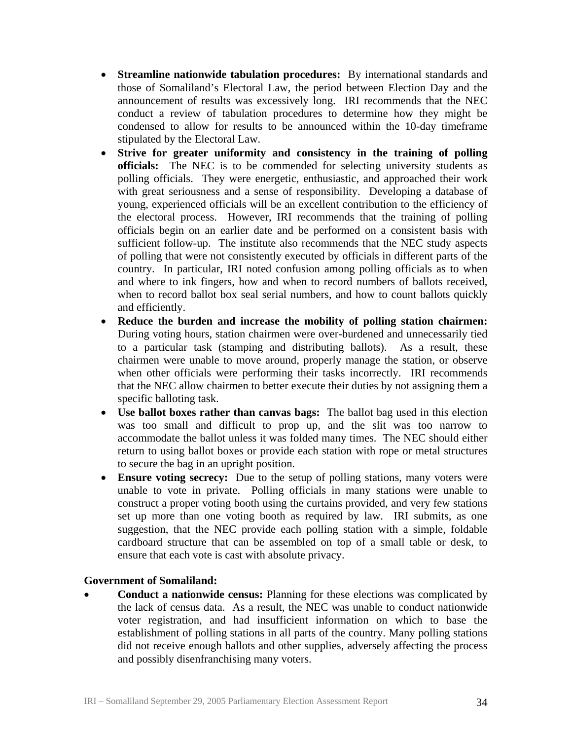- **Streamline nationwide tabulation procedures:** By international standards and those of Somaliland's Electoral Law, the period between Election Day and the announcement of results was excessively long. IRI recommends that the NEC conduct a review of tabulation procedures to determine how they might be condensed to allow for results to be announced within the 10-day timeframe stipulated by the Electoral Law.
- **Strive for greater uniformity and consistency in the training of polling officials:** The NEC is to be commended for selecting university students as polling officials. They were energetic, enthusiastic, and approached their work with great seriousness and a sense of responsibility. Developing a database of young, experienced officials will be an excellent contribution to the efficiency of the electoral process. However, IRI recommends that the training of polling officials begin on an earlier date and be performed on a consistent basis with sufficient follow-up. The institute also recommends that the NEC study aspects of polling that were not consistently executed by officials in different parts of the country. In particular, IRI noted confusion among polling officials as to when and where to ink fingers, how and when to record numbers of ballots received, when to record ballot box seal serial numbers, and how to count ballots quickly and efficiently.
- **Reduce the burden and increase the mobility of polling station chairmen:** During voting hours, station chairmen were over-burdened and unnecessarily tied to a particular task (stamping and distributing ballots). As a result, these chairmen were unable to move around, properly manage the station, or observe when other officials were performing their tasks incorrectly. IRI recommends that the NEC allow chairmen to better execute their duties by not assigning them a specific balloting task.
- **Use ballot boxes rather than canvas bags:** The ballot bag used in this election was too small and difficult to prop up, and the slit was too narrow to accommodate the ballot unless it was folded many times. The NEC should either return to using ballot boxes or provide each station with rope or metal structures to secure the bag in an upright position.
- **Ensure voting secrecy:** Due to the setup of polling stations, many voters were unable to vote in private. Polling officials in many stations were unable to construct a proper voting booth using the curtains provided, and very few stations set up more than one voting booth as required by law. IRI submits, as one suggestion, that the NEC provide each polling station with a simple, foldable cardboard structure that can be assembled on top of a small table or desk, to ensure that each vote is cast with absolute privacy.

**Government of Somaliland:**

- **Conduct a nationwide census:** Planning for these elections was complicated by the lack of census data. As a result, the NEC was unable to conduct nationwide voter registration, and had insufficient information on which to base the establishment of polling stations in all parts of the country. Many polling stations did not receive enough ballots and other supplies, adversely affecting the process and possibly disenfranchising many voters.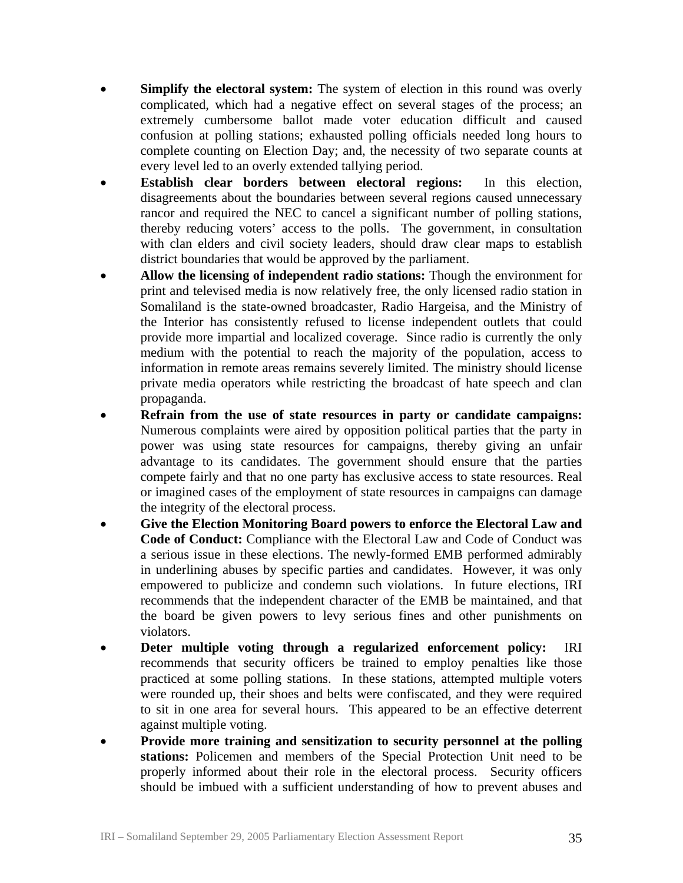- **Simplify the electoral system:** The system of election in this round was overly complicated, which had a negative effect on several stages of the process; an extremely cumbersome ballot made voter education difficult and caused confusion at polling stations; exhausted polling officials needed long hours to complete counting on Election Day; and, the necessity of two separate counts at every level led to an overly extended tallying period.
- **Establish clear borders between electoral regions:** In this election, disagreements about the boundaries between several regions caused unnecessary rancor and required the NEC to cancel a significant number of polling stations, thereby reducing voters' access to the polls. The government, in consultation with clan elders and civil society leaders, should draw clear maps to establish district boundaries that would be approved by the parliament.
- **Allow the licensing of independent radio stations:** Though the environment for print and televised media is now relatively free, the only licensed radio station in Somaliland is the state-owned broadcaster, Radio Hargeisa, and the Ministry of the Interior has consistently refused to license independent outlets that could provide more impartial and localized coverage. Since radio is currently the only medium with the potential to reach the majority of the population, access to information in remote areas remains severely limited. The ministry should license private media operators while restricting the broadcast of hate speech and clan propaganda.
- **Refrain from the use of state resources in party or candidate campaigns:** Numerous complaints were aired by opposition political parties that the party in power was using state resources for campaigns, thereby giving an unfair advantage to its candidates. The government should ensure that the parties compete fairly and that no one party has exclusive access to state resources. Real or imagined cases of the employment of state resources in campaigns can damage the integrity of the electoral process.
- **Give the Election Monitoring Board powers to enforce the Electoral Law and Code of Conduct:** Compliance with the Electoral Law and Code of Conduct was a serious issue in these elections. The newly-formed EMB performed admirably in underlining abuses by specific parties and candidates. However, it was only empowered to publicize and condemn such violations. In future elections, IRI recommends that the independent character of the EMB be maintained, and that the board be given powers to levy serious fines and other punishments on violators.
- **Deter multiple voting through a regularized enforcement policy:** IRI recommends that security officers be trained to employ penalties like those practiced at some polling stations. In these stations, attempted multiple voters were rounded up, their shoes and belts were confiscated, and they were required to sit in one area for several hours. This appeared to be an effective deterrent against multiple voting.
- **Provide more training and sensitization to security personnel at the polling stations:** Policemen and members of the Special Protection Unit need to be properly informed about their role in the electoral process. Security officers should be imbued with a sufficient understanding of how to prevent abuses and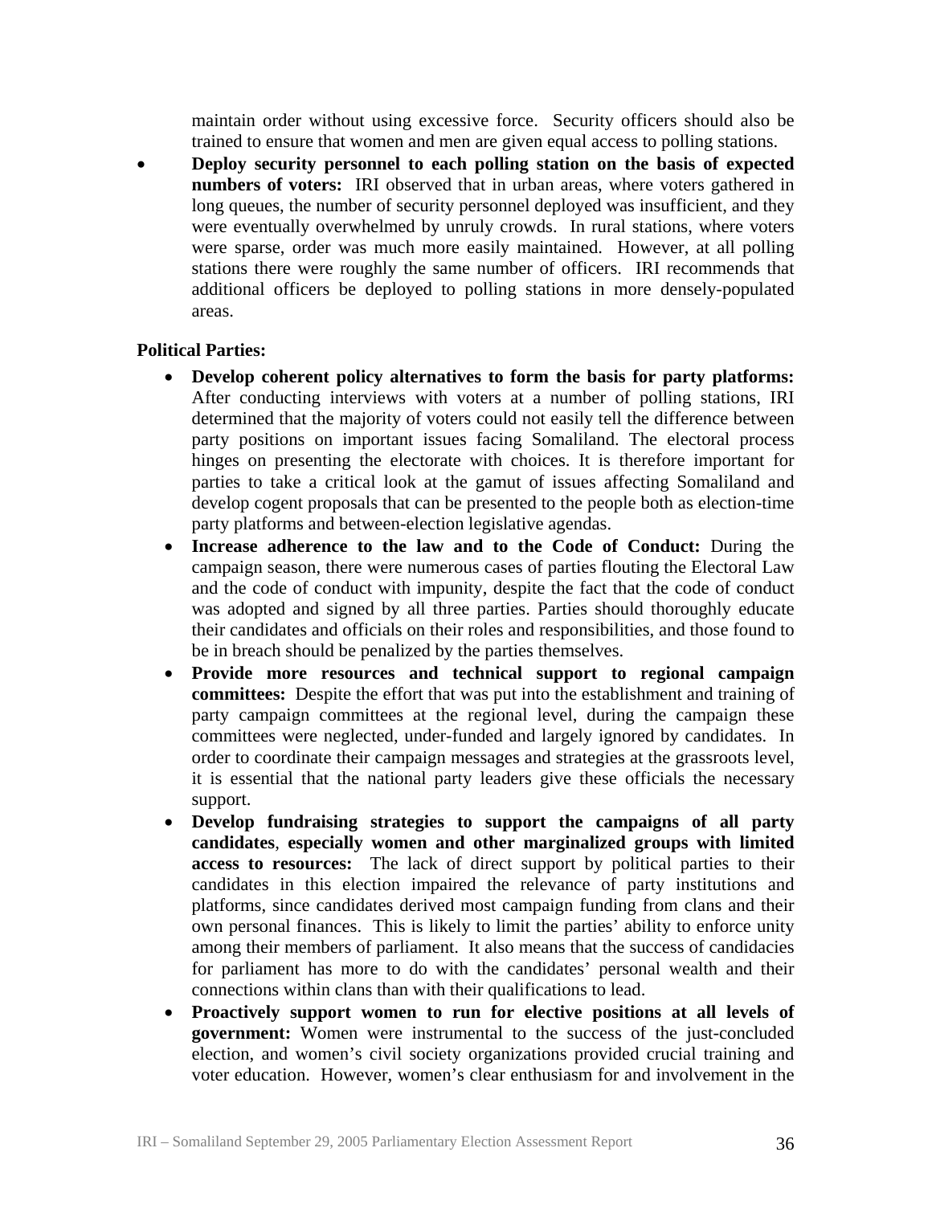maintain order without using excessive force. Security officers should also be trained to ensure that women and men are given equal access to polling stations.

- **Deploy security personnel to each polling station on the basis of expected numbers of voters:** IRI observed that in urban areas, where voters gathered in long queues, the number of security personnel deployed was insufficient, and they were eventually overwhelmed by unruly crowds. In rural stations, where voters were sparse, order was much more easily maintained. However, at all polling stations there were roughly the same number of officers. IRI recommends that additional officers be deployed to polling stations in more densely-populated areas.

**Political Parties:**

- **Develop coherent policy alternatives to form the basis for party platforms:** After conducting interviews with voters at a number of polling stations, IRI determined that the majority of voters could not easily tell the difference between party positions on important issues facing Somaliland. The electoral process hinges on presenting the electorate with choices. It is therefore important for parties to take a critical look at the gamut of issues affecting Somaliland and develop cogent proposals that can be presented to the people both as election-time party platforms and between-election legislative agendas.
- **Increase adherence to the law and to the Code of Conduct:** During the campaign season, there were numerous cases of parties flouting the Electoral Law and the code of conduct with impunity, despite the fact that the code of conduct was adopted and signed by all three parties. Parties should thoroughly educate their candidates and officials on their roles and responsibilities, and those found to be in breach should be penalized by the parties themselves.
- **Provide more resources and technical support to regional campaign committees:** Despite the effort that was put into the establishment and training of party campaign committees at the regional level, during the campaign these committees were neglected, under-funded and largely ignored by candidates. In order to coordinate their campaign messages and strategies at the grassroots level, it is essential that the national party leaders give these officials the necessary support.
- **Develop fundraising strategies to support the campaigns of all party candidates**, **especially women and other marginalized groups with limited access to resources:** The lack of direct support by political parties to their candidates in this election impaired the relevance of party institutions and platforms, since candidates derived most campaign funding from clans and their own personal finances. This is likely to limit the parties' ability to enforce unity among their members of parliament. It also means that the success of candidacies for parliament has more to do with the candidates' personal wealth and their connections within clans than with their qualifications to lead.
- **Proactively support women to run for elective positions at all levels of government:** Women were instrumental to the success of the just-concluded election, and women's civil society organizations provided crucial training and voter education. However, women's clear enthusiasm for and involvement in the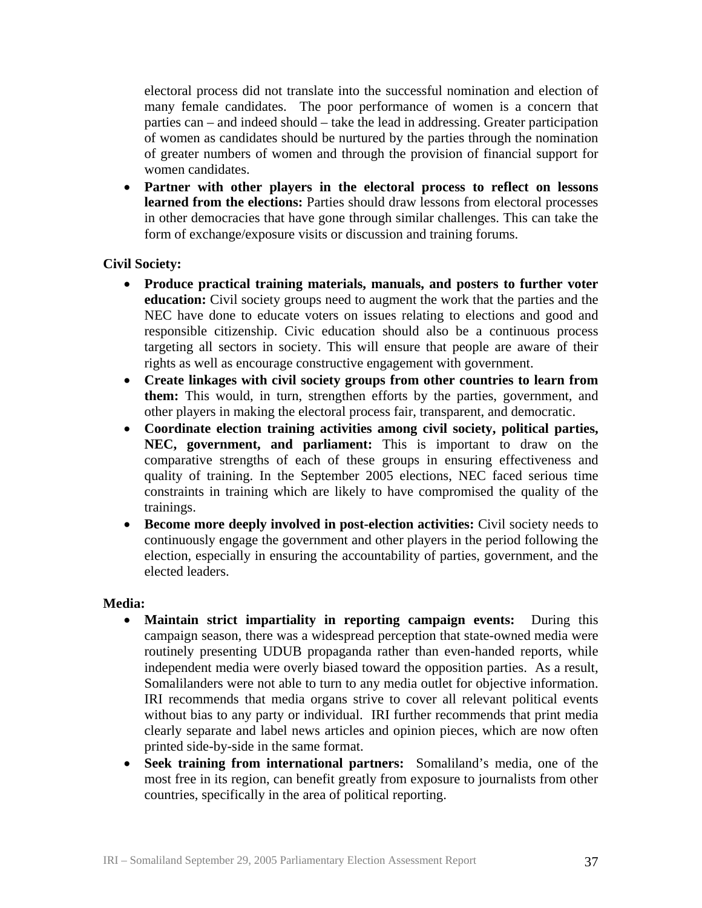electoral process did not translate into the successful nomination and election of many female candidates. The poor performance of women is a concern that parties can – and indeed should – take the lead in addressing. Greater participation of women as candidates should be nurtured by the parties through the nomination of greater numbers of women and through the provision of financial support for women candidates.

- **Partner with other players in the electoral process to reflect on lessons learned from the elections:** Parties should draw lessons from electoral processes in other democracies that have gone through similar challenges. This can take the form of exchange/exposure visits or discussion and training forums.

**Civil Society:**

- **Produce practical training materials, manuals, and posters to further voter education:** Civil society groups need to augment the work that the parties and the NEC have done to educate voters on issues relating to elections and good and responsible citizenship. Civic education should also be a continuous process targeting all sectors in society. This will ensure that people are aware of their rights as well as encourage constructive engagement with government.
- **Create linkages with civil society groups from other countries to learn from them:** This would, in turn, strengthen efforts by the parties, government, and other players in making the electoral process fair, transparent, and democratic.
- **Coordinate election training activities among civil society, political parties, NEC, government, and parliament:** This is important to draw on the comparative strengths of each of these groups in ensuring effectiveness and quality of training. In the September 2005 elections, NEC faced serious time constraints in training which are likely to have compromised the quality of the trainings.
- **Become more deeply involved in post-election activities:** Civil society needs to continuously engage the government and other players in the period following the election, especially in ensuring the accountability of parties, government, and the elected leaders.

**Media:**

- **Maintain strict impartiality in reporting campaign events:** During this campaign season, there was a widespread perception that state-owned media were routinely presenting UDUB propaganda rather than even-handed reports, while independent media were overly biased toward the opposition parties. As a result, Somalilanders were not able to turn to any media outlet for objective information. IRI recommends that media organs strive to cover all relevant political events without bias to any party or individual. IRI further recommends that print media clearly separate and label news articles and opinion pieces, which are now often printed side-by-side in the same format.
- **Seek training from international partners:** Somaliland's media, one of the most free in its region, can benefit greatly from exposure to journalists from other countries, specifically in the area of political reporting.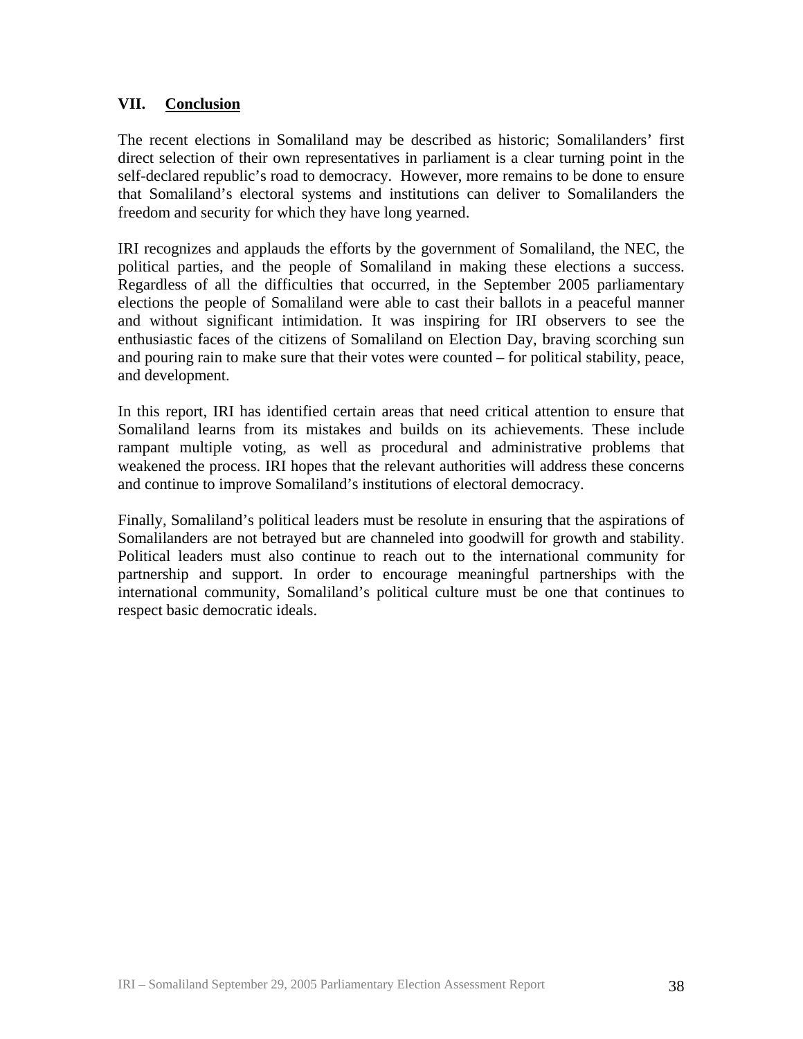## VII. Conclusion

The recent elections in Somaliland may be described as historic; Somalilanders' first direct selection of their own representatives in parliament is a clear turning point in the self-declared republic's road to democracy. However, more remains to be done to ensure that Somaliland's electoral systems and institutions can deliver to Somalilanders the freedom and security for which they have long yearned.

IRI recognizes and applauds the efforts by the government of Somaliland, the NEC, the political parties, and the people of Somaliland in making these elections a success. Regardless of all the difficulties that occurred, in the September 2005 parliamentary elections the people of Somaliland were able to cast their ballots in a peaceful manner and without significant intimidation. It was inspiring for IRI observers to see the enthusiastic faces of the citizens of Somaliland on Election Day, braving scorching sun and pouring rain to make sure that their votes were counted – for political stability, peace, and development.

In this report, IRI has identified certain areas that need critical attention to ensure that Somaliland learns from its mistakes and builds on its achievements. These include rampant multiple voting, as well as procedural and administrative problems that weakened the process. IRI hopes that the relevant authorities will address these concerns and continue to improve Somaliland's institutions of electoral democracy.

Finally, Somaliland's political leaders must be resolute in ensuring that the aspirations of Somalilanders are not betrayed but are channeled into goodwill for growth and stability. Political leaders must also continue to reach out to the international community for partnership and support. In order to encourage meaningful partnerships with the international community, Somaliland's political culture must be one that continues to respect basic democratic ideals.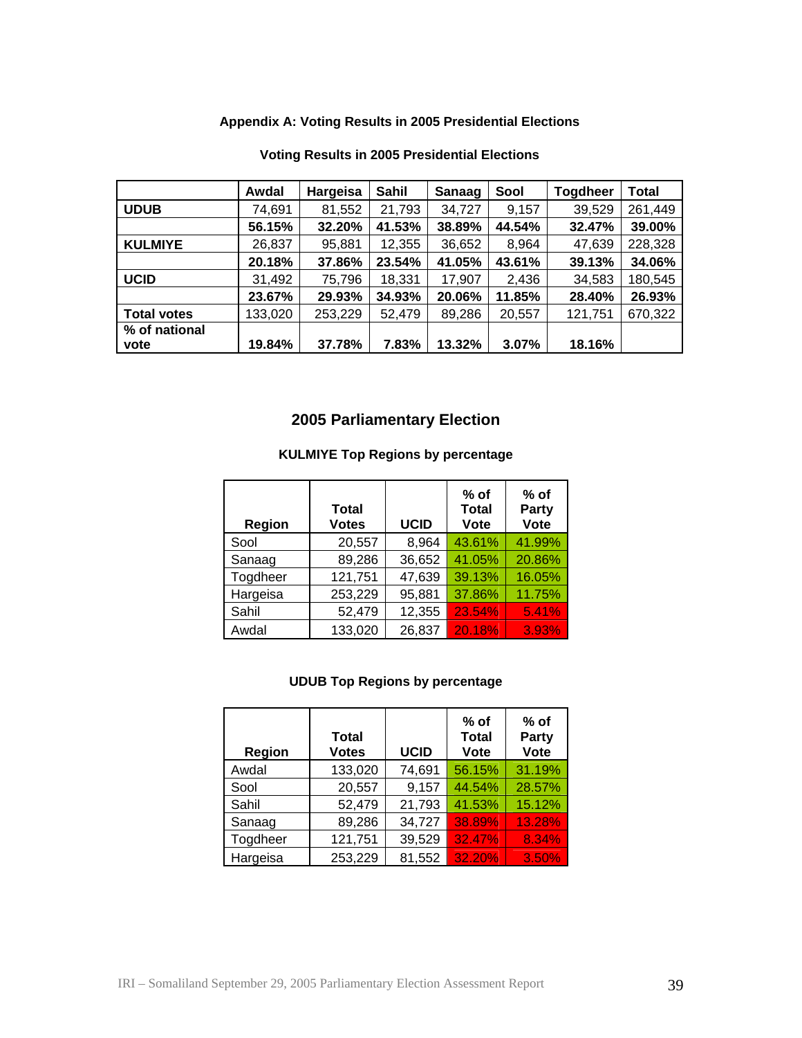**Appendix A: Voting Results in 2005 Presidential Elections**

**Voting Results in 2005 Presidential Elections**

| | Awdal | Hargeisa | Sahil | Sanaag | Sool | Togdheer | Total |
|---|---|---|---|---|---|---|---|
| **UDUB** | 74,691 | 81,552 | 21,793 | 34,727 | 9,157 | 39,529 | 261,449 |
| | **56.15%** | **32.20%** | **41.53%** | **38.89%** | **44.54%** | **32.47%** | **39.00%** |
| **KULMIYE** | 26,837 | 95,881 | 12,355 | 36,652 | 8,964 | 47,639 | 228,328 |
| | **20.18%** | **37.86%** | **23.54%** | **41.05%** | **43.61%** | **39.13%** | **34.06%** |
| **UCID** | 31,492 | 75,796 | 18,331 | 17,907 | 2,436 | 34,583 | 180,545 |
| | **23.67%** | **29.93%** | **34.93%** | **20.06%** | **11.85%** | **28.40%** | **26.93%** |
| **Total votes** | 133,020 | 253,229 | 52,479 | 89,286 | 20,557 | 121,751 | 670,322 |
| **% of national vote** | **19.84%** | **37.78%** | **7.83%** | **13.32%** | **3.07%** | **18.16%** | |

## 2005 Parliamentary Election

**KULMIYE Top Regions by percentage**

| Region | Total Votes | UCID | % of Total Vote | % of Party Vote |
|---|---|---|---|---|
| Sool | 20,557 | 8,964 | 43.61% | 41.99% |
| Sanaag | 89,286 | 36,652 | 41.05% | 20.86% |
| Togdheer | 121,751 | 47,639 | 39.13% | 16.05% |
| Hargeisa | 253,229 | 95,881 | 37.86% | 11.75% |
| Sahil | 52,479 | 12,355 | 23.54% | 5.41% |
| Awdal | 133,020 | 26,837 | 20.18% | 3.93% |

**UDUB Top Regions by percentage**

| Region | Total Votes | UCID | % of Total Vote | % of Party Vote |
|---|---|---|---|---|
| Awdal | 133,020 | 74,691 | 56.15% | 31.19% |
| Sool | 20,557 | 9,157 | 44.54% | 28.57% |
| Sahil | 52,479 | 21,793 | 41.53% | 15.12% |
| Sanaag | 89,286 | 34,727 | 38.89% | 13.28% |
| Togdheer | 121,751 | 39,529 | 32.47% | 8.34% |
| Hargeisa | 253,229 | 81,552 | 32.20% | 3.50% |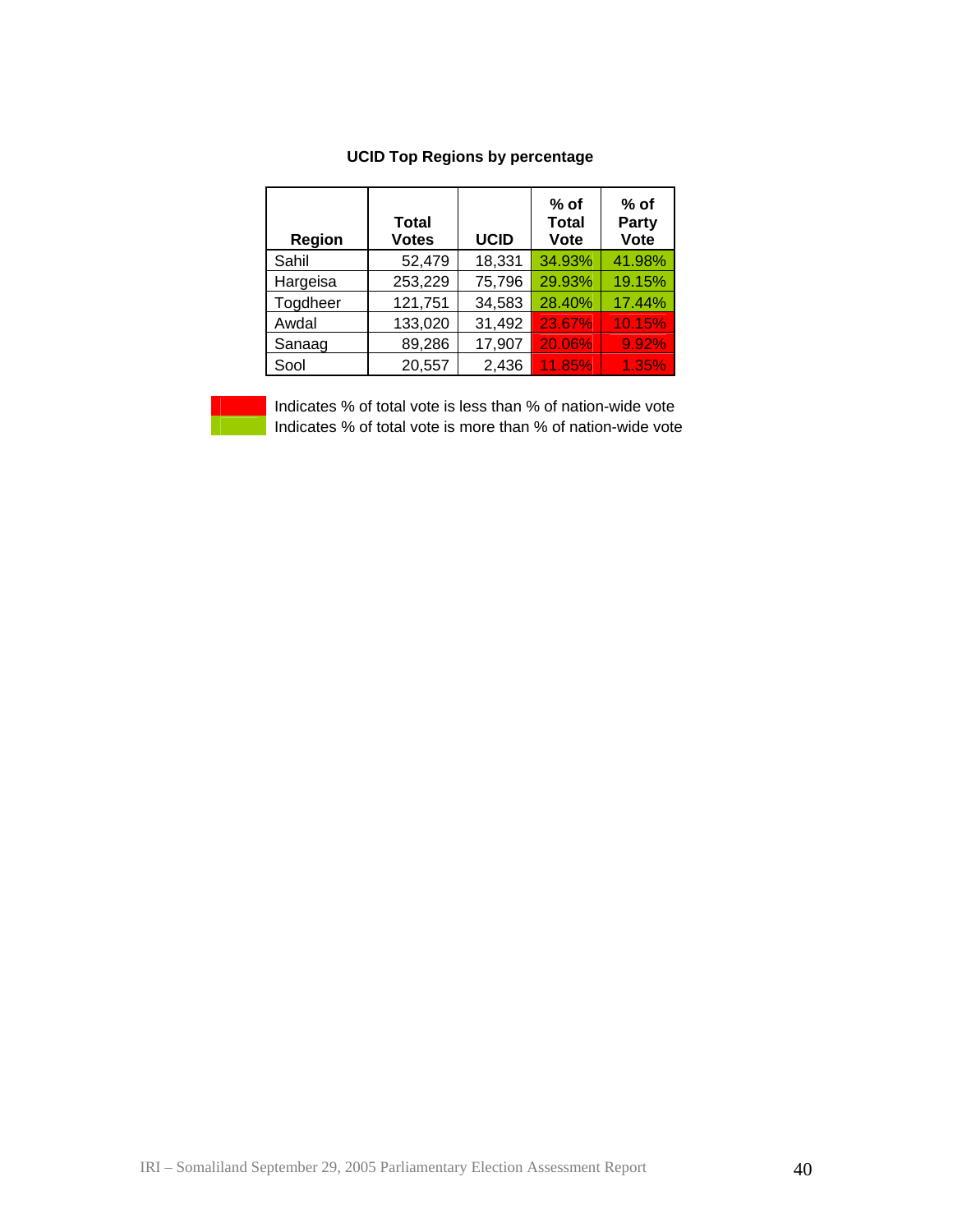**UCID Top Regions by percentage**

| Region | Total Votes | UCID | % of Total Vote | % of Party Vote |
|---|---|---|---|---|
| Sahil | 52,479 | 18,331 | 34.93% | 41.98% |
| Hargeisa | 253,229 | 75,796 | 29.93% | 19.15% |
| Togdheer | 121,751 | 34,583 | 28.40% | 17.44% |
| Awdal | 133,020 | 31,492 | 23.67% | 10.15% |
| Sanaag | 89,286 | 17,907 | 20.06% | 9.92% |
| Sool | 20,557 | 2,436 | 11.85% | 1.35% |

(Red) Indicates % of total vote is less than % of nation-wide vote

(Green) Indicates % of total vote is more than % of nation-wide vote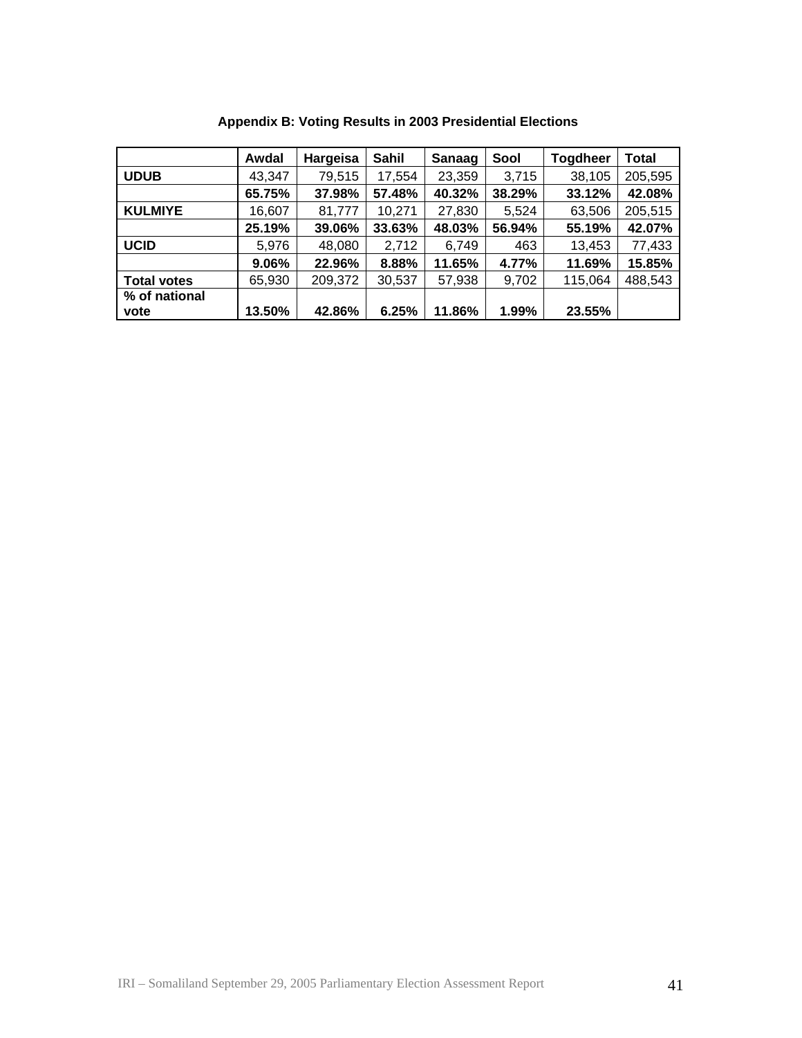**Appendix B: Voting Results in 2003 Presidential Elections**

| | Awdal | Hargeisa | Sahil | Sanaag | Sool | Togdheer | Total |
|---|---|---|---|---|---|---|---|
| **UDUB** | 43,347 | 79,515 | 17,554 | 23,359 | 3,715 | 38,105 | 205,595 |
| | **65.75%** | **37.98%** | **57.48%** | **40.32%** | **38.29%** | **33.12%** | **42.08%** |
| **KULMIYE** | 16,607 | 81,777 | 10,271 | 27,830 | 5,524 | 63,506 | 205,515 |
| | **25.19%** | **39.06%** | **33.63%** | **48.03%** | **56.94%** | **55.19%** | **42.07%** |
| **UCID** | 5,976 | 48,080 | 2,712 | 6,749 | 463 | 13,453 | 77,433 |
| | **9.06%** | **22.96%** | **8.88%** | **11.65%** | **4.77%** | **11.69%** | **15.85%** |
| **Total votes** | 65,930 | 209,372 | 30,537 | 57,938 | 9,702 | 115,064 | 488,543 |
| **% of national vote** | **13.50%** | **42.86%** | **6.25%** | **11.86%** | **1.99%** | **23.55%** | |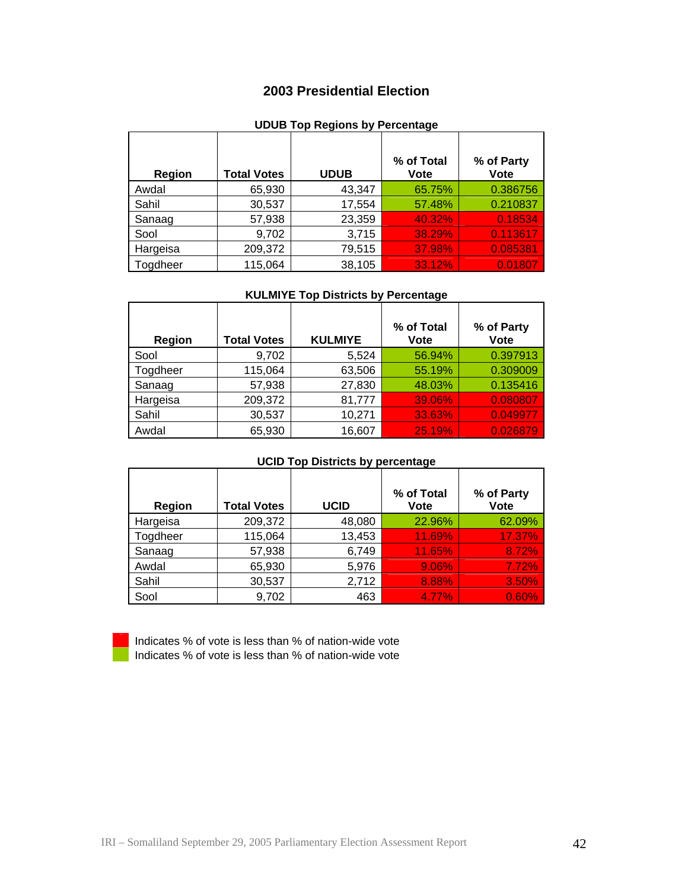## 2003 Presidential Election

**UDUB Top Regions by Percentage**

| Region | Total Votes | UDUB | % of Total Vote | % of Party Vote |
|---|---|---|---|---|
| Awdal | 65,930 | 43,347 | 65.75% | 0.386756 |
| Sahil | 30,537 | 17,554 | 57.48% | 0.210837 |
| Sanaag | 57,938 | 23,359 | 40.32% | 0.18534 |
| Sool | 9,702 | 3,715 | 38.29% | 0.113617 |
| Hargeisa | 209,372 | 79,515 | 37.98% | 0.085381 |
| Togdheer | 115,064 | 38,105 | 33.12% | 0.01807 |

**KULMIYE Top Districts by Percentage**

| Region | Total Votes | KULMIYE | % of Total Vote | % of Party Vote |
|---|---|---|---|---|
| Sool | 9,702 | 5,524 | 56.94% | 0.397913 |
| Togdheer | 115,064 | 63,506 | 55.19% | 0.309009 |
| Sanaag | 57,938 | 27,830 | 48.03% | 0.135416 |
| Hargeisa | 209,372 | 81,777 | 39.06% | 0.080807 |
| Sahil | 30,537 | 10,271 | 33.63% | 0.049977 |
| Awdal | 65,930 | 16,607 | 25.19% | 0.026879 |

**UCID Top Districts by percentage**

| Region | Total Votes | UCID | % of Total Vote | % of Party Vote |
|---|---|---|---|---|
| Hargeisa | 209,372 | 48,080 | 22.96% | 62.09% |
| Togdheer | 115,064 | 13,453 | 11.69% | 17.37% |
| Sanaag | 57,938 | 6,749 | 11.65% | 8.72% |
| Awdal | 65,930 | 5,976 | 9.06% | 7.72% |
| Sahil | 30,537 | 2,712 | 8.88% | 3.50% |
| Sool | 9,702 | 463 | 4.77% | 0.60% |

(Red) Indicates % of vote is less than % of nation-wide vote

(Green) Indicates % of vote is less than % of nation-wide vote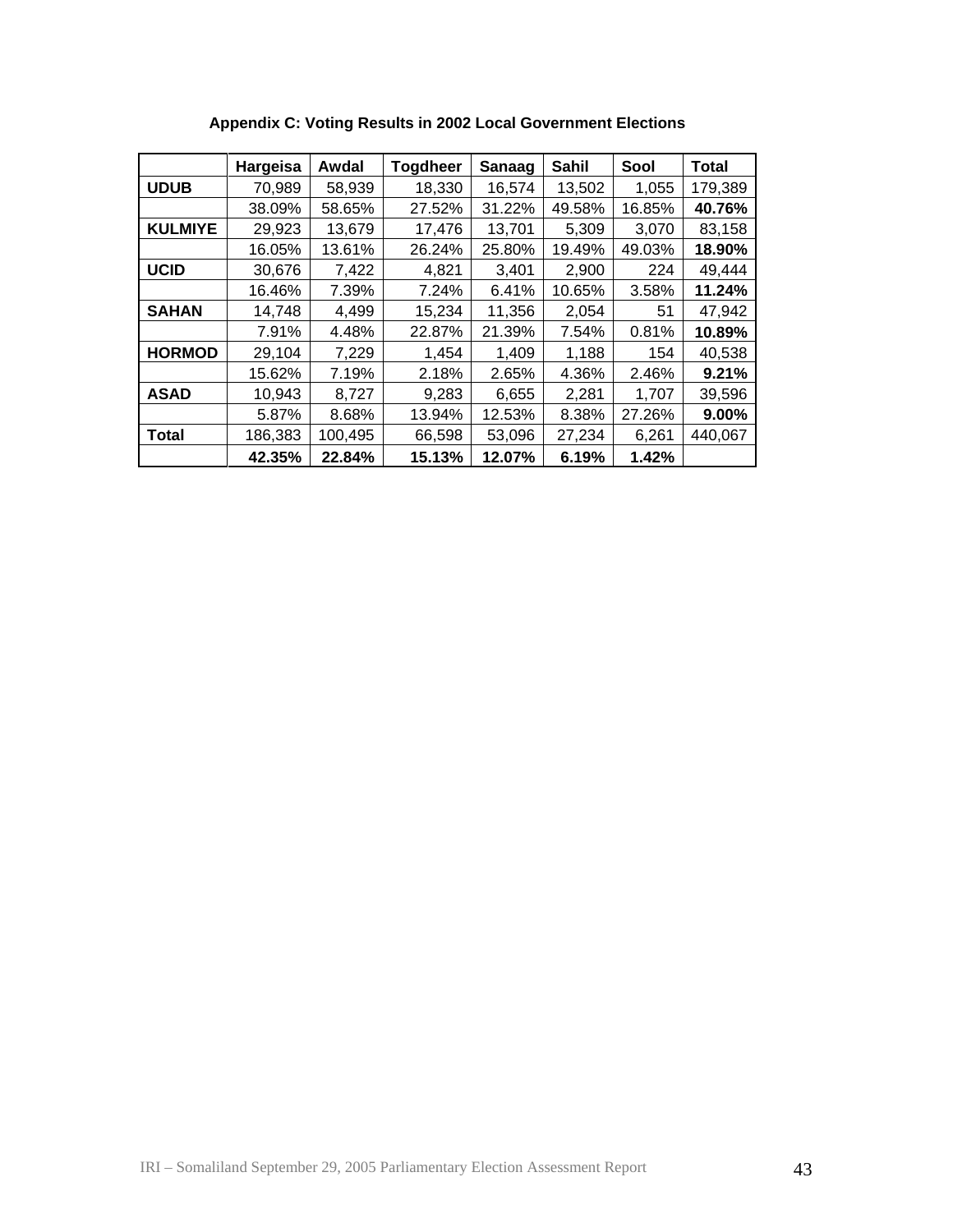**Appendix C: Voting Results in 2002 Local Government Elections**

| | Hargeisa | Awdal | Togdheer | Sanaag | Sahil | Sool | Total |
|---|---|---|---|---|---|---|---|
| **UDUB** | 70,989 | 58,939 | 18,330 | 16,574 | 13,502 | 1,055 | 179,389 |
| | 38.09% | 58.65% | 27.52% | 31.22% | 49.58% | 16.85% | **40.76%** |
| **KULMIYE** | 29,923 | 13,679 | 17,476 | 13,701 | 5,309 | 3,070 | 83,158 |
| | 16.05% | 13.61% | 26.24% | 25.80% | 19.49% | 49.03% | **18.90%** |
| **UCID** | 30,676 | 7,422 | 4,821 | 3,401 | 2,900 | 224 | 49,444 |
| | 16.46% | 7.39% | 7.24% | 6.41% | 10.65% | 3.58% | **11.24%** |
| **SAHAN** | 14,748 | 4,499 | 15,234 | 11,356 | 2,054 | 51 | 47,942 |
| | 7.91% | 4.48% | 22.87% | 21.39% | 7.54% | 0.81% | **10.89%** |
| **HORMOD** | 29,104 | 7,229 | 1,454 | 1,409 | 1,188 | 154 | 40,538 |
| | 15.62% | 7.19% | 2.18% | 2.65% | 4.36% | 2.46% | **9.21%** |
| **ASAD** | 10,943 | 8,727 | 9,283 | 6,655 | 2,281 | 1,707 | 39,596 |
| | 5.87% | 8.68% | 13.94% | 12.53% | 8.38% | 27.26% | **9.00%** |
| **Total** | 186,383 | 100,495 | 66,598 | 53,096 | 27,234 | 6,261 | 440,067 |
| | **42.35%** | **22.84%** | **15.13%** | **12.07%** | **6.19%** | **1.42%** | |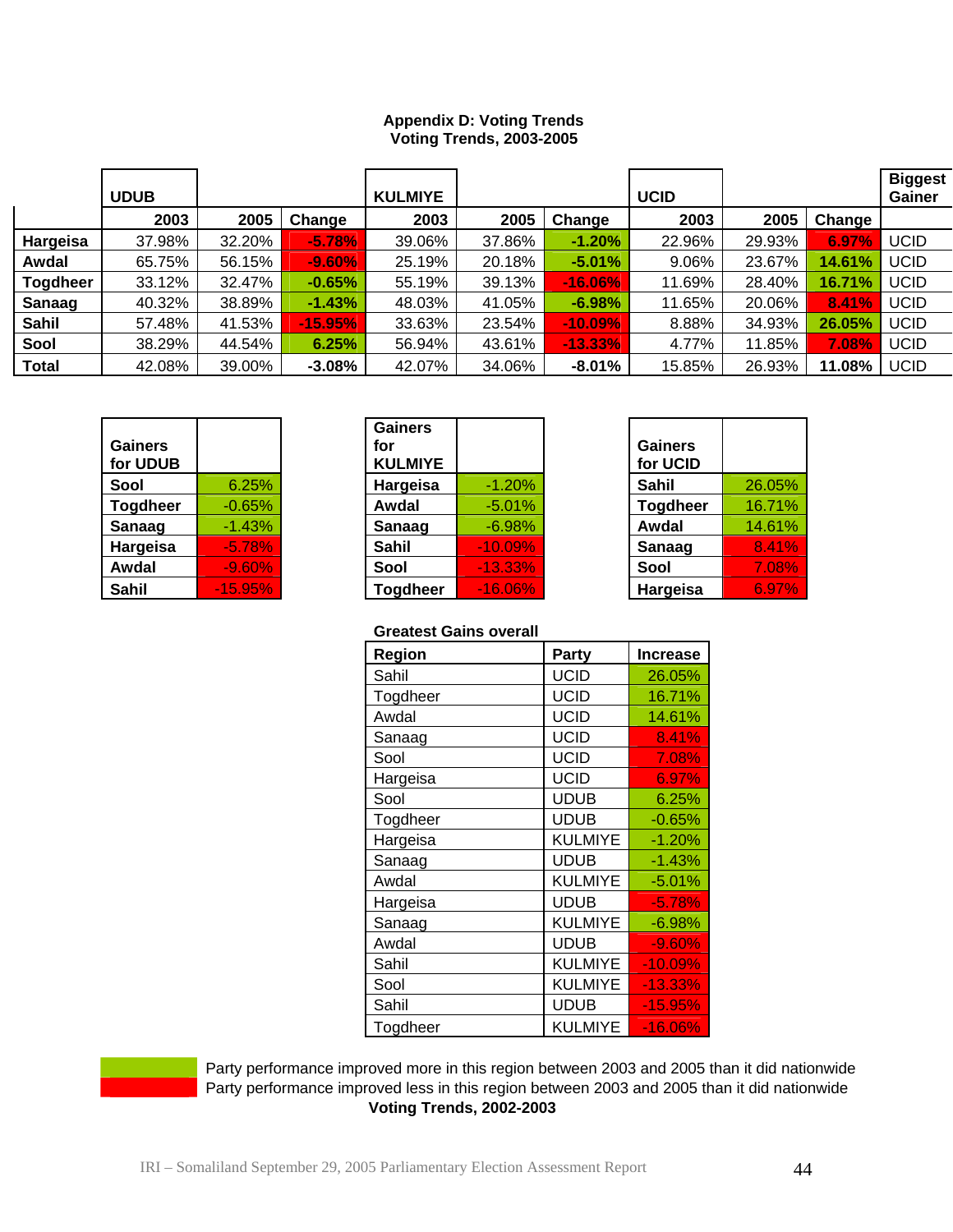## Appendix D: Voting Trends
### Voting Trends, 2003-2005

| | UDUB | | | KULMIYE | | | UCID | | | Biggest Gainer |
|---|---|---|---|---|---|---|---|---|---|---|
| | 2003 | 2005 | Change | 2003 | 2005 | Change | 2003 | 2005 | Change | |
| **Hargeisa** | 37.98% | 32.20% | -5.78% | 39.06% | 37.86% | -1.20% | 22.96% | 29.93% | 6.97% | UCID |
| **Awdal** | 65.75% | 56.15% | -9.60% | 25.19% | 20.18% | -5.01% | 9.06% | 23.67% | 14.61% | UCID |
| **Togdheer** | 33.12% | 32.47% | -0.65% | 55.19% | 39.13% | -16.06% | 11.69% | 28.40% | 16.71% | UCID |
| **Sanaag** | 40.32% | 38.89% | -1.43% | 48.03% | 41.05% | -6.98% | 11.65% | 20.06% | 8.41% | UCID |
| **Sahil** | 57.48% | 41.53% | -15.95% | 33.63% | 23.54% | -10.09% | 8.88% | 34.93% | 26.05% | UCID |
| **Sool** | 38.29% | 44.54% | 6.25% | 56.94% | 43.61% | -13.33% | 4.77% | 11.85% | 7.08% | UCID |
| **Total** | 42.08% | 39.00% | -3.08% | 42.07% | 34.06% | -8.01% | 15.85% | 26.93% | 11.08% | UCID |

| Gainers for UDUB | |
|---|---|
| **Sool** | 6.25% |
| **Togdheer** | -0.65% |
| **Sanaag** | -1.43% |
| **Hargeisa** | -5.78% |
| **Awdal** | -9.60% |
| **Sahil** | -15.95% |

| Gainers for KULMIYE | |
|---|---|
| **Hargeisa** | -1.20% |
| **Awdal** | -5.01% |
| **Sanaag** | -6.98% |
| **Sahil** | -10.09% |
| **Sool** | -13.33% |
| **Togdheer** | -16.06% |

| Gainers for UCID | |
|---|---|
| **Sahil** | 26.05% |
| **Togdheer** | 16.71% |
| **Awdal** | 14.61% |
| **Sanaag** | 8.41% |
| **Sool** | 7.08% |
| **Hargeisa** | 6.97% |

**Greatest Gains overall**

| Region | Party | Increase |
|---|---|---|
| Sahil | UCID | 26.05% |
| Togdheer | UCID | 16.71% |
| Awdal | UCID | 14.61% |
| Sanaag | UCID | 8.41% |
| Sool | UCID | 7.08% |
| Hargeisa | UCID | 6.97% |
| Sool | UDUB | 6.25% |
| Togdheer | UDUB | -0.65% |
| Hargeisa | KULMIYE | -1.20% |
| Sanaag | UDUB | -1.43% |
| Awdal | KULMIYE | -5.01% |
| Hargeisa | UDUB | -5.78% |
| Sanaag | KULMIYE | -6.98% |
| Awdal | UDUB | -9.60% |
| Sahil | KULMIYE | -10.09% |
| Sool | KULMIYE | -13.33% |
| Sahil | UDUB | -15.95% |
| Togdheer | KULMIYE | -16.06% |

Green: Party performance improved more in this region between 2003 and 2005 than it did nationwide

Red: Party performance improved less in this region between 2003 and 2005 than it did nationwide

**Voting Trends, 2002-2003**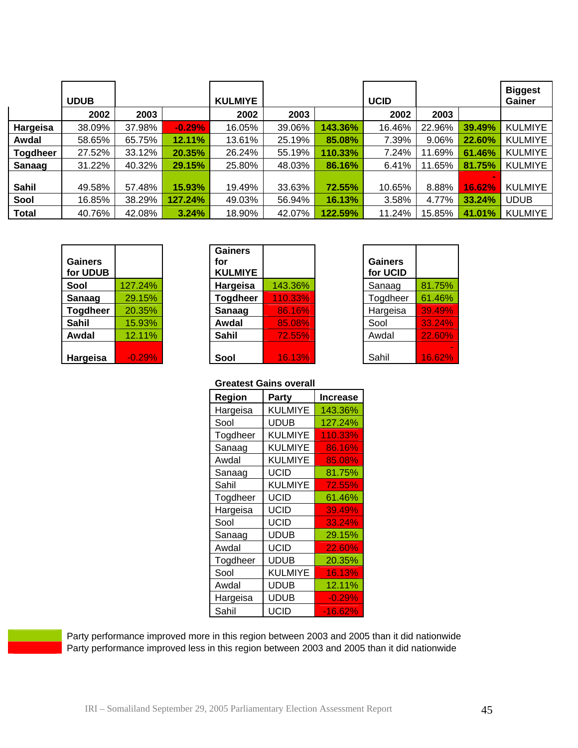| | UDUB | | | KULMIYE | | | UCID | | | Biggest Gainer |
|---|---|---|---|---|---|---|---|---|---|---|
| | 2002 | 2003 | | 2002 | 2003 | | 2002 | 2003 | | |
| **Hargeisa** | 38.09% | 37.98% | **-0.29%** | 16.05% | 39.06% | **143.36%** | 16.46% | 22.96% | **39.49%** | KULMIYE |
| **Awdal** | 58.65% | 65.75% | **12.11%** | 13.61% | 25.19% | **85.08%** | 7.39% | 9.06% | **22.60%** | KULMIYE |
| **Togdheer** | 27.52% | 33.12% | **20.35%** | 26.24% | 55.19% | **110.33%** | 7.24% | 11.69% | **61.46%** | KULMIYE |
| **Sanaag** | 31.22% | 40.32% | **29.15%** | 25.80% | 48.03% | **86.16%** | 6.41% | 11.65% | **81.75%** | KULMIYE |
| **Sahil** | 49.58% | 57.48% | **15.93%** | 19.49% | 33.63% | **72.55%** | 10.65% | 8.88% | **-16.62%** | KULMIYE |
| **Sool** | 16.85% | 38.29% | **127.24%** | 49.03% | 56.94% | **16.13%** | 3.58% | 4.77% | **33.24%** | UDUB |
| **Total** | 40.76% | 42.08% | **3.24%** | 18.90% | 42.07% | **122.59%** | 11.24% | 15.85% | **41.01%** | KULMIYE |

| **Gainers for UDUB** | |
|---|---|
| **Sool** | 127.24% |
| **Sanaag** | 29.15% |
| **Togdheer** | 20.35% |
| **Sahil** | 15.93% |
| **Awdal** | 12.11% |
| **Hargeisa** | -0.29% |

| **Gainers for KULMIYE** | |
|---|---|
| **Hargeisa** | 143.36% |
| **Togdheer** | 110.33% |
| **Sanaag** | 86.16% |
| **Awdal** | 85.08% |
| **Sahil** | 72.55% |
| **Sool** | 16.13% |

| **Gainers for UCID** | |
|---|---|
| Sanaag | 81.75% |
| Togdheer | 61.46% |
| Hargeisa | 39.49% |
| Sool | 33.24% |
| Awdal | 22.60% |
| Sahil | -16.62% |

**Greatest Gains overall**

| **Region** | **Party** | **Increase** |
|---|---|---|
| Hargeisa | KULMIYE | 143.36% |
| Sool | UDUB | 127.24% |
| Togdheer | KULMIYE | 110.33% |
| Sanaag | KULMIYE | 86.16% |
| Awdal | KULMIYE | 85.08% |
| Sanaag | UCID | 81.75% |
| Sahil | KULMIYE | 72.55% |
| Togdheer | UCID | 61.46% |
| Hargeisa | UCID | 39.49% |
| Sool | UCID | 33.24% |
| Sanaag | UDUB | 29.15% |
| Awdal | UCID | 22.60% |
| Togdheer | UDUB | 20.35% |
| Sool | KULMIYE | 16.13% |
| Awdal | UDUB | 12.11% |
| Hargeisa | UDUB | -0.29% |
| Sahil | UCID | -16.62% |

Green: Party performance improved more in this region between 2003 and 2005 than it did nationwide

Red: Party performance improved less in this region between 2003 and 2005 than it did nationwide